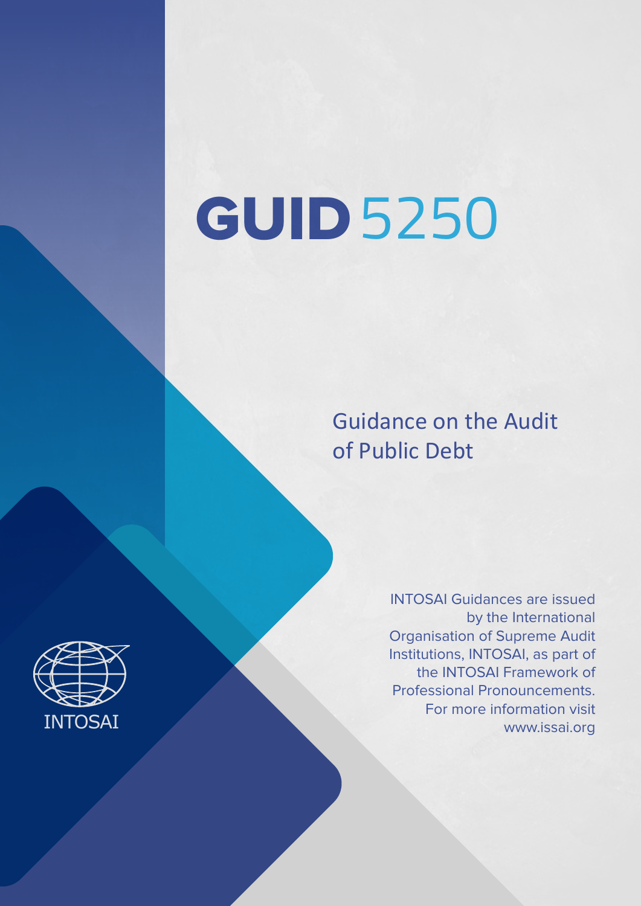# GUID 5250

## Guidance on the Audit of Public Debt

INTOSAI Guidances are issued by the International Organisation of Supreme Audit Institutions, INTOSAI, as part of the INTOSAI Framework of Professional Pronouncements. For more information visit www.issai.org

INTOSAI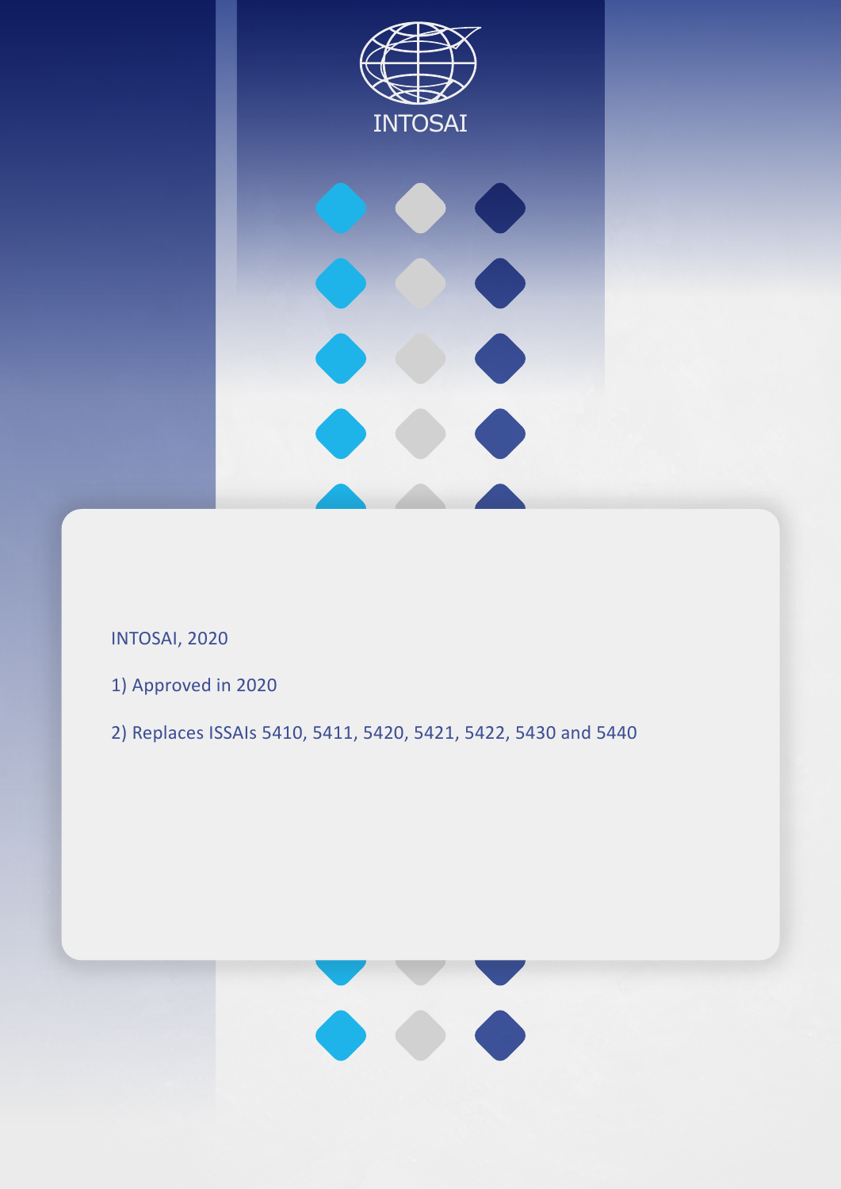INTOSAI

INTOSAI, 2020

1) Approved in 2020

2) Replaces ISSAIs 5410, 5411, 5420, 5421, 5422, 5430 and 5440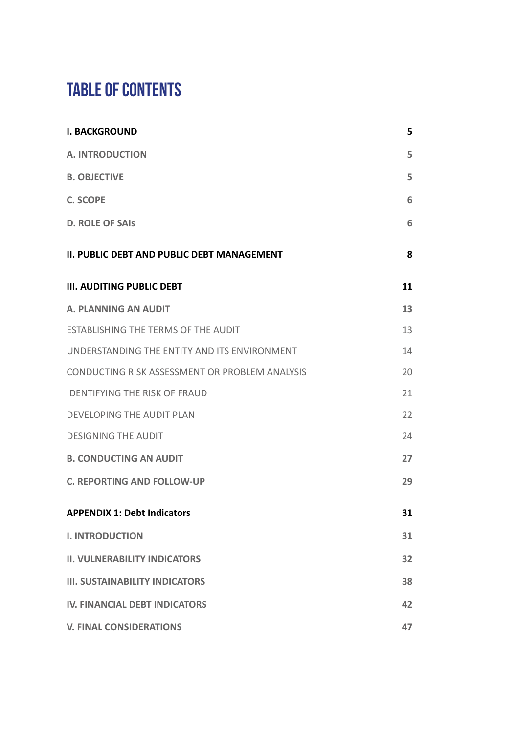# TABLE OF CONTENTS

| | |
|---|---|
| **I. BACKGROUND** | **5** |
| **A. INTRODUCTION** | **5** |
| **B. OBJECTIVE** | **5** |
| **C. SCOPE** | **6** |
| **D. ROLE OF SAIs** | **6** |
| **II. PUBLIC DEBT AND PUBLIC DEBT MANAGEMENT** | **8** |
| **III. AUDITING PUBLIC DEBT** | **11** |
| **A. PLANNING AN AUDIT** | **13** |
| ESTABLISHING THE TERMS OF THE AUDIT | 13 |
| UNDERSTANDING THE ENTITY AND ITS ENVIRONMENT | 14 |
| CONDUCTING RISK ASSESSMENT OR PROBLEM ANALYSIS | 20 |
| IDENTIFYING THE RISK OF FRAUD | 21 |
| DEVELOPING THE AUDIT PLAN | 22 |
| DESIGNING THE AUDIT | 24 |
| **B. CONDUCTING AN AUDIT** | **27** |
| **C. REPORTING AND FOLLOW-UP** | **29** |
| **APPENDIX 1: Debt Indicators** | **31** |
| **I. INTRODUCTION** | **31** |
| **II. VULNERABILITY INDICATORS** | **32** |
| **III. SUSTAINABILITY INDICATORS** | **38** |
| **IV. FINANCIAL DEBT INDICATORS** | **42** |
| **V. FINAL CONSIDERATIONS** | **47** |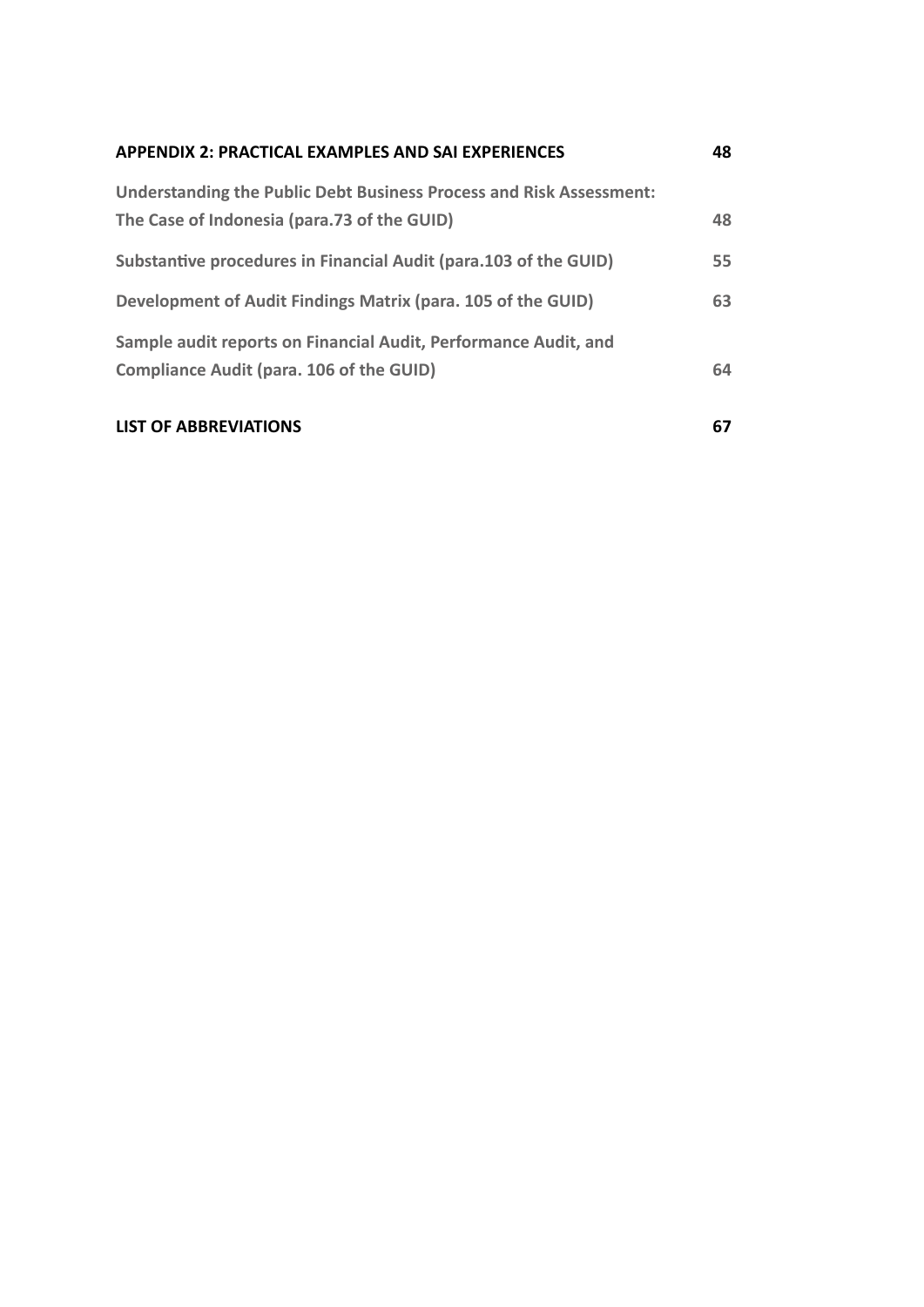**APPENDIX 2: PRACTICAL EXAMPLES AND SAI EXPERIENCES** **48**

**Understanding the Public Debt Business Process and Risk Assessment: The Case of Indonesia (para.73 of the GUID)** **48**

**Substantive procedures in Financial Audit (para.103 of the GUID)** **55**

**Development of Audit Findings Matrix (para. 105 of the GUID)** **63**

**Sample audit reports on Financial Audit, Performance Audit, and Compliance Audit (para. 106 of the GUID)** **64**

**LIST OF ABBREVIATIONS** **67**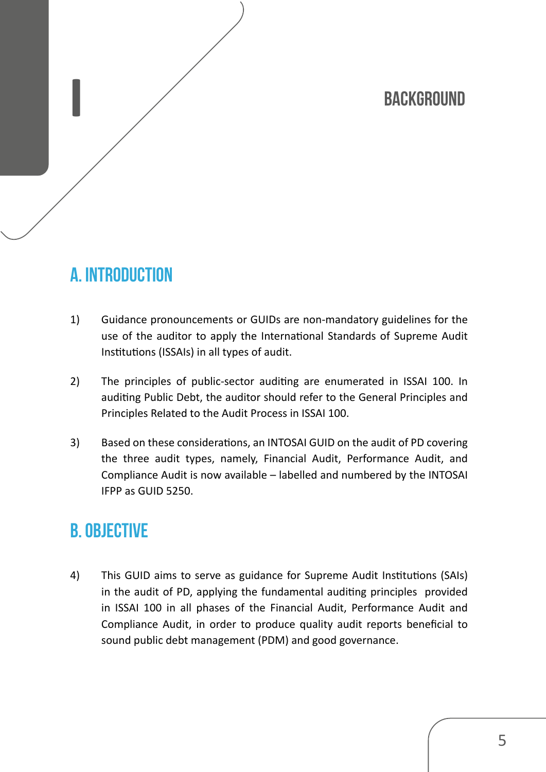# I BACKGROUND

## A. INTRODUCTION

1) Guidance pronouncements or GUIDs are non-mandatory guidelines for the use of the auditor to apply the International Standards of Supreme Audit Institutions (ISSAIs) in all types of audit.

2) The principles of public-sector auditing are enumerated in ISSAI 100. In auditing Public Debt, the auditor should refer to the General Principles and Principles Related to the Audit Process in ISSAI 100.

3) Based on these considerations, an INTOSAI GUID on the audit of PD covering the three audit types, namely, Financial Audit, Performance Audit, and Compliance Audit is now available – labelled and numbered by the INTOSAI IFPP as GUID 5250.

## B. OBJECTIVE

4) This GUID aims to serve as guidance for Supreme Audit Institutions (SAIs) in the audit of PD, applying the fundamental auditing principles provided in ISSAI 100 in all phases of the Financial Audit, Performance Audit and Compliance Audit, in order to produce quality audit reports beneficial to sound public debt management (PDM) and good governance.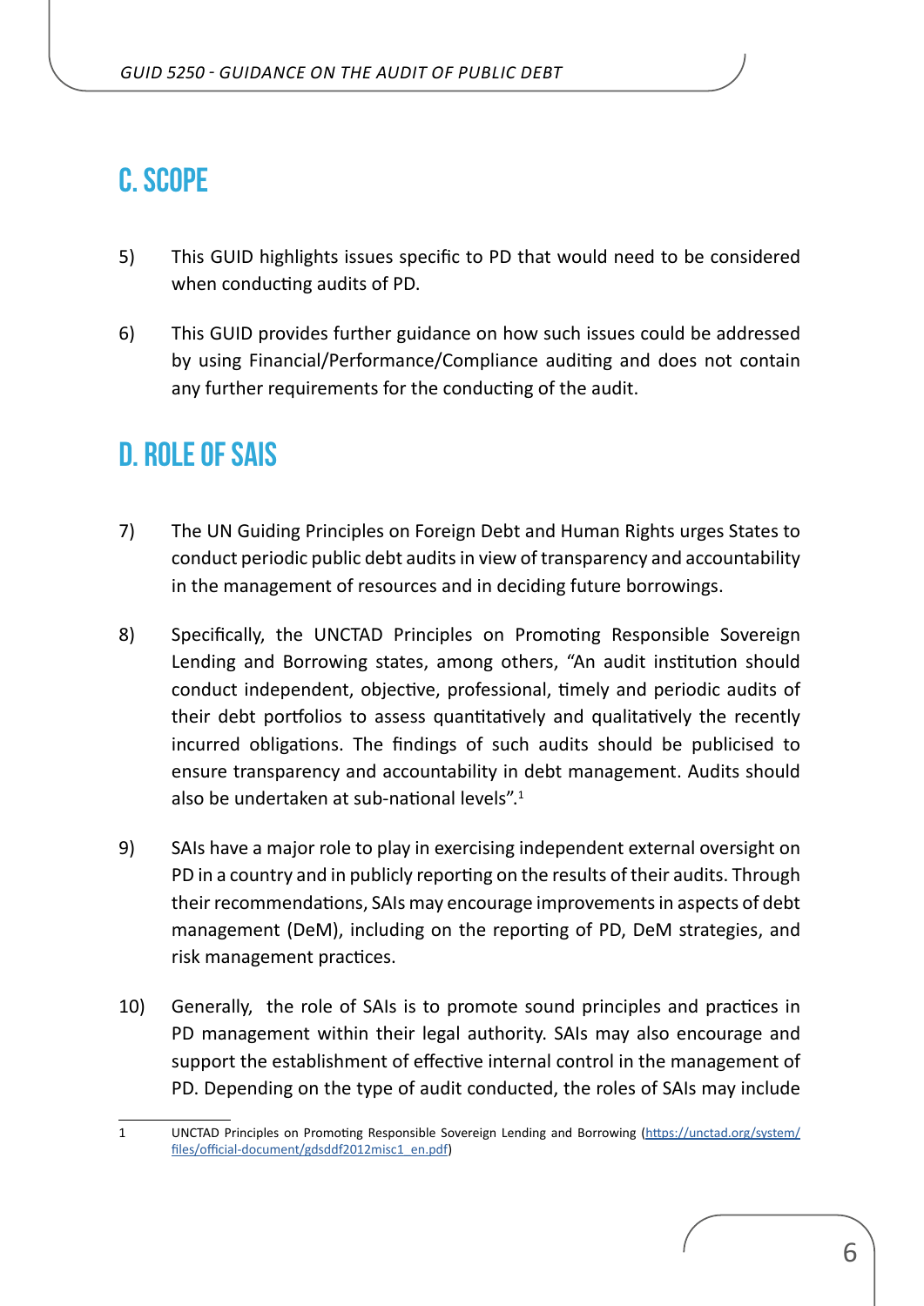## C. SCOPE

5) This GUID highlights issues specific to PD that would need to be considered when conducting audits of PD.

6) This GUID provides further guidance on how such issues could be addressed by using Financial/Performance/Compliance auditing and does not contain any further requirements for the conducting of the audit.

## D. ROLE OF SAIS

7) The UN Guiding Principles on Foreign Debt and Human Rights urges States to conduct periodic public debt audits in view of transparency and accountability in the management of resources and in deciding future borrowings.

8) Specifically, the UNCTAD Principles on Promoting Responsible Sovereign Lending and Borrowing states, among others, "An audit institution should conduct independent, objective, professional, timely and periodic audits of their debt portfolios to assess quantitatively and qualitatively the recently incurred obligations. The findings of such audits should be publicised to ensure transparency and accountability in debt management. Audits should also be undertaken at sub-national levels".[1]

9) SAIs have a major role to play in exercising independent external oversight on PD in a country and in publicly reporting on the results of their audits. Through their recommendations, SAIs may encourage improvements in aspects of debt management (DeM), including on the reporting of PD, DeM strategies, and risk management practices.

10) Generally, the role of SAIs is to promote sound principles and practices in PD management within their legal authority. SAIs may also encourage and support the establishment of effective internal control in the management of PD. Depending on the type of audit conducted, the roles of SAIs may include

---

1 UNCTAD Principles on Promoting Responsible Sovereign Lending and Borrowing (https://unctad.org/system/files/official-document/gdsddf2012misc1_en.pdf)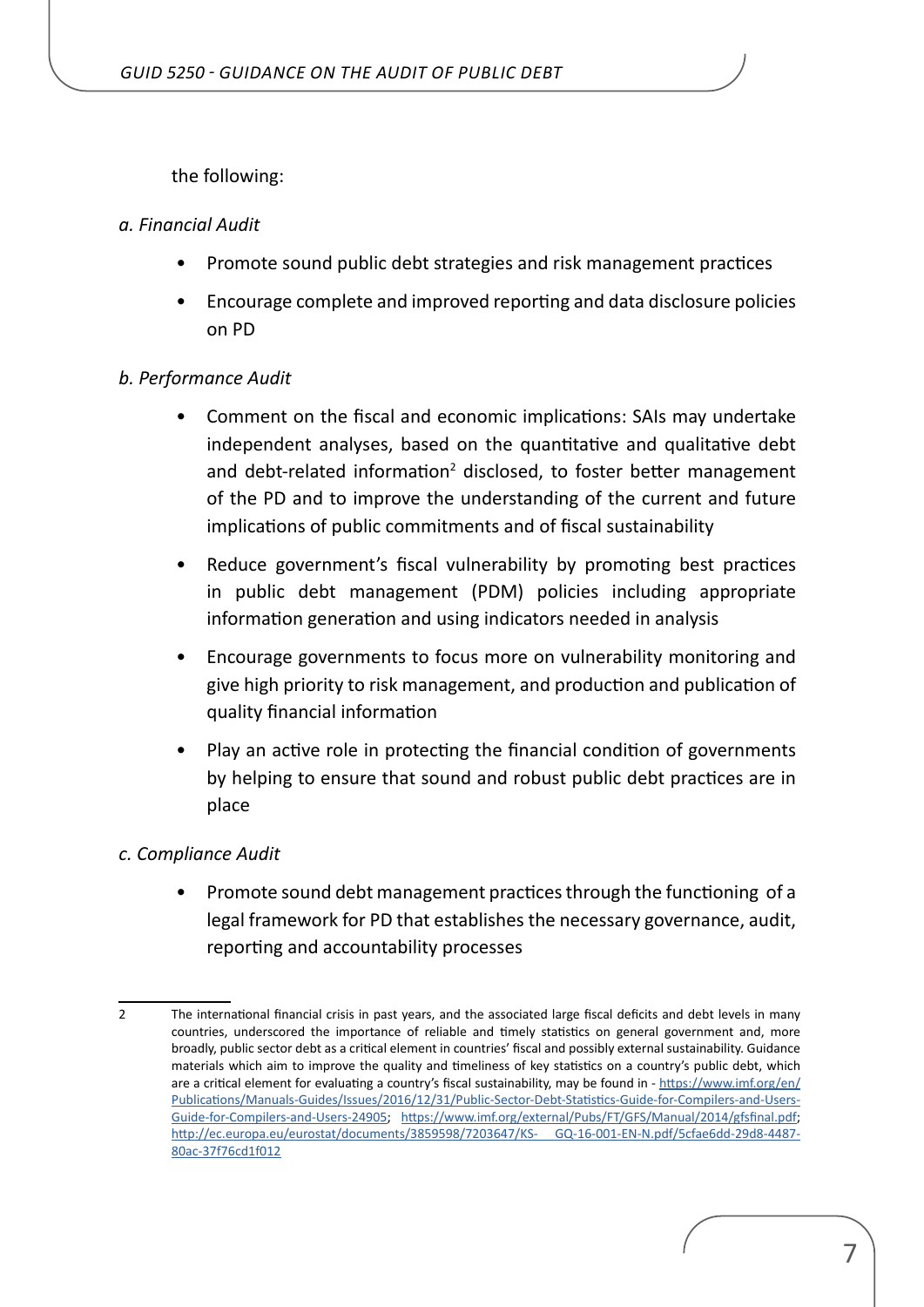the following:

*a. Financial Audit*

- Promote sound public debt strategies and risk management practices
- Encourage complete and improved reporting and data disclosure policies on PD

*b. Performance Audit*

- Comment on the fiscal and economic implications: SAIs may undertake independent analyses, based on the quantitative and qualitative debt and debt-related information[2] disclosed, to foster better management of the PD and to improve the understanding of the current and future implications of public commitments and of fiscal sustainability
- Reduce government's fiscal vulnerability by promoting best practices in public debt management (PDM) policies including appropriate information generation and using indicators needed in analysis
- Encourage governments to focus more on vulnerability monitoring and give high priority to risk management, and production and publication of quality financial information
- Play an active role in protecting the financial condition of governments by helping to ensure that sound and robust public debt practices are in place

*c. Compliance Audit*

- Promote sound debt management practices through the functioning of a legal framework for PD that establishes the necessary governance, audit, reporting and accountability processes

---

2 The international financial crisis in past years, and the associated large fiscal deficits and debt levels in many countries, underscored the importance of reliable and timely statistics on general government and, more broadly, public sector debt as a critical element in countries' fiscal and possibly external sustainability. Guidance materials which aim to improve the quality and timeliness of key statistics on a country's public debt, which are a critical element for evaluating a country's fiscal sustainability, may be found in - https://www.imf.org/en/Publications/Manuals-Guides/Issues/2016/12/31/Public-Sector-Debt-Statistics-Guide-for-Compilers-and-Users-Guide-for-Compilers-and-Users-24905; https://www.imf.org/external/Pubs/FT/GFS/Manual/2014/gfsfinal.pdf; http://ec.europa.eu/eurostat/documents/3859598/7203647/KS-GQ-16-001-EN-N.pdf/5cfae6dd-29d8-4487-80ac-37f76cd1f012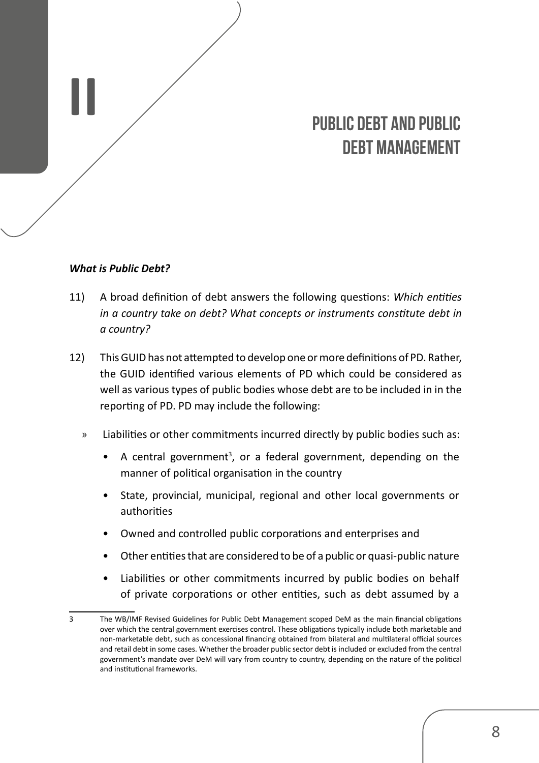# II

# PUBLIC DEBT AND PUBLIC DEBT MANAGEMENT

***What is Public Debt?***

11) A broad definition of debt answers the following questions: *Which entities in a country take on debt? What concepts or instruments constitute debt in a country?*

12) This GUID has not attempted to develop one or more definitions of PD. Rather, the GUID identified various elements of PD which could be considered as well as various types of public bodies whose debt are to be included in in the reporting of PD. PD may include the following:

   » Liabilities or other commitments incurred directly by public bodies such as:

   - A central government[3], or a federal government, depending on the manner of political organisation in the country
   - State, provincial, municipal, regional and other local governments or authorities
   - Owned and controlled public corporations and enterprises and
   - Other entities that are considered to be of a public or quasi-public nature
   - Liabilities or other commitments incurred by public bodies on behalf of private corporations or other entities, such as debt assumed by a

---

3 The WB/IMF Revised Guidelines for Public Debt Management scoped DeM as the main financial obligations over which the central government exercises control. These obligations typically include both marketable and non-marketable debt, such as concessional financing obtained from bilateral and multilateral official sources and retail debt in some cases. Whether the broader public sector debt is included or excluded from the central government's mandate over DeM will vary from country to country, depending on the nature of the political and institutional frameworks.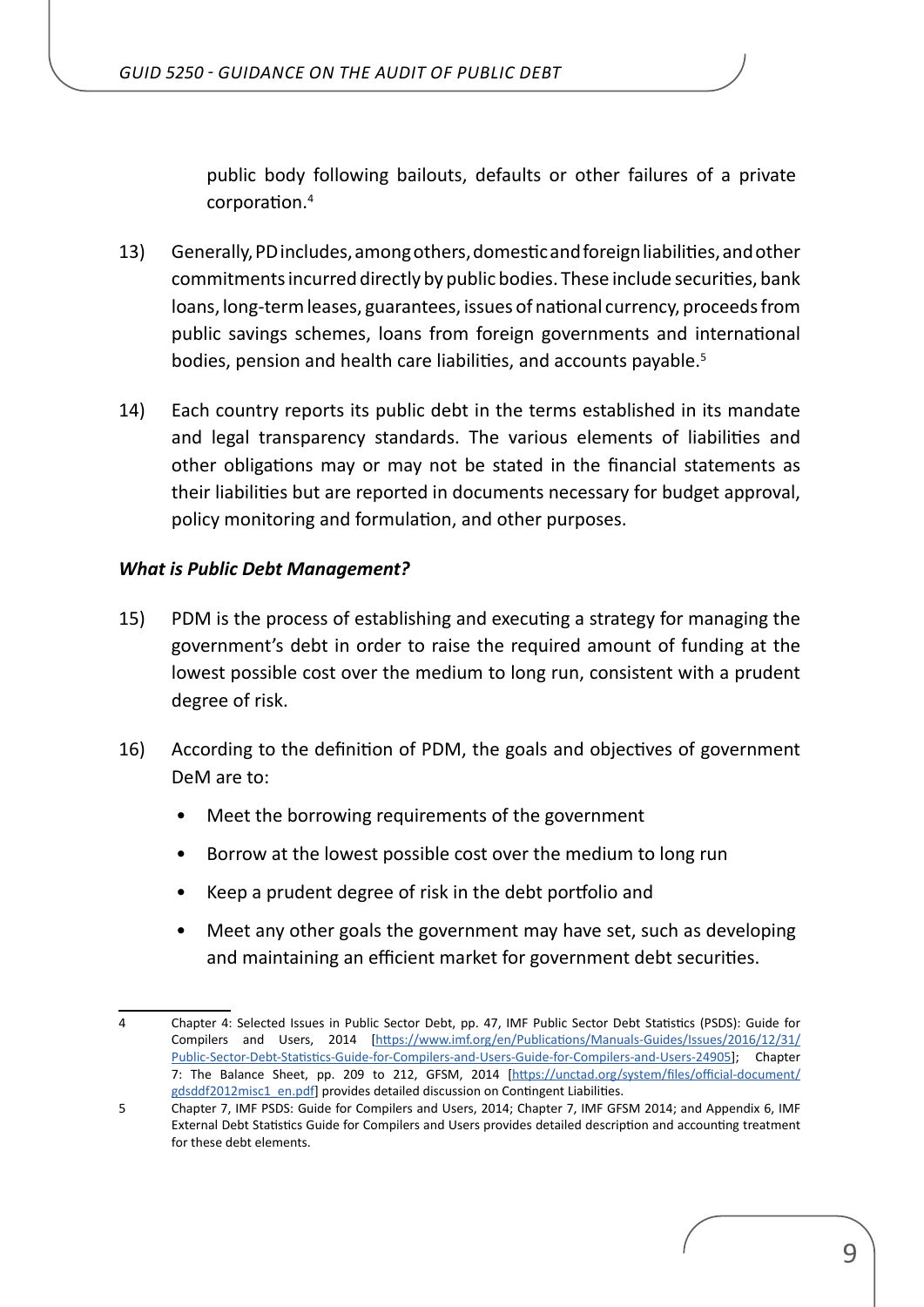public body following bailouts, defaults or other failures of a private corporation.[4]

13) Generally, PD includes, among others, domestic and foreign liabilities, and other commitments incurred directly by public bodies. These include securities, bank loans, long-term leases, guarantees, issues of national currency, proceeds from public savings schemes, loans from foreign governments and international bodies, pension and health care liabilities, and accounts payable.[5]

14) Each country reports its public debt in the terms established in its mandate and legal transparency standards. The various elements of liabilities and other obligations may or may not be stated in the financial statements as their liabilities but are reported in documents necessary for budget approval, policy monitoring and formulation, and other purposes.

***What is Public Debt Management?***

15) PDM is the process of establishing and executing a strategy for managing the government's debt in order to raise the required amount of funding at the lowest possible cost over the medium to long run, consistent with a prudent degree of risk.

16) According to the definition of PDM, the goals and objectives of government DeM are to:

- Meet the borrowing requirements of the government
- Borrow at the lowest possible cost over the medium to long run
- Keep a prudent degree of risk in the debt portfolio and
- Meet any other goals the government may have set, such as developing and maintaining an efficient market for government debt securities.

---

4 Chapter 4: Selected Issues in Public Sector Debt, pp. 47, IMF Public Sector Debt Statistics (PSDS): Guide for Compilers and Users, 2014 [https://www.imf.org/en/Publications/Manuals-Guides/Issues/2016/12/31/Public-Sector-Debt-Statistics-Guide-for-Compilers-and-Users-Guide-for-Compilers-and-Users-24905]; Chapter 7: The Balance Sheet, pp. 209 to 212, GFSM, 2014 [https://unctad.org/system/files/official-document/gdsddf2012misc1_en.pdf] provides detailed discussion on Contingent Liabilities.

5 Chapter 7, IMF PSDS: Guide for Compilers and Users, 2014; Chapter 7, IMF GFSM 2014; and Appendix 6, IMF External Debt Statistics Guide for Compilers and Users provides detailed description and accounting treatment for these debt elements.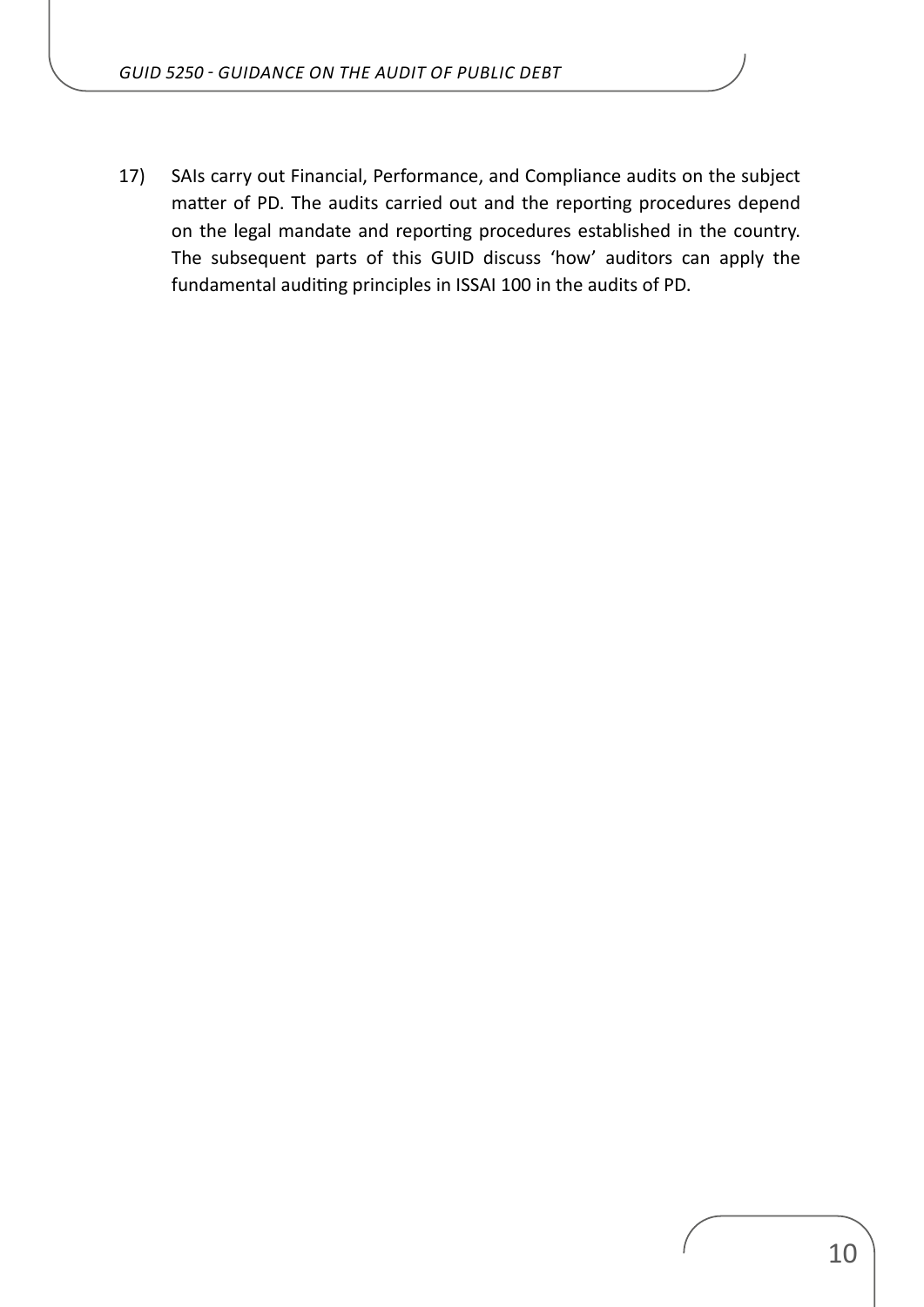17) SAIs carry out Financial, Performance, and Compliance audits on the subject matter of PD. The audits carried out and the reporting procedures depend on the legal mandate and reporting procedures established in the country. The subsequent parts of this GUID discuss 'how' auditors can apply the fundamental auditing principles in ISSAI 100 in the audits of PD.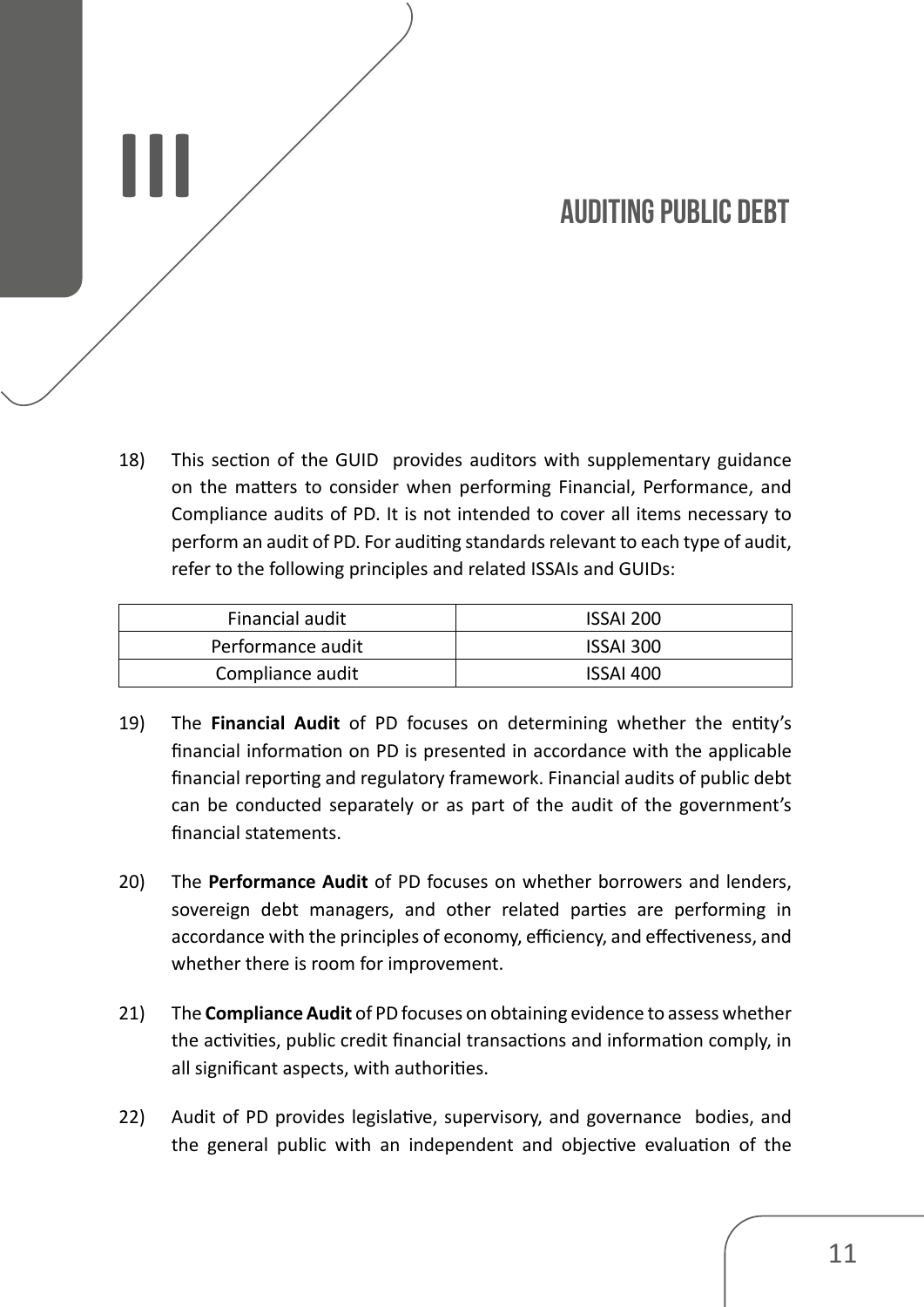# III AUDITING PUBLIC DEBT

18) This section of the GUID provides auditors with supplementary guidance on the matters to consider when performing Financial, Performance, and Compliance audits of PD. It is not intended to cover all items necessary to perform an audit of PD. For auditing standards relevant to each type of audit, refer to the following principles and related ISSAIs and GUIDs:

| | |
|---|---|
| Financial audit | ISSAI 200 |
| Performance audit | ISSAI 300 |
| Compliance audit | ISSAI 400 |

19) The **Financial Audit** of PD focuses on determining whether the entity's financial information on PD is presented in accordance with the applicable financial reporting and regulatory framework. Financial audits of public debt can be conducted separately or as part of the audit of the government's financial statements.

20) The **Performance Audit** of PD focuses on whether borrowers and lenders, sovereign debt managers, and other related parties are performing in accordance with the principles of economy, efficiency, and effectiveness, and whether there is room for improvement.

21) The **Compliance Audit** of PD focuses on obtaining evidence to assess whether the activities, public credit financial transactions and information comply, in all significant aspects, with authorities.

22) Audit of PD provides legislative, supervisory, and governance bodies, and the general public with an independent and objective evaluation of the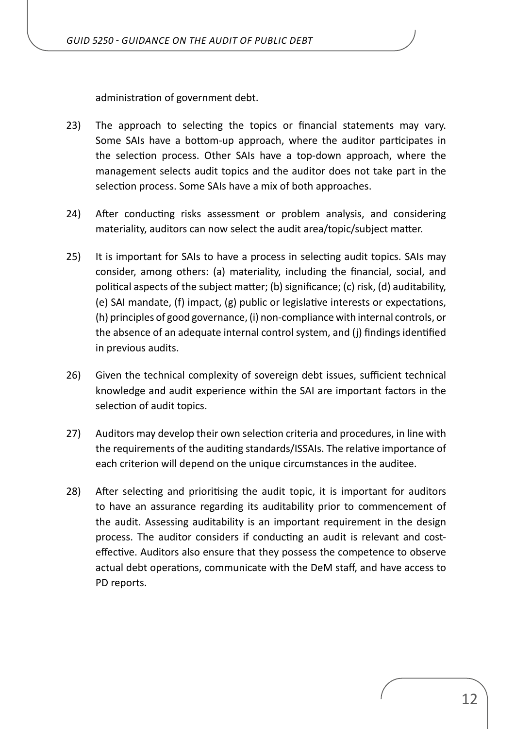administration of government debt.

23) The approach to selecting the topics or financial statements may vary. Some SAIs have a bottom-up approach, where the auditor participates in the selection process. Other SAIs have a top-down approach, where the management selects audit topics and the auditor does not take part in the selection process. Some SAIs have a mix of both approaches.

24) After conducting risks assessment or problem analysis, and considering materiality, auditors can now select the audit area/topic/subject matter.

25) It is important for SAIs to have a process in selecting audit topics. SAIs may consider, among others: (a) materiality, including the financial, social, and political aspects of the subject matter; (b) significance; (c) risk, (d) auditability, (e) SAI mandate, (f) impact, (g) public or legislative interests or expectations, (h) principles of good governance, (i) non-compliance with internal controls, or the absence of an adequate internal control system, and (j) findings identified in previous audits.

26) Given the technical complexity of sovereign debt issues, sufficient technical knowledge and audit experience within the SAI are important factors in the selection of audit topics.

27) Auditors may develop their own selection criteria and procedures, in line with the requirements of the auditing standards/ISSAIs. The relative importance of each criterion will depend on the unique circumstances in the auditee.

28) After selecting and prioritising the audit topic, it is important for auditors to have an assurance regarding its auditability prior to commencement of the audit. Assessing auditability is an important requirement in the design process. The auditor considers if conducting an audit is relevant and cost-effective. Auditors also ensure that they possess the competence to observe actual debt operations, communicate with the DeM staff, and have access to PD reports.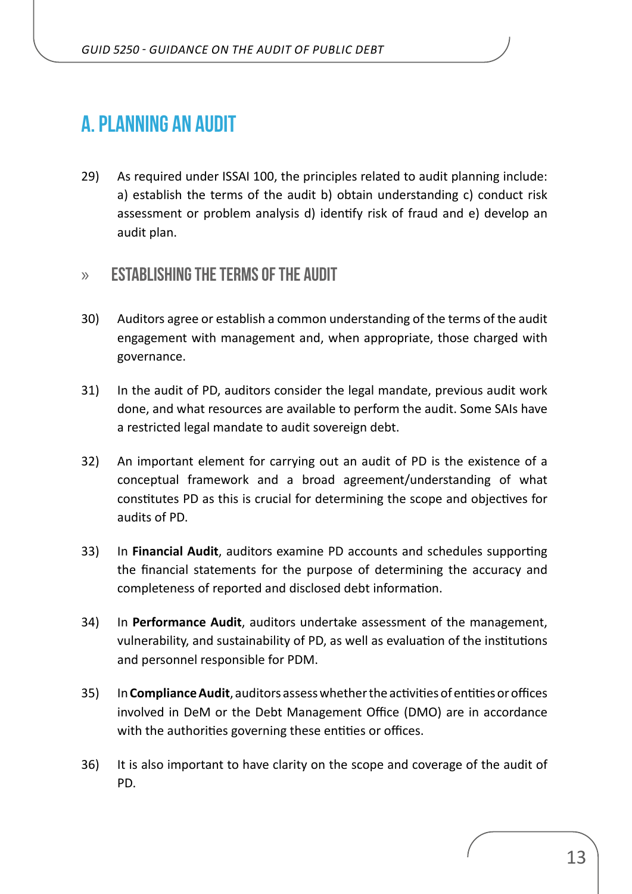# A. PLANNING AN AUDIT

29) As required under ISSAI 100, the principles related to audit planning include: a) establish the terms of the audit b) obtain understanding c) conduct risk assessment or problem analysis d) identify risk of fraud and e) develop an audit plan.

## » ESTABLISHING THE TERMS OF THE AUDIT

30) Auditors agree or establish a common understanding of the terms of the audit engagement with management and, when appropriate, those charged with governance.

31) In the audit of PD, auditors consider the legal mandate, previous audit work done, and what resources are available to perform the audit. Some SAIs have a restricted legal mandate to audit sovereign debt.

32) An important element for carrying out an audit of PD is the existence of a conceptual framework and a broad agreement/understanding of what constitutes PD as this is crucial for determining the scope and objectives for audits of PD.

33) In **Financial Audit**, auditors examine PD accounts and schedules supporting the financial statements for the purpose of determining the accuracy and completeness of reported and disclosed debt information.

34) In **Performance Audit**, auditors undertake assessment of the management, vulnerability, and sustainability of PD, as well as evaluation of the institutions and personnel responsible for PDM.

35) In **Compliance Audit**, auditors assess whether the activities of entities or offices involved in DeM or the Debt Management Office (DMO) are in accordance with the authorities governing these entities or offices.

36) It is also important to have clarity on the scope and coverage of the audit of PD.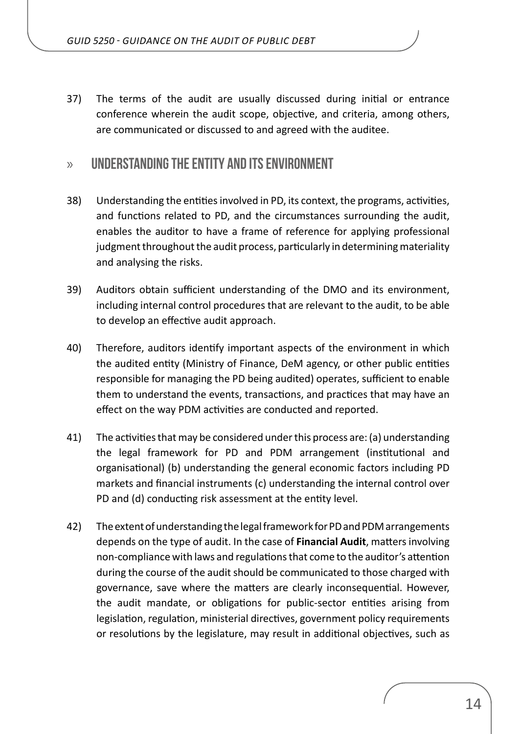37) The terms of the audit are usually discussed during initial or entrance conference wherein the audit scope, objective, and criteria, among others, are communicated or discussed to and agreed with the auditee.

## » UNDERSTANDING THE ENTITY AND ITS ENVIRONMENT

38) Understanding the entities involved in PD, its context, the programs, activities, and functions related to PD, and the circumstances surrounding the audit, enables the auditor to have a frame of reference for applying professional judgment throughout the audit process, particularly in determining materiality and analysing the risks.

39) Auditors obtain sufficient understanding of the DMO and its environment, including internal control procedures that are relevant to the audit, to be able to develop an effective audit approach.

40) Therefore, auditors identify important aspects of the environment in which the audited entity (Ministry of Finance, DeM agency, or other public entities responsible for managing the PD being audited) operates, sufficient to enable them to understand the events, transactions, and practices that may have an effect on the way PDM activities are conducted and reported.

41) The activities that may be considered under this process are: (a) understanding the legal framework for PD and PDM arrangement (institutional and organisational) (b) understanding the general economic factors including PD markets and financial instruments (c) understanding the internal control over PD and (d) conducting risk assessment at the entity level.

42) The extent of understanding the legal framework for PD and PDM arrangements depends on the type of audit. In the case of **Financial Audit**, matters involving non-compliance with laws and regulations that come to the auditor's attention during the course of the audit should be communicated to those charged with governance, save where the matters are clearly inconsequential. However, the audit mandate, or obligations for public-sector entities arising from legislation, regulation, ministerial directives, government policy requirements or resolutions by the legislature, may result in additional objectives, such as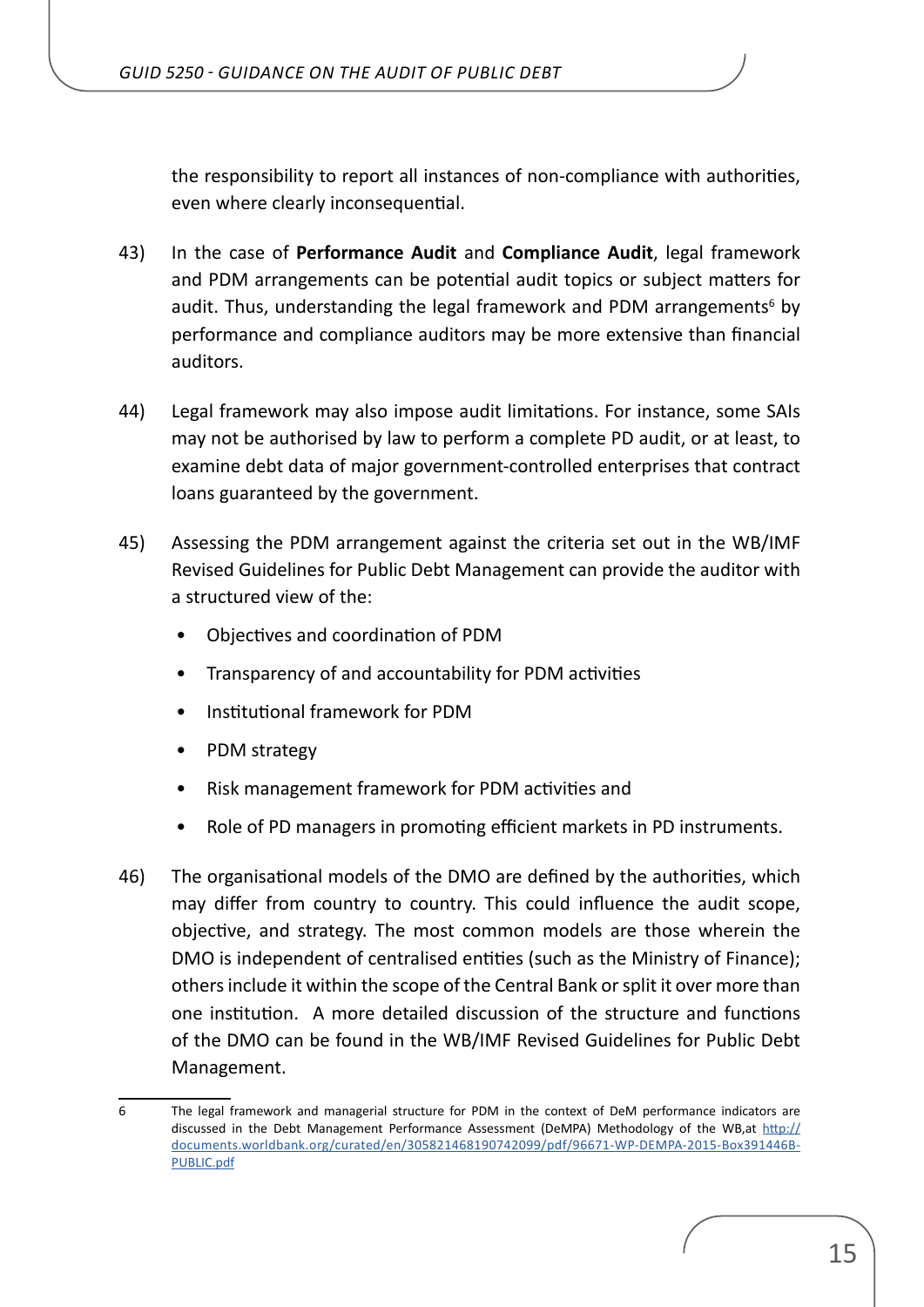the responsibility to report all instances of non-compliance with authorities, even where clearly inconsequential.

43) In the case of **Performance Audit** and **Compliance Audit**, legal framework and PDM arrangements can be potential audit topics or subject matters for audit. Thus, understanding the legal framework and PDM arrangements[6] by performance and compliance auditors may be more extensive than financial auditors.

44) Legal framework may also impose audit limitations. For instance, some SAIs may not be authorised by law to perform a complete PD audit, or at least, to examine debt data of major government-controlled enterprises that contract loans guaranteed by the government.

45) Assessing the PDM arrangement against the criteria set out in the WB/IMF Revised Guidelines for Public Debt Management can provide the auditor with a structured view of the:

- Objectives and coordination of PDM
- Transparency of and accountability for PDM activities
- Institutional framework for PDM
- PDM strategy
- Risk management framework for PDM activities and
- Role of PD managers in promoting efficient markets in PD instruments.

46) The organisational models of the DMO are defined by the authorities, which may differ from country to country. This could influence the audit scope, objective, and strategy. The most common models are those wherein the DMO is independent of centralised entities (such as the Ministry of Finance); others include it within the scope of the Central Bank or split it over more than one institution. A more detailed discussion of the structure and functions of the DMO can be found in the WB/IMF Revised Guidelines for Public Debt Management.

---

6 The legal framework and managerial structure for PDM in the context of DeM performance indicators are discussed in the Debt Management Performance Assessment (DeMPA) Methodology of the WB,at http://documents.worldbank.org/curated/en/305821468190742099/pdf/96671-WP-DEMPA-2015-Box391446B-PUBLIC.pdf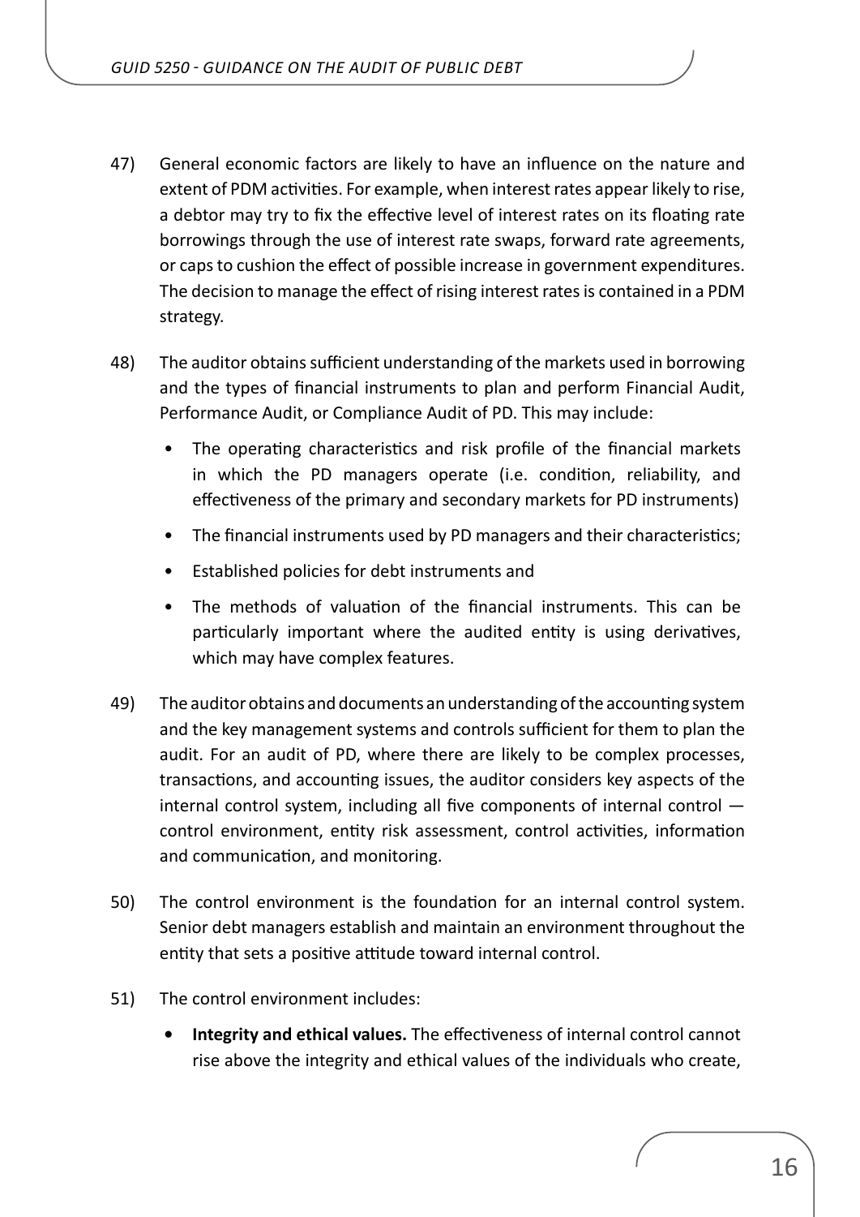47) General economic factors are likely to have an influence on the nature and extent of PDM activities. For example, when interest rates appear likely to rise, a debtor may try to fix the effective level of interest rates on its floating rate borrowings through the use of interest rate swaps, forward rate agreements, or caps to cushion the effect of possible increase in government expenditures. The decision to manage the effect of rising interest rates is contained in a PDM strategy.

48) The auditor obtains sufficient understanding of the markets used in borrowing and the types of financial instruments to plan and perform Financial Audit, Performance Audit, or Compliance Audit of PD. This may include:

- The operating characteristics and risk profile of the financial markets in which the PD managers operate (i.e. condition, reliability, and effectiveness of the primary and secondary markets for PD instruments)
- The financial instruments used by PD managers and their characteristics;
- Established policies for debt instruments and
- The methods of valuation of the financial instruments. This can be particularly important where the audited entity is using derivatives, which may have complex features.

49) The auditor obtains and documents an understanding of the accounting system and the key management systems and controls sufficient for them to plan the audit. For an audit of PD, where there are likely to be complex processes, transactions, and accounting issues, the auditor considers key aspects of the internal control system, including all five components of internal control — control environment, entity risk assessment, control activities, information and communication, and monitoring.

50) The control environment is the foundation for an internal control system. Senior debt managers establish and maintain an environment throughout the entity that sets a positive attitude toward internal control.

51) The control environment includes:

- **Integrity and ethical values.** The effectiveness of internal control cannot rise above the integrity and ethical values of the individuals who create,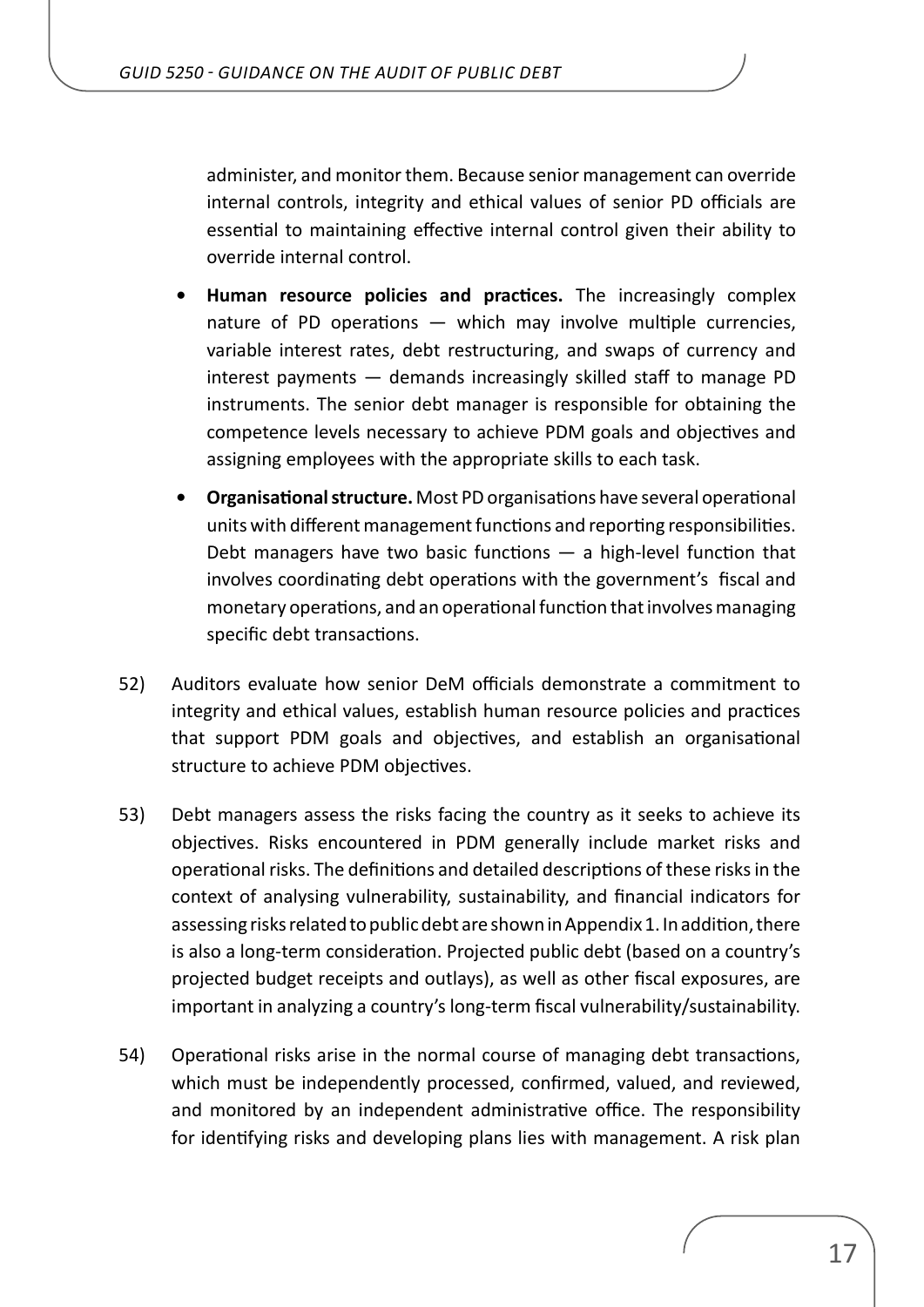administer, and monitor them. Because senior management can override internal controls, integrity and ethical values of senior PD officials are essential to maintaining effective internal control given their ability to override internal control.

- **Human resource policies and practices.** The increasingly complex nature of PD operations — which may involve multiple currencies, variable interest rates, debt restructuring, and swaps of currency and interest payments — demands increasingly skilled staff to manage PD instruments. The senior debt manager is responsible for obtaining the competence levels necessary to achieve PDM goals and objectives and assigning employees with the appropriate skills to each task.
- **Organisational structure.** Most PD organisations have several operational units with different management functions and reporting responsibilities. Debt managers have two basic functions — a high-level function that involves coordinating debt operations with the government's fiscal and monetary operations, and an operational function that involves managing specific debt transactions.

52) Auditors evaluate how senior DeM officials demonstrate a commitment to integrity and ethical values, establish human resource policies and practices that support PDM goals and objectives, and establish an organisational structure to achieve PDM objectives.

53) Debt managers assess the risks facing the country as it seeks to achieve its objectives. Risks encountered in PDM generally include market risks and operational risks. The definitions and detailed descriptions of these risks in the context of analysing vulnerability, sustainability, and financial indicators for assessing risks related to public debt are shown in Appendix 1. In addition, there is also a long-term consideration. Projected public debt (based on a country's projected budget receipts and outlays), as well as other fiscal exposures, are important in analyzing a country's long-term fiscal vulnerability/sustainability.

54) Operational risks arise in the normal course of managing debt transactions, which must be independently processed, confirmed, valued, and reviewed, and monitored by an independent administrative office. The responsibility for identifying risks and developing plans lies with management. A risk plan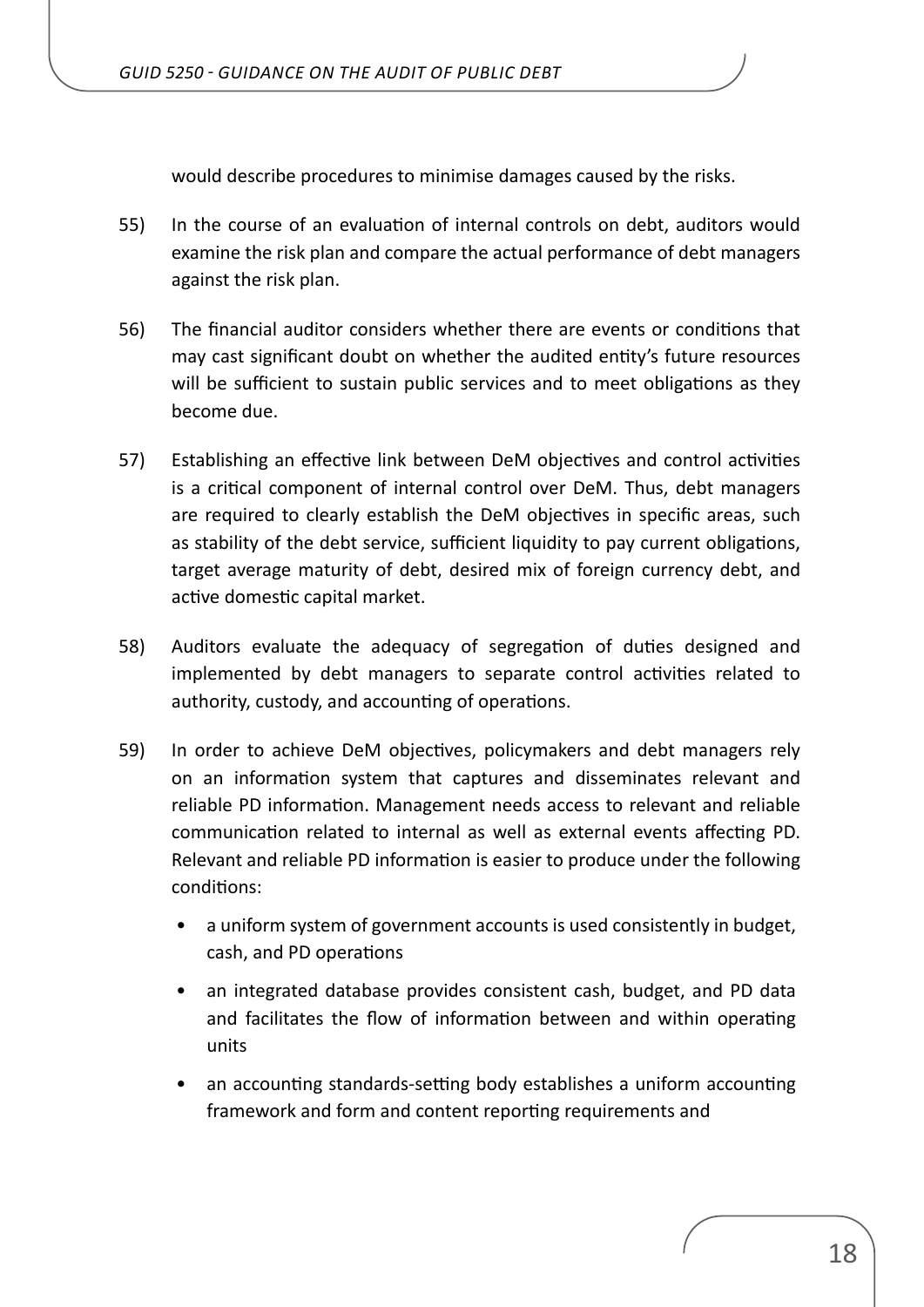would describe procedures to minimise damages caused by the risks.

55) In the course of an evaluation of internal controls on debt, auditors would examine the risk plan and compare the actual performance of debt managers against the risk plan.

56) The financial auditor considers whether there are events or conditions that may cast significant doubt on whether the audited entity's future resources will be sufficient to sustain public services and to meet obligations as they become due.

57) Establishing an effective link between DeM objectives and control activities is a critical component of internal control over DeM. Thus, debt managers are required to clearly establish the DeM objectives in specific areas, such as stability of the debt service, sufficient liquidity to pay current obligations, target average maturity of debt, desired mix of foreign currency debt, and active domestic capital market.

58) Auditors evaluate the adequacy of segregation of duties designed and implemented by debt managers to separate control activities related to authority, custody, and accounting of operations.

59) In order to achieve DeM objectives, policymakers and debt managers rely on an information system that captures and disseminates relevant and reliable PD information. Management needs access to relevant and reliable communication related to internal as well as external events affecting PD. Relevant and reliable PD information is easier to produce under the following conditions:

- a uniform system of government accounts is used consistently in budget, cash, and PD operations
- an integrated database provides consistent cash, budget, and PD data and facilitates the flow of information between and within operating units
- an accounting standards-setting body establishes a uniform accounting framework and form and content reporting requirements and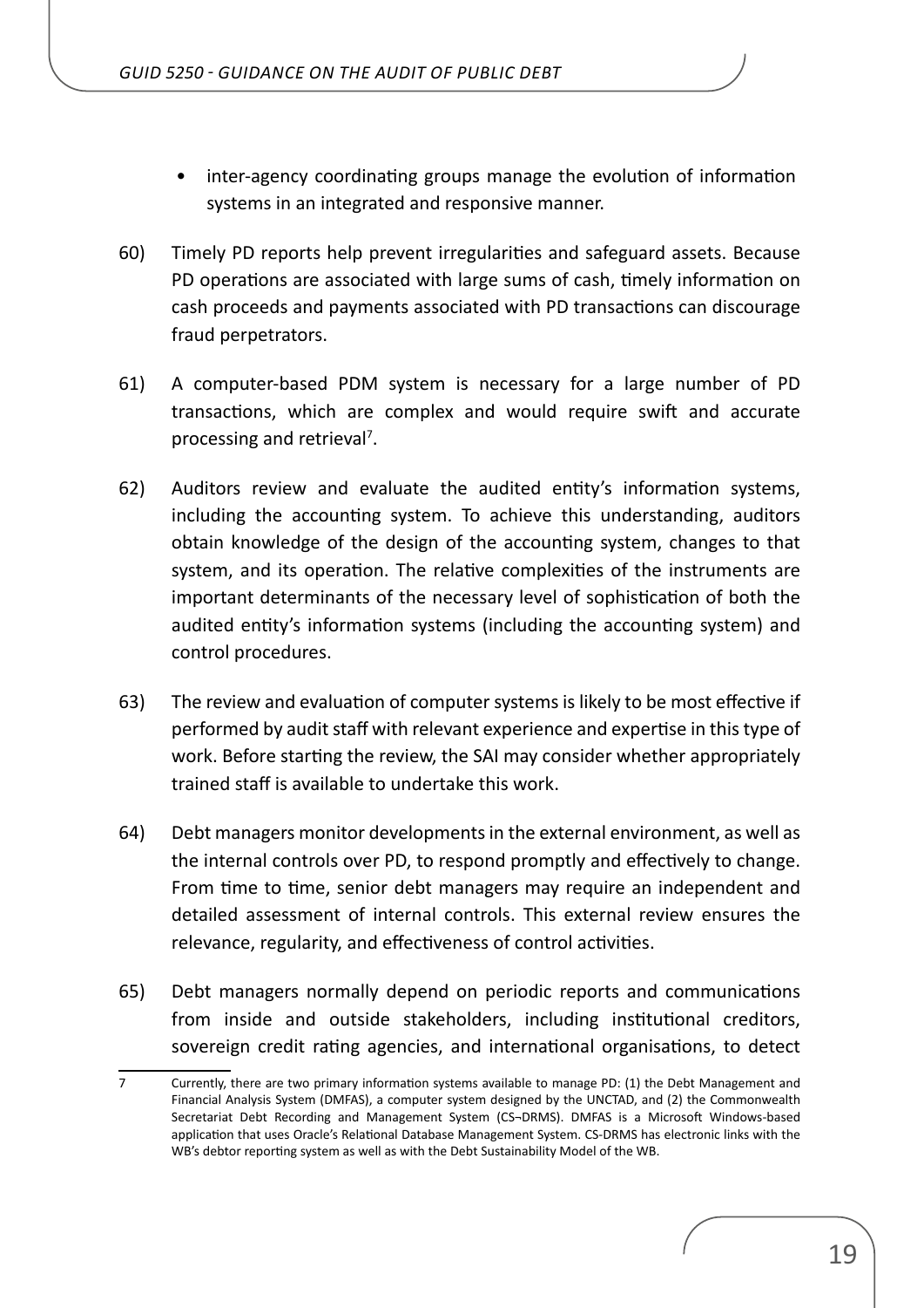- inter-agency coordinating groups manage the evolution of information systems in an integrated and responsive manner.

60) Timely PD reports help prevent irregularities and safeguard assets. Because PD operations are associated with large sums of cash, timely information on cash proceeds and payments associated with PD transactions can discourage fraud perpetrators.

61) A computer-based PDM system is necessary for a large number of PD transactions, which are complex and would require swift and accurate processing and retrieval[7].

62) Auditors review and evaluate the audited entity's information systems, including the accounting system. To achieve this understanding, auditors obtain knowledge of the design of the accounting system, changes to that system, and its operation. The relative complexities of the instruments are important determinants of the necessary level of sophistication of both the audited entity's information systems (including the accounting system) and control procedures.

63) The review and evaluation of computer systems is likely to be most effective if performed by audit staff with relevant experience and expertise in this type of work. Before starting the review, the SAI may consider whether appropriately trained staff is available to undertake this work.

64) Debt managers monitor developments in the external environment, as well as the internal controls over PD, to respond promptly and effectively to change. From time to time, senior debt managers may require an independent and detailed assessment of internal controls. This external review ensures the relevance, regularity, and effectiveness of control activities.

65) Debt managers normally depend on periodic reports and communications from inside and outside stakeholders, including institutional creditors, sovereign credit rating agencies, and international organisations, to detect

---

7 Currently, there are two primary information systems available to manage PD: (1) the Debt Management and Financial Analysis System (DMFAS), a computer system designed by the UNCTAD, and (2) the Commonwealth Secretariat Debt Recording and Management System (CS¬DRMS). DMFAS is a Microsoft Windows-based application that uses Oracle's Relational Database Management System. CS-DRMS has electronic links with the WB's debtor reporting system as well as with the Debt Sustainability Model of the WB.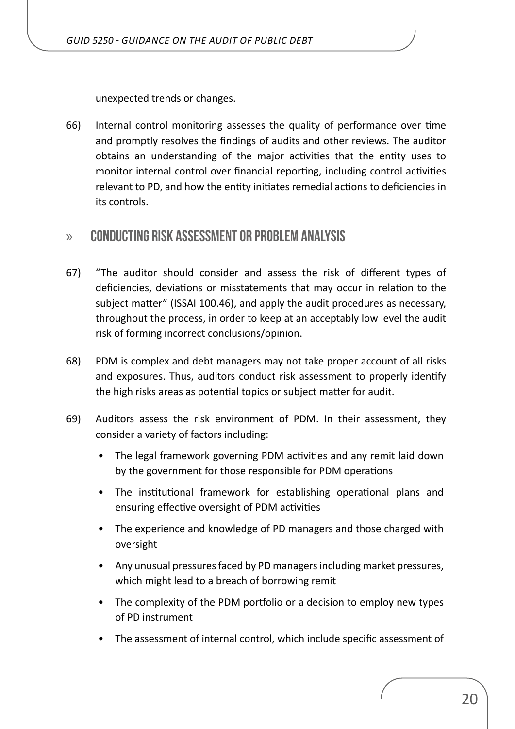unexpected trends or changes.

66) Internal control monitoring assesses the quality of performance over time and promptly resolves the findings of audits and other reviews. The auditor obtains an understanding of the major activities that the entity uses to monitor internal control over financial reporting, including control activities relevant to PD, and how the entity initiates remedial actions to deficiencies in its controls.

## » CONDUCTING RISK ASSESSMENT OR PROBLEM ANALYSIS

67) "The auditor should consider and assess the risk of different types of deficiencies, deviations or misstatements that may occur in relation to the subject matter" (ISSAI 100.46), and apply the audit procedures as necessary, throughout the process, in order to keep at an acceptably low level the audit risk of forming incorrect conclusions/opinion.

68) PDM is complex and debt managers may not take proper account of all risks and exposures. Thus, auditors conduct risk assessment to properly identify the high risks areas as potential topics or subject matter for audit.

69) Auditors assess the risk environment of PDM. In their assessment, they consider a variety of factors including:

- The legal framework governing PDM activities and any remit laid down by the government for those responsible for PDM operations
- The institutional framework for establishing operational plans and ensuring effective oversight of PDM activities
- The experience and knowledge of PD managers and those charged with oversight
- Any unusual pressures faced by PD managers including market pressures, which might lead to a breach of borrowing remit
- The complexity of the PDM portfolio or a decision to employ new types of PD instrument
- The assessment of internal control, which include specific assessment of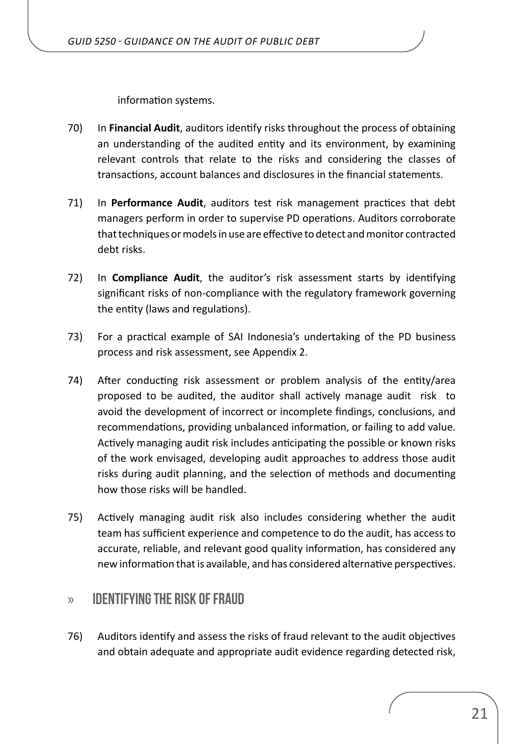information systems.

70) In **Financial Audit**, auditors identify risks throughout the process of obtaining an understanding of the audited entity and its environment, by examining relevant controls that relate to the risks and considering the classes of transactions, account balances and disclosures in the financial statements.

71) In **Performance Audit**, auditors test risk management practices that debt managers perform in order to supervise PD operations. Auditors corroborate that techniques or models in use are effective to detect and monitor contracted debt risks.

72) In **Compliance Audit**, the auditor's risk assessment starts by identifying significant risks of non-compliance with the regulatory framework governing the entity (laws and regulations).

73) For a practical example of SAI Indonesia's undertaking of the PD business process and risk assessment, see Appendix 2.

74) After conducting risk assessment or problem analysis of the entity/area proposed to be audited, the auditor shall actively manage audit risk to avoid the development of incorrect or incomplete findings, conclusions, and recommendations, providing unbalanced information, or failing to add value. Actively managing audit risk includes anticipating the possible or known risks of the work envisaged, developing audit approaches to address those audit risks during audit planning, and the selection of methods and documenting how those risks will be handled.

75) Actively managing audit risk also includes considering whether the audit team has sufficient experience and competence to do the audit, has access to accurate, reliable, and relevant good quality information, has considered any new information that is available, and has considered alternative perspectives.

## » IDENTIFYING THE RISK OF FRAUD

76) Auditors identify and assess the risks of fraud relevant to the audit objectives and obtain adequate and appropriate audit evidence regarding detected risk,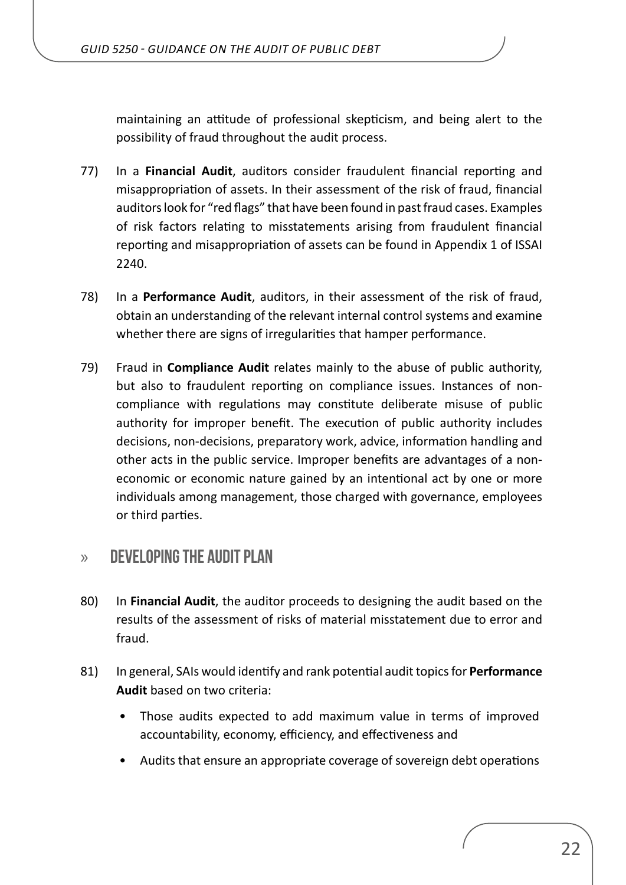maintaining an attitude of professional skepticism, and being alert to the possibility of fraud throughout the audit process.

77) In a **Financial Audit**, auditors consider fraudulent financial reporting and misappropriation of assets. In their assessment of the risk of fraud, financial auditors look for "red flags" that have been found in past fraud cases. Examples of risk factors relating to misstatements arising from fraudulent financial reporting and misappropriation of assets can be found in Appendix 1 of ISSAI 2240.

78) In a **Performance Audit**, auditors, in their assessment of the risk of fraud, obtain an understanding of the relevant internal control systems and examine whether there are signs of irregularities that hamper performance.

79) Fraud in **Compliance Audit** relates mainly to the abuse of public authority, but also to fraudulent reporting on compliance issues. Instances of non-compliance with regulations may constitute deliberate misuse of public authority for improper benefit. The execution of public authority includes decisions, non-decisions, preparatory work, advice, information handling and other acts in the public service. Improper benefits are advantages of a non-economic or economic nature gained by an intentional act by one or more individuals among management, those charged with governance, employees or third parties.

## » DEVELOPING THE AUDIT PLAN

80) In **Financial Audit**, the auditor proceeds to designing the audit based on the results of the assessment of risks of material misstatement due to error and fraud.

81) In general, SAIs would identify and rank potential audit topics for **Performance Audit** based on two criteria:

- Those audits expected to add maximum value in terms of improved accountability, economy, efficiency, and effectiveness and
- Audits that ensure an appropriate coverage of sovereign debt operations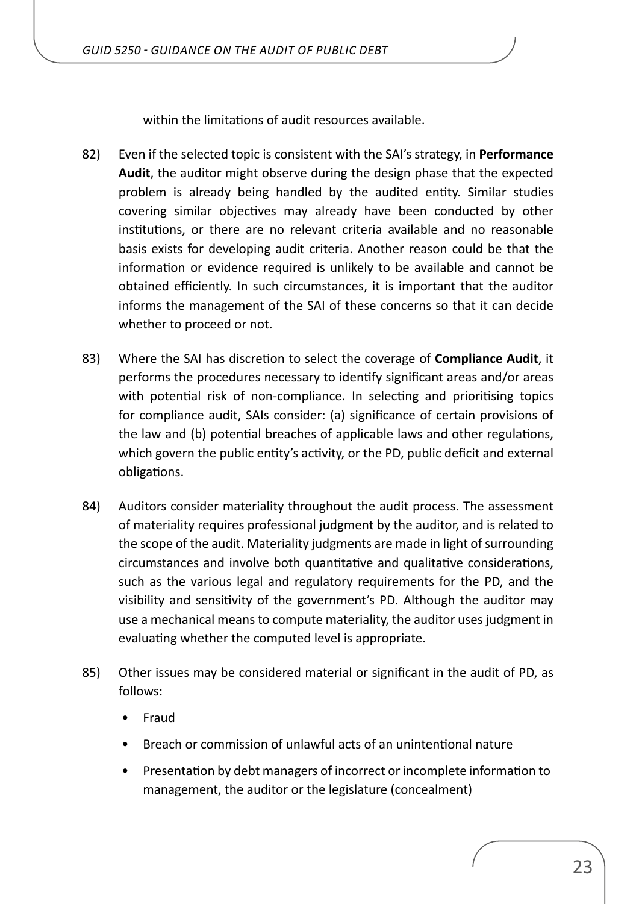within the limitations of audit resources available.

82) Even if the selected topic is consistent with the SAI's strategy, in **Performance Audit**, the auditor might observe during the design phase that the expected problem is already being handled by the audited entity. Similar studies covering similar objectives may already have been conducted by other institutions, or there are no relevant criteria available and no reasonable basis exists for developing audit criteria. Another reason could be that the information or evidence required is unlikely to be available and cannot be obtained efficiently. In such circumstances, it is important that the auditor informs the management of the SAI of these concerns so that it can decide whether to proceed or not.

83) Where the SAI has discretion to select the coverage of **Compliance Audit**, it performs the procedures necessary to identify significant areas and/or areas with potential risk of non-compliance. In selecting and prioritising topics for compliance audit, SAIs consider: (a) significance of certain provisions of the law and (b) potential breaches of applicable laws and other regulations, which govern the public entity's activity, or the PD, public deficit and external obligations.

84) Auditors consider materiality throughout the audit process. The assessment of materiality requires professional judgment by the auditor, and is related to the scope of the audit. Materiality judgments are made in light of surrounding circumstances and involve both quantitative and qualitative considerations, such as the various legal and regulatory requirements for the PD, and the visibility and sensitivity of the government's PD. Although the auditor may use a mechanical means to compute materiality, the auditor uses judgment in evaluating whether the computed level is appropriate.

85) Other issues may be considered material or significant in the audit of PD, as follows:

- Fraud
- Breach or commission of unlawful acts of an unintentional nature
- Presentation by debt managers of incorrect or incomplete information to management, the auditor or the legislature (concealment)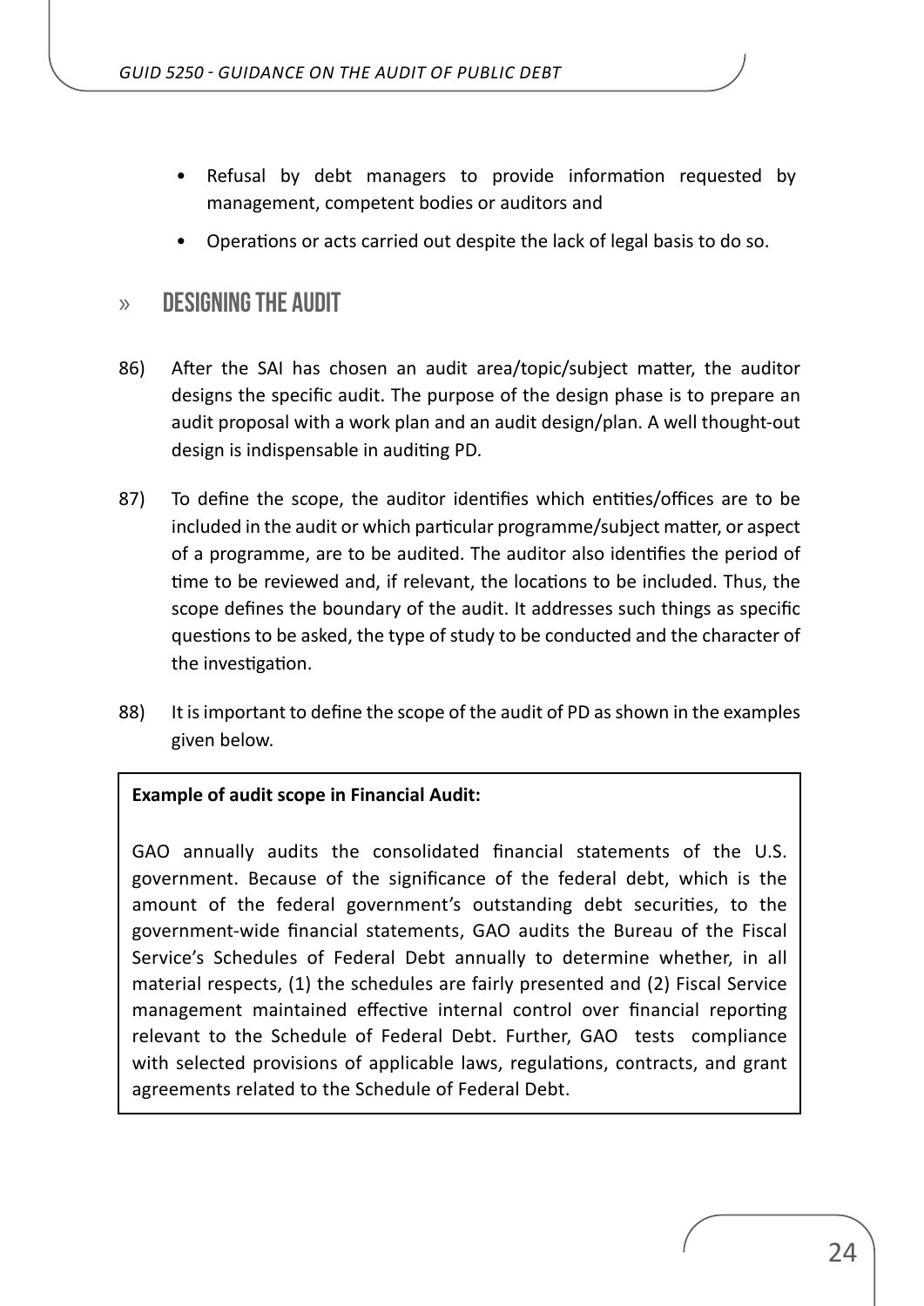- Refusal by debt managers to provide information requested by management, competent bodies or auditors and
- Operations or acts carried out despite the lack of legal basis to do so.

## » DESIGNING THE AUDIT

86) After the SAI has chosen an audit area/topic/subject matter, the auditor designs the specific audit. The purpose of the design phase is to prepare an audit proposal with a work plan and an audit design/plan. A well thought-out design is indispensable in auditing PD.

87) To define the scope, the auditor identifies which entities/offices are to be included in the audit or which particular programme/subject matter, or aspect of a programme, are to be audited. The auditor also identifies the period of time to be reviewed and, if relevant, the locations to be included. Thus, the scope defines the boundary of the audit. It addresses such things as specific questions to be asked, the type of study to be conducted and the character of the investigation.

88) It is important to define the scope of the audit of PD as shown in the examples given below.

**Example of audit scope in Financial Audit:**

GAO annually audits the consolidated financial statements of the U.S. government. Because of the significance of the federal debt, which is the amount of the federal government's outstanding debt securities, to the government-wide financial statements, GAO audits the Bureau of the Fiscal Service's Schedules of Federal Debt annually to determine whether, in all material respects, (1) the schedules are fairly presented and (2) Fiscal Service management maintained effective internal control over financial reporting relevant to the Schedule of Federal Debt. Further, GAO tests compliance with selected provisions of applicable laws, regulations, contracts, and grant agreements related to the Schedule of Federal Debt.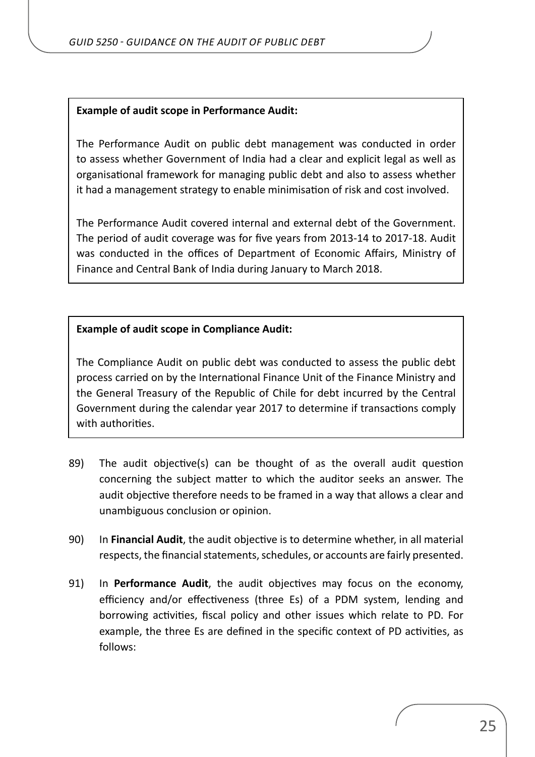**Example of audit scope in Performance Audit:**

The Performance Audit on public debt management was conducted in order to assess whether Government of India had a clear and explicit legal as well as organisational framework for managing public debt and also to assess whether it had a management strategy to enable minimisation of risk and cost involved.

The Performance Audit covered internal and external debt of the Government. The period of audit coverage was for five years from 2013-14 to 2017-18. Audit was conducted in the offices of Department of Economic Affairs, Ministry of Finance and Central Bank of India during January to March 2018.

**Example of audit scope in Compliance Audit:**

The Compliance Audit on public debt was conducted to assess the public debt process carried on by the International Finance Unit of the Finance Ministry and the General Treasury of the Republic of Chile for debt incurred by the Central Government during the calendar year 2017 to determine if transactions comply with authorities.

89) The audit objective(s) can be thought of as the overall audit question concerning the subject matter to which the auditor seeks an answer. The audit objective therefore needs to be framed in a way that allows a clear and unambiguous conclusion or opinion.

90) In **Financial Audit**, the audit objective is to determine whether, in all material respects, the financial statements, schedules, or accounts are fairly presented.

91) In **Performance Audit**, the audit objectives may focus on the economy, efficiency and/or effectiveness (three Es) of a PDM system, lending and borrowing activities, fiscal policy and other issues which relate to PD. For example, the three Es are defined in the specific context of PD activities, as follows: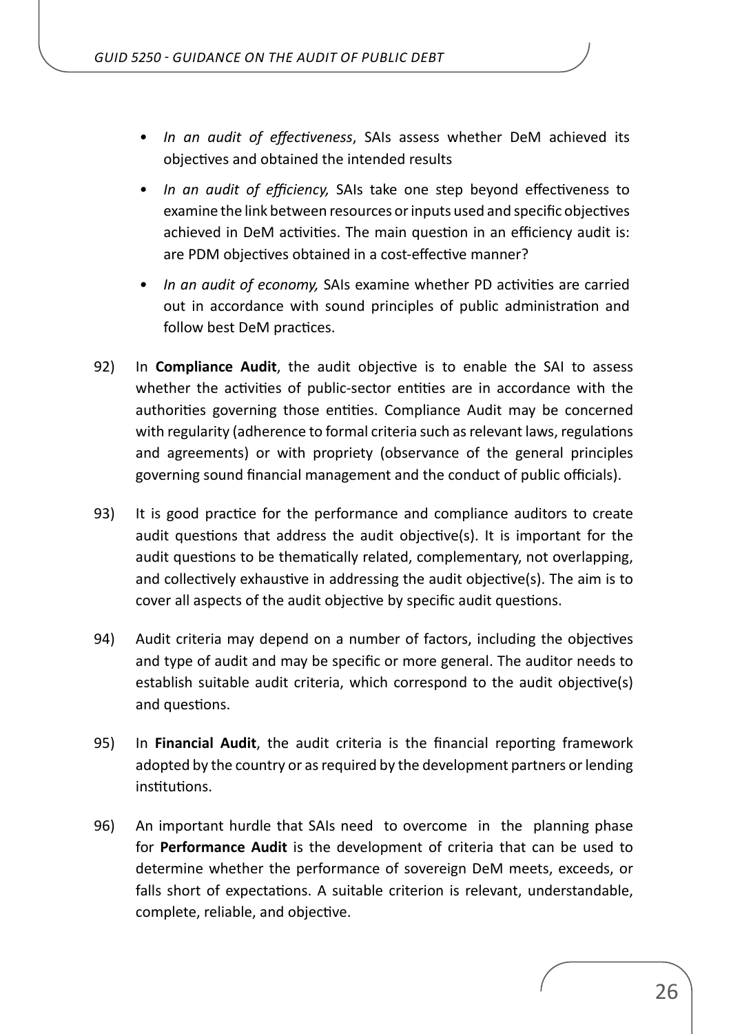- *In an audit of effectiveness*, SAIs assess whether DeM achieved its objectives and obtained the intended results
- *In an audit of efficiency,* SAIs take one step beyond effectiveness to examine the link between resources or inputs used and specific objectives achieved in DeM activities. The main question in an efficiency audit is: are PDM objectives obtained in a cost-effective manner?
- *In an audit of economy,* SAIs examine whether PD activities are carried out in accordance with sound principles of public administration and follow best DeM practices.

92) In **Compliance Audit**, the audit objective is to enable the SAI to assess whether the activities of public-sector entities are in accordance with the authorities governing those entities. Compliance Audit may be concerned with regularity (adherence to formal criteria such as relevant laws, regulations and agreements) or with propriety (observance of the general principles governing sound financial management and the conduct of public officials).

93) It is good practice for the performance and compliance auditors to create audit questions that address the audit objective(s). It is important for the audit questions to be thematically related, complementary, not overlapping, and collectively exhaustive in addressing the audit objective(s). The aim is to cover all aspects of the audit objective by specific audit questions.

94) Audit criteria may depend on a number of factors, including the objectives and type of audit and may be specific or more general. The auditor needs to establish suitable audit criteria, which correspond to the audit objective(s) and questions.

95) In **Financial Audit**, the audit criteria is the financial reporting framework adopted by the country or as required by the development partners or lending institutions.

96) An important hurdle that SAIs need to overcome in the planning phase for **Performance Audit** is the development of criteria that can be used to determine whether the performance of sovereign DeM meets, exceeds, or falls short of expectations. A suitable criterion is relevant, understandable, complete, reliable, and objective.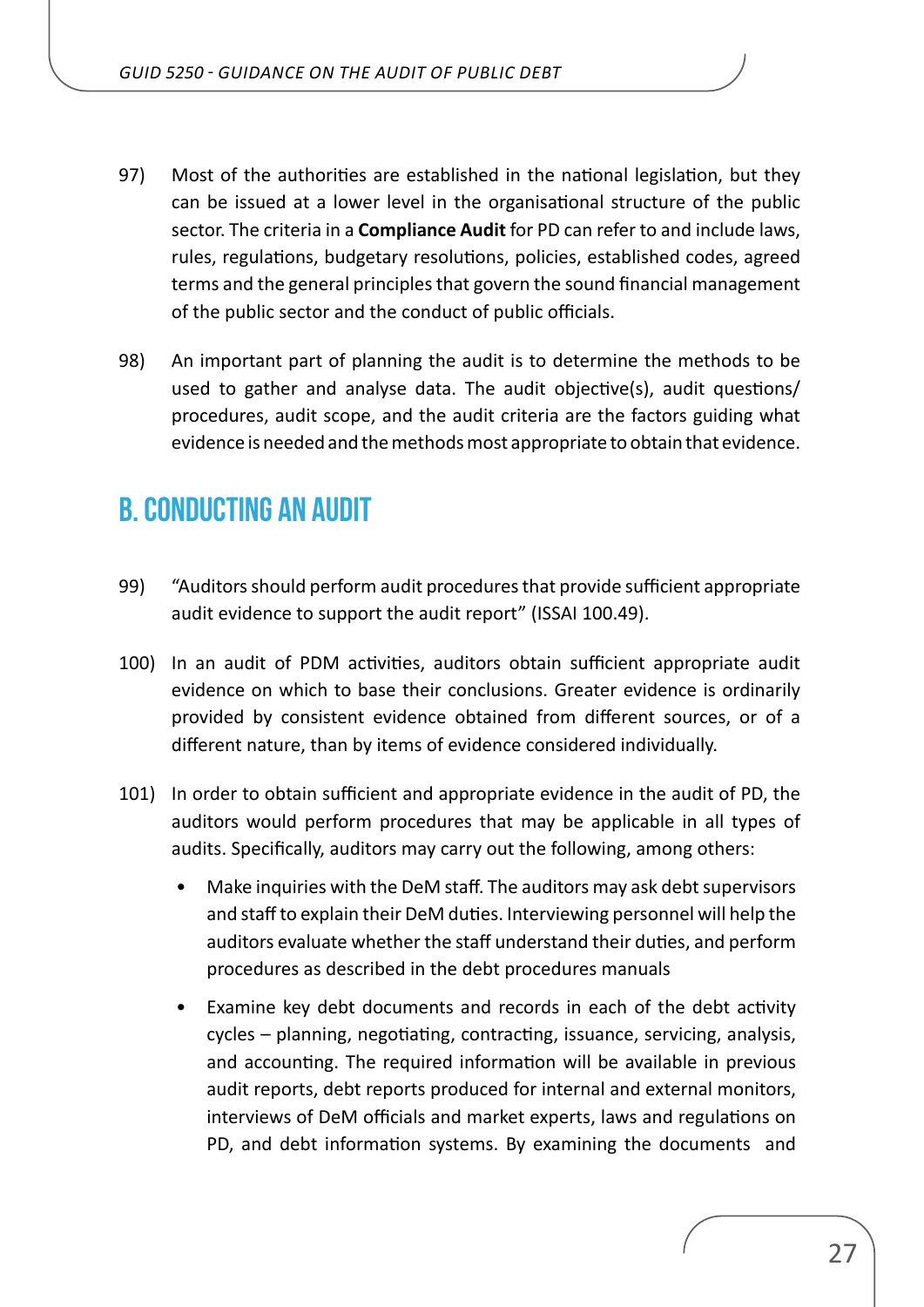97) Most of the authorities are established in the national legislation, but they can be issued at a lower level in the organisational structure of the public sector. The criteria in a **Compliance Audit** for PD can refer to and include laws, rules, regulations, budgetary resolutions, policies, established codes, agreed terms and the general principles that govern the sound financial management of the public sector and the conduct of public officials.

98) An important part of planning the audit is to determine the methods to be used to gather and analyse data. The audit objective(s), audit questions/procedures, audit scope, and the audit criteria are the factors guiding what evidence is needed and the methods most appropriate to obtain that evidence.

## B. CONDUCTING AN AUDIT

99) "Auditors should perform audit procedures that provide sufficient appropriate audit evidence to support the audit report" (ISSAI 100.49).

100) In an audit of PDM activities, auditors obtain sufficient appropriate audit evidence on which to base their conclusions. Greater evidence is ordinarily provided by consistent evidence obtained from different sources, or of a different nature, than by items of evidence considered individually.

101) In order to obtain sufficient and appropriate evidence in the audit of PD, the auditors would perform procedures that may be applicable in all types of audits. Specifically, auditors may carry out the following, among others:

- Make inquiries with the DeM staff. The auditors may ask debt supervisors and staff to explain their DeM duties. Interviewing personnel will help the auditors evaluate whether the staff understand their duties, and perform procedures as described in the debt procedures manuals
- Examine key debt documents and records in each of the debt activity cycles – planning, negotiating, contracting, issuance, servicing, analysis, and accounting. The required information will be available in previous audit reports, debt reports produced for internal and external monitors, interviews of DeM officials and market experts, laws and regulations on PD, and debt information systems. By examining the documents and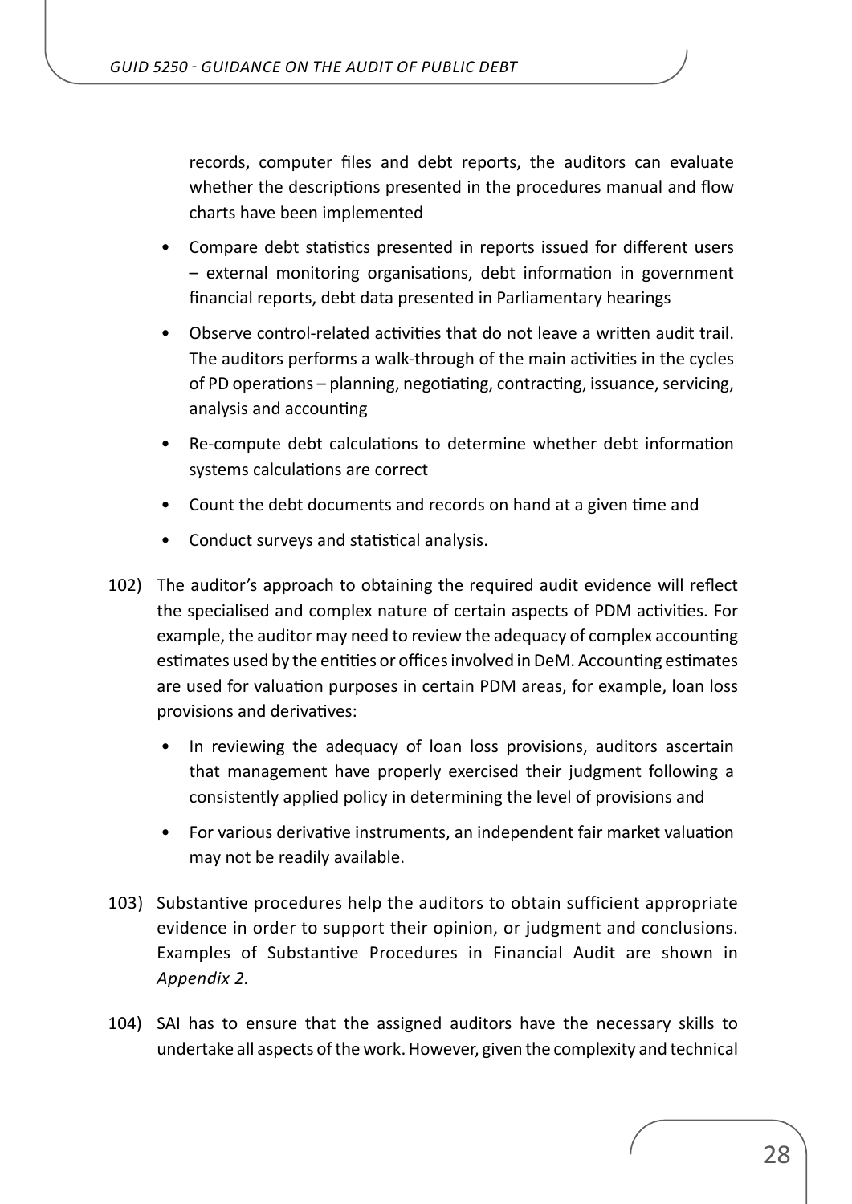records, computer files and debt reports, the auditors can evaluate whether the descriptions presented in the procedures manual and flow charts have been implemented

- Compare debt statistics presented in reports issued for different users – external monitoring organisations, debt information in government financial reports, debt data presented in Parliamentary hearings
- Observe control-related activities that do not leave a written audit trail. The auditors performs a walk-through of the main activities in the cycles of PD operations – planning, negotiating, contracting, issuance, servicing, analysis and accounting
- Re-compute debt calculations to determine whether debt information systems calculations are correct
- Count the debt documents and records on hand at a given time and
- Conduct surveys and statistical analysis.

102) The auditor's approach to obtaining the required audit evidence will reflect the specialised and complex nature of certain aspects of PDM activities. For example, the auditor may need to review the adequacy of complex accounting estimates used by the entities or offices involved in DeM. Accounting estimates are used for valuation purposes in certain PDM areas, for example, loan loss provisions and derivatives:

- In reviewing the adequacy of loan loss provisions, auditors ascertain that management have properly exercised their judgment following a consistently applied policy in determining the level of provisions and
- For various derivative instruments, an independent fair market valuation may not be readily available.

103) Substantive procedures help the auditors to obtain sufficient appropriate evidence in order to support their opinion, or judgment and conclusions. Examples of Substantive Procedures in Financial Audit are shown in *Appendix 2.*

104) SAI has to ensure that the assigned auditors have the necessary skills to undertake all aspects of the work. However, given the complexity and technical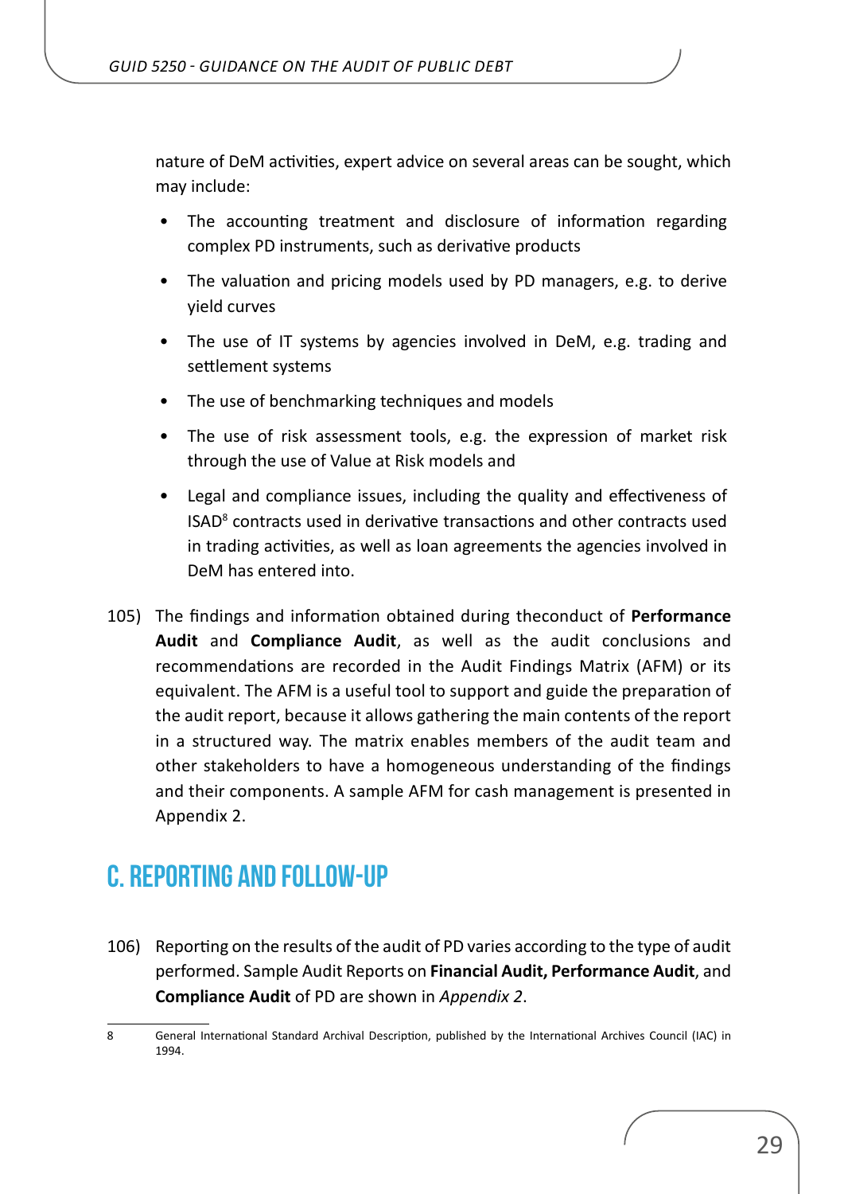nature of DeM activities, expert advice on several areas can be sought, which may include:

- The accounting treatment and disclosure of information regarding complex PD instruments, such as derivative products
- The valuation and pricing models used by PD managers, e.g. to derive yield curves
- The use of IT systems by agencies involved in DeM, e.g. trading and settlement systems
- The use of benchmarking techniques and models
- The use of risk assessment tools, e.g. the expression of market risk through the use of Value at Risk models and
- Legal and compliance issues, including the quality and effectiveness of ISAD[8] contracts used in derivative transactions and other contracts used in trading activities, as well as loan agreements the agencies involved in DeM has entered into.

105) The findings and information obtained during theconduct of **Performance Audit** and **Compliance Audit**, as well as the audit conclusions and recommendations are recorded in the Audit Findings Matrix (AFM) or its equivalent. The AFM is a useful tool to support and guide the preparation of the audit report, because it allows gathering the main contents of the report in a structured way. The matrix enables members of the audit team and other stakeholders to have a homogeneous understanding of the findings and their components. A sample AFM for cash management is presented in Appendix 2.

## C. REPORTING AND FOLLOW-UP

106) Reporting on the results of the audit of PD varies according to the type of audit performed. Sample Audit Reports on **Financial Audit, Performance Audit**, and **Compliance Audit** of PD are shown in *Appendix 2*.

8 General International Standard Archival Description, published by the International Archives Council (IAC) in 1994.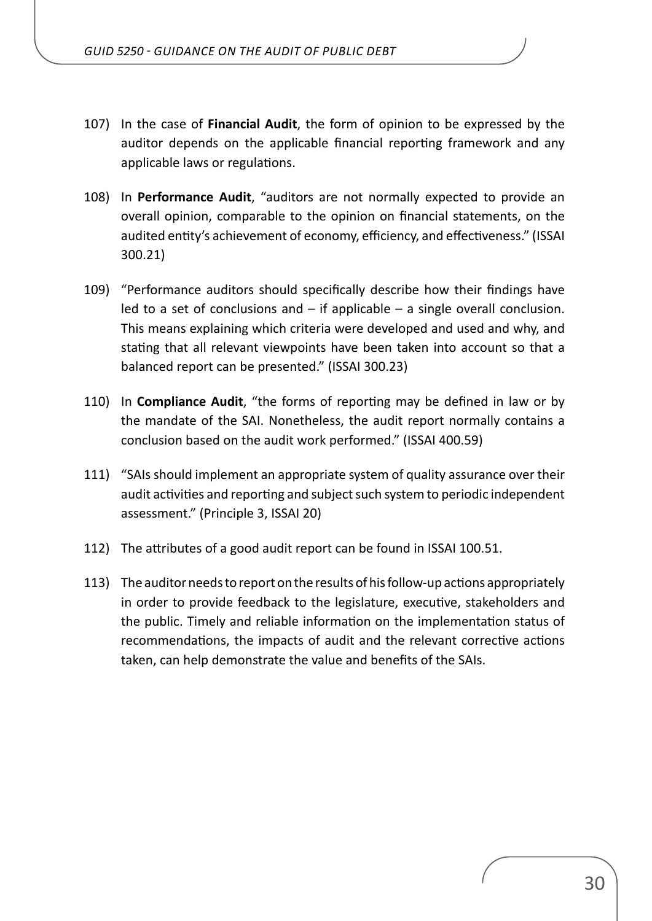107) In the case of **Financial Audit**, the form of opinion to be expressed by the auditor depends on the applicable financial reporting framework and any applicable laws or regulations.

108) In **Performance Audit**, "auditors are not normally expected to provide an overall opinion, comparable to the opinion on financial statements, on the audited entity's achievement of economy, efficiency, and effectiveness." (ISSAI 300.21)

109) "Performance auditors should specifically describe how their findings have led to a set of conclusions and – if applicable – a single overall conclusion. This means explaining which criteria were developed and used and why, and stating that all relevant viewpoints have been taken into account so that a balanced report can be presented." (ISSAI 300.23)

110) In **Compliance Audit**, "the forms of reporting may be defined in law or by the mandate of the SAI. Nonetheless, the audit report normally contains a conclusion based on the audit work performed." (ISSAI 400.59)

111) "SAIs should implement an appropriate system of quality assurance over their audit activities and reporting and subject such system to periodic independent assessment." (Principle 3, ISSAI 20)

112) The attributes of a good audit report can be found in ISSAI 100.51.

113) The auditor needs to report on the results of his follow-up actions appropriately in order to provide feedback to the legislature, executive, stakeholders and the public. Timely and reliable information on the implementation status of recommendations, the impacts of audit and the relevant corrective actions taken, can help demonstrate the value and benefits of the SAIs.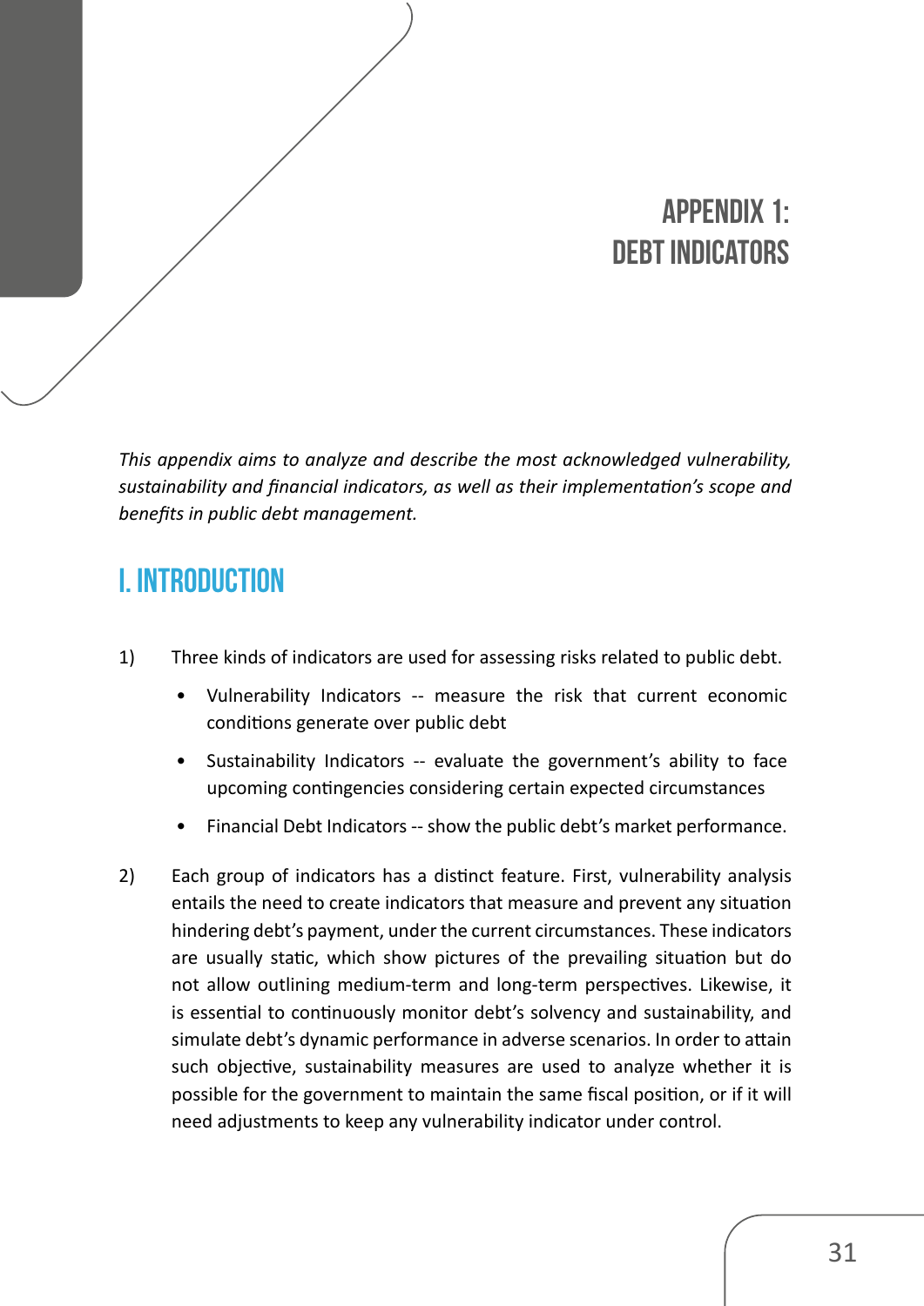# APPENDIX 1: DEBT INDICATORS

*This appendix aims to analyze and describe the most acknowledged vulnerability, sustainability and financial indicators, as well as their implementation's scope and benefits in public debt management.*

## I. INTRODUCTION

1) Three kinds of indicators are used for assessing risks related to public debt.

    - Vulnerability Indicators -- measure the risk that current economic conditions generate over public debt
    - Sustainability Indicators -- evaluate the government's ability to face upcoming contingencies considering certain expected circumstances
    - Financial Debt Indicators -- show the public debt's market performance.

2) Each group of indicators has a distinct feature. First, vulnerability analysis entails the need to create indicators that measure and prevent any situation hindering debt's payment, under the current circumstances. These indicators are usually static, which show pictures of the prevailing situation but do not allow outlining medium-term and long-term perspectives. Likewise, it is essential to continuously monitor debt's solvency and sustainability, and simulate debt's dynamic performance in adverse scenarios. In order to attain such objective, sustainability measures are used to analyze whether it is possible for the government to maintain the same fiscal position, or if it will need adjustments to keep any vulnerability indicator under control.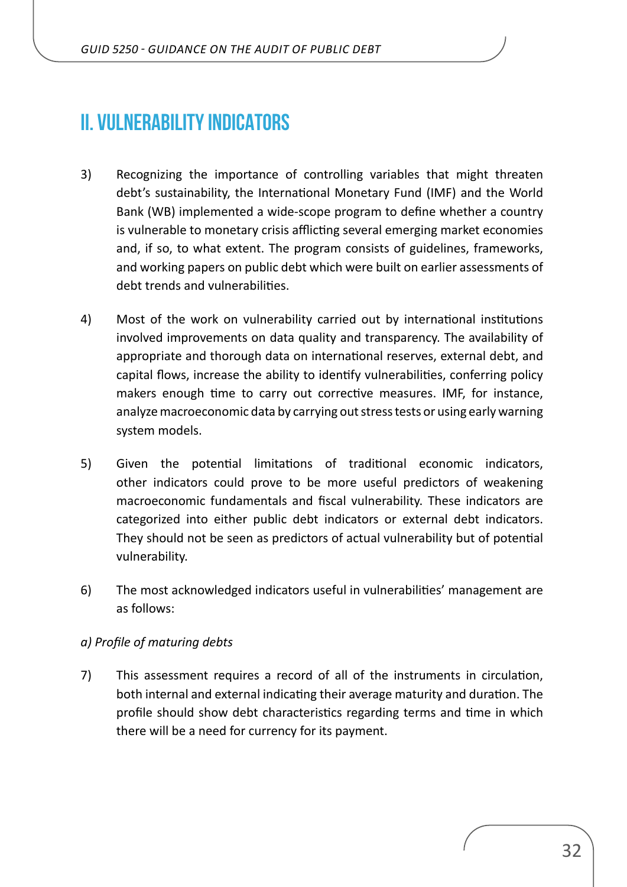## II. VULNERABILITY INDICATORS

3) Recognizing the importance of controlling variables that might threaten debt's sustainability, the International Monetary Fund (IMF) and the World Bank (WB) implemented a wide-scope program to define whether a country is vulnerable to monetary crisis afflicting several emerging market economies and, if so, to what extent. The program consists of guidelines, frameworks, and working papers on public debt which were built on earlier assessments of debt trends and vulnerabilities.

4) Most of the work on vulnerability carried out by international institutions involved improvements on data quality and transparency. The availability of appropriate and thorough data on international reserves, external debt, and capital flows, increase the ability to identify vulnerabilities, conferring policy makers enough time to carry out corrective measures. IMF, for instance, analyze macroeconomic data by carrying out stress tests or using early warning system models.

5) Given the potential limitations of traditional economic indicators, other indicators could prove to be more useful predictors of weakening macroeconomic fundamentals and fiscal vulnerability. These indicators are categorized into either public debt indicators or external debt indicators. They should not be seen as predictors of actual vulnerability but of potential vulnerability.

6) The most acknowledged indicators useful in vulnerabilities' management are as follows:

*a) Profile of maturing debts*

7) This assessment requires a record of all of the instruments in circulation, both internal and external indicating their average maturity and duration. The profile should show debt characteristics regarding terms and time in which there will be a need for currency for its payment.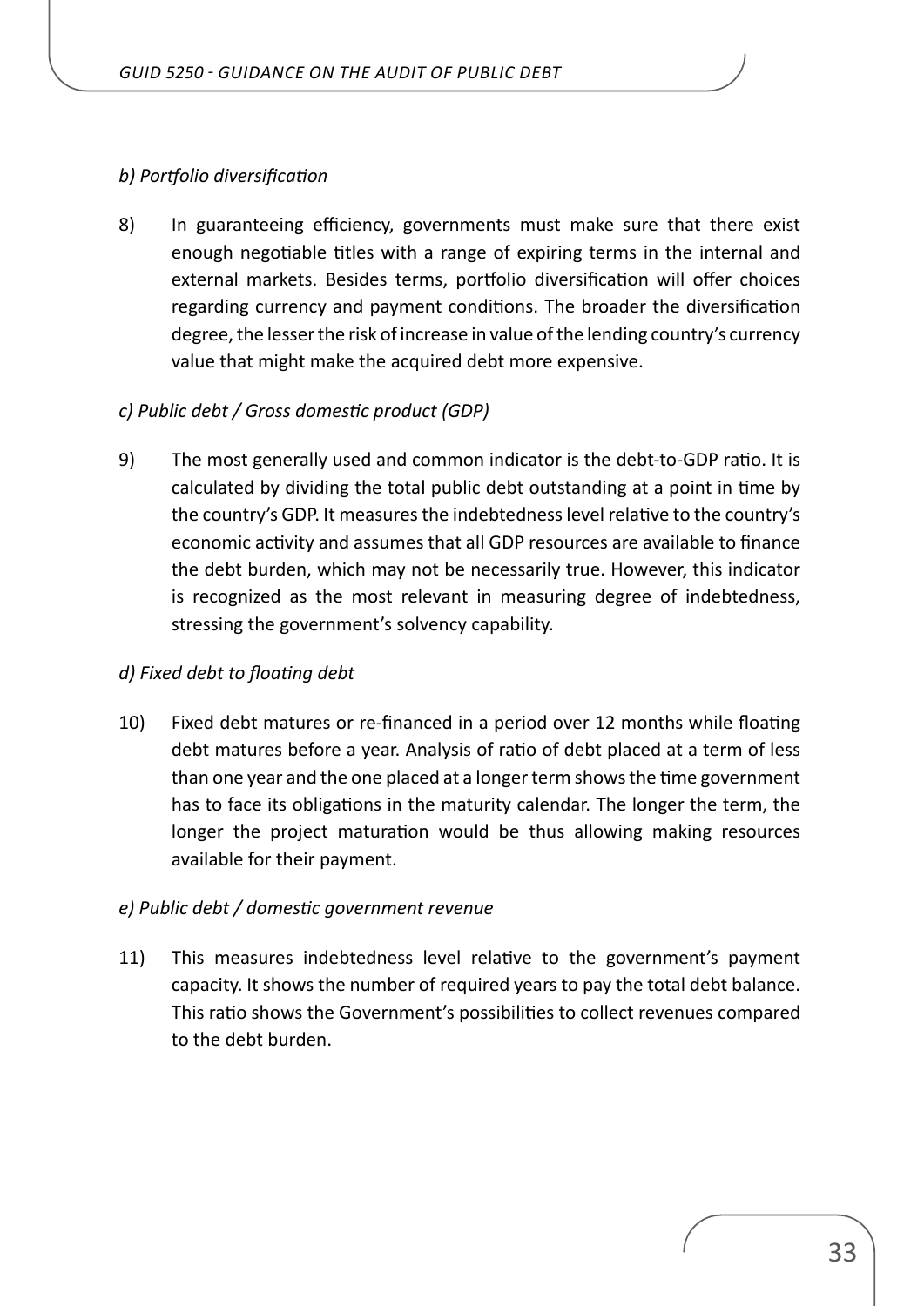*b) Portfolio diversification*

8) In guaranteeing efficiency, governments must make sure that there exist enough negotiable titles with a range of expiring terms in the internal and external markets. Besides terms, portfolio diversification will offer choices regarding currency and payment conditions. The broader the diversification degree, the lesser the risk of increase in value of the lending country's currency value that might make the acquired debt more expensive.

*c) Public debt / Gross domestic product (GDP)*

9) The most generally used and common indicator is the debt-to-GDP ratio. It is calculated by dividing the total public debt outstanding at a point in time by the country's GDP. It measures the indebtedness level relative to the country's economic activity and assumes that all GDP resources are available to finance the debt burden, which may not be necessarily true. However, this indicator is recognized as the most relevant in measuring degree of indebtedness, stressing the government's solvency capability.

*d) Fixed debt to floating debt*

10) Fixed debt matures or re-financed in a period over 12 months while floating debt matures before a year. Analysis of ratio of debt placed at a term of less than one year and the one placed at a longer term shows the time government has to face its obligations in the maturity calendar. The longer the term, the longer the project maturation would be thus allowing making resources available for their payment.

*e) Public debt / domestic government revenue*

11) This measures indebtedness level relative to the government's payment capacity. It shows the number of required years to pay the total debt balance. This ratio shows the Government's possibilities to collect revenues compared to the debt burden.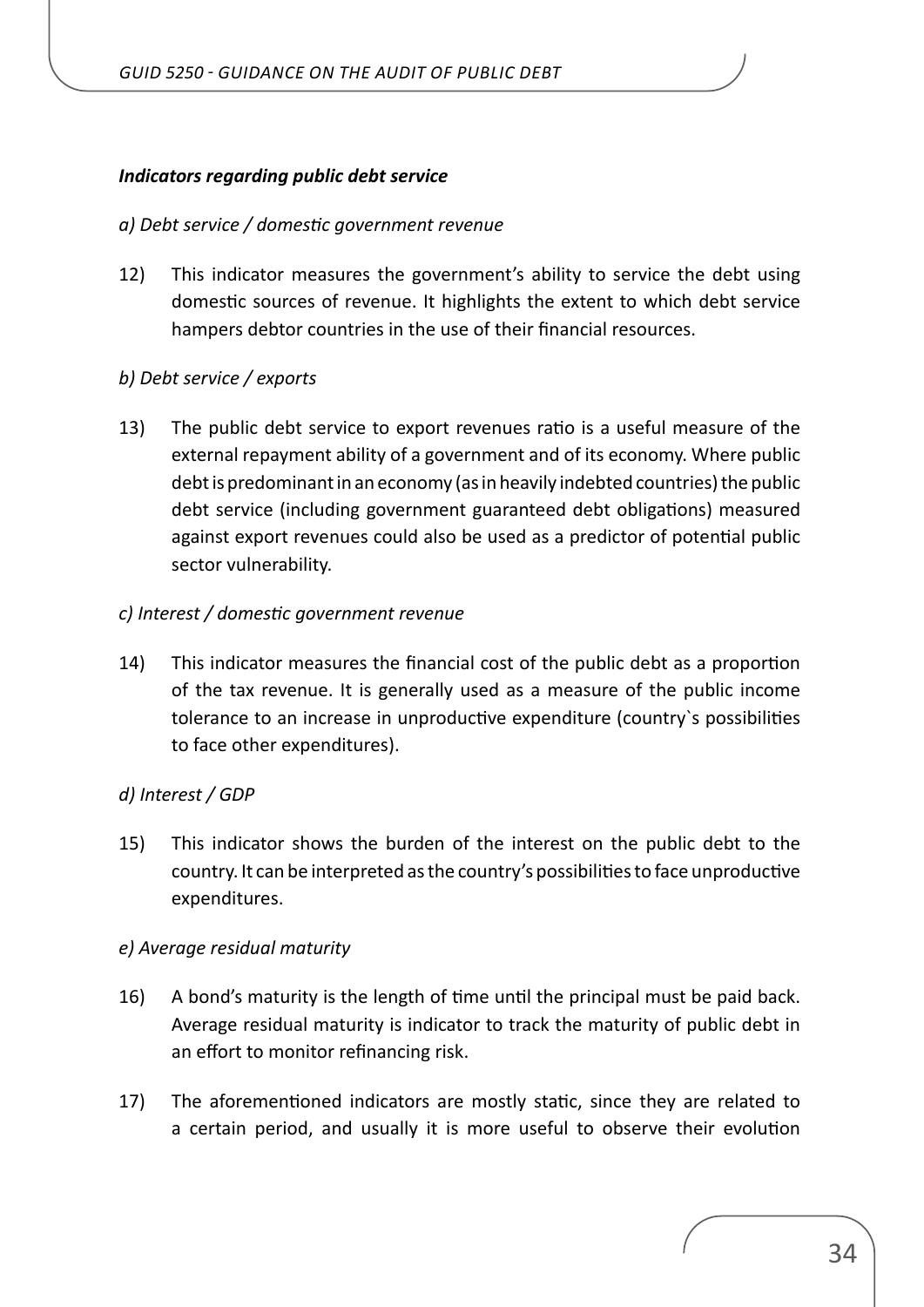***Indicators regarding public debt service***

*a) Debt service / domestic government revenue*

12) This indicator measures the government's ability to service the debt using domestic sources of revenue. It highlights the extent to which debt service hampers debtor countries in the use of their financial resources.

*b) Debt service / exports*

13) The public debt service to export revenues ratio is a useful measure of the external repayment ability of a government and of its economy. Where public debt is predominant in an economy (as in heavily indebted countries) the public debt service (including government guaranteed debt obligations) measured against export revenues could also be used as a predictor of potential public sector vulnerability.

*c) Interest / domestic government revenue*

14) This indicator measures the financial cost of the public debt as a proportion of the tax revenue. It is generally used as a measure of the public income tolerance to an increase in unproductive expenditure (country`s possibilities to face other expenditures).

*d) Interest / GDP*

15) This indicator shows the burden of the interest on the public debt to the country. It can be interpreted as the country's possibilities to face unproductive expenditures.

*e) Average residual maturity*

16) A bond's maturity is the length of time until the principal must be paid back. Average residual maturity is indicator to track the maturity of public debt in an effort to monitor refinancing risk.

17) The aforementioned indicators are mostly static, since they are related to a certain period, and usually it is more useful to observe their evolution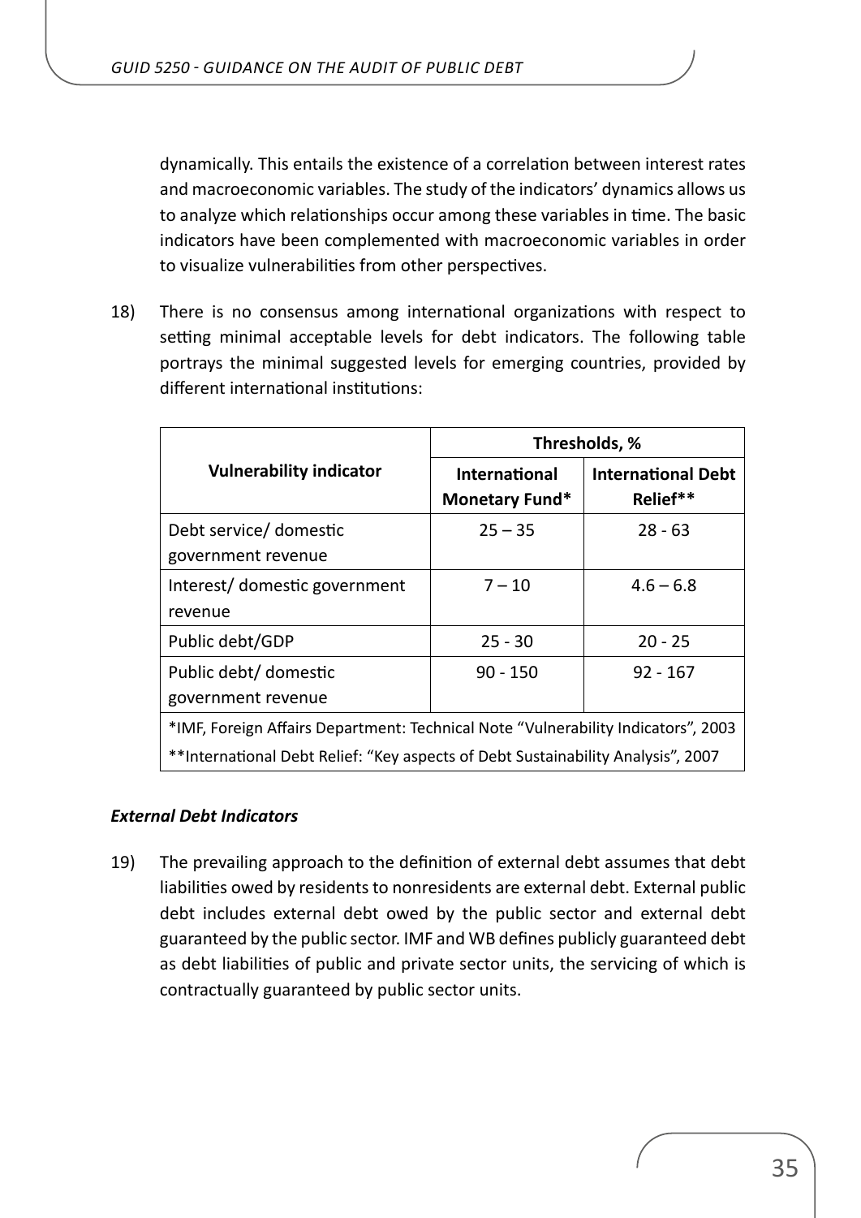dynamically. This entails the existence of a correlation between interest rates and macroeconomic variables. The study of the indicators' dynamics allows us to analyze which relationships occur among these variables in time. The basic indicators have been complemented with macroeconomic variables in order to visualize vulnerabilities from other perspectives.

18) There is no consensus among international organizations with respect to setting minimal acceptable levels for debt indicators. The following table portrays the minimal suggested levels for emerging countries, provided by different international institutions:

| Vulnerability indicator | Thresholds, % | |
|---|---|---|
| | International Monetary Fund* | International Debt Relief** |
| Debt service/ domestic government revenue | 25 – 35 | 28 - 63 |
| Interest/ domestic government revenue | 7 – 10 | 4.6 – 6.8 |
| Public debt/GDP | 25 - 30 | 20 - 25 |
| Public debt/ domestic government revenue | 90 - 150 | 92 - 167 |

*IMF, Foreign Affairs Department: Technical Note "Vulnerability Indicators", 2003

**International Debt Relief: "Key aspects of Debt Sustainability Analysis", 2007

### *External Debt Indicators*

19) The prevailing approach to the definition of external debt assumes that debt liabilities owed by residents to nonresidents are external debt. External public debt includes external debt owed by the public sector and external debt guaranteed by the public sector. IMF and WB defines publicly guaranteed debt as debt liabilities of public and private sector units, the servicing of which is contractually guaranteed by public sector units.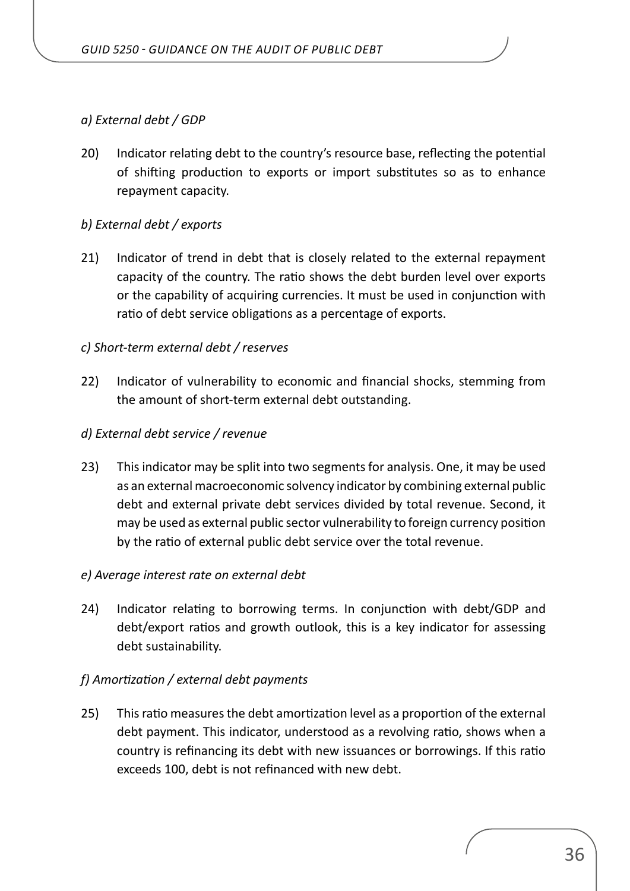*a) External debt / GDP*

20) Indicator relating debt to the country's resource base, reflecting the potential of shifting production to exports or import substitutes so as to enhance repayment capacity.

*b) External debt / exports*

21) Indicator of trend in debt that is closely related to the external repayment capacity of the country. The ratio shows the debt burden level over exports or the capability of acquiring currencies. It must be used in conjunction with ratio of debt service obligations as a percentage of exports.

*c) Short-term external debt / reserves*

22) Indicator of vulnerability to economic and financial shocks, stemming from the amount of short-term external debt outstanding.

*d) External debt service / revenue*

23) This indicator may be split into two segments for analysis. One, it may be used as an external macroeconomic solvency indicator by combining external public debt and external private debt services divided by total revenue. Second, it may be used as external public sector vulnerability to foreign currency position by the ratio of external public debt service over the total revenue.

*e) Average interest rate on external debt*

24) Indicator relating to borrowing terms. In conjunction with debt/GDP and debt/export ratios and growth outlook, this is a key indicator for assessing debt sustainability.

*f) Amortization / external debt payments*

25) This ratio measures the debt amortization level as a proportion of the external debt payment. This indicator, understood as a revolving ratio, shows when a country is refinancing its debt with new issuances or borrowings. If this ratio exceeds 100, debt is not refinanced with new debt.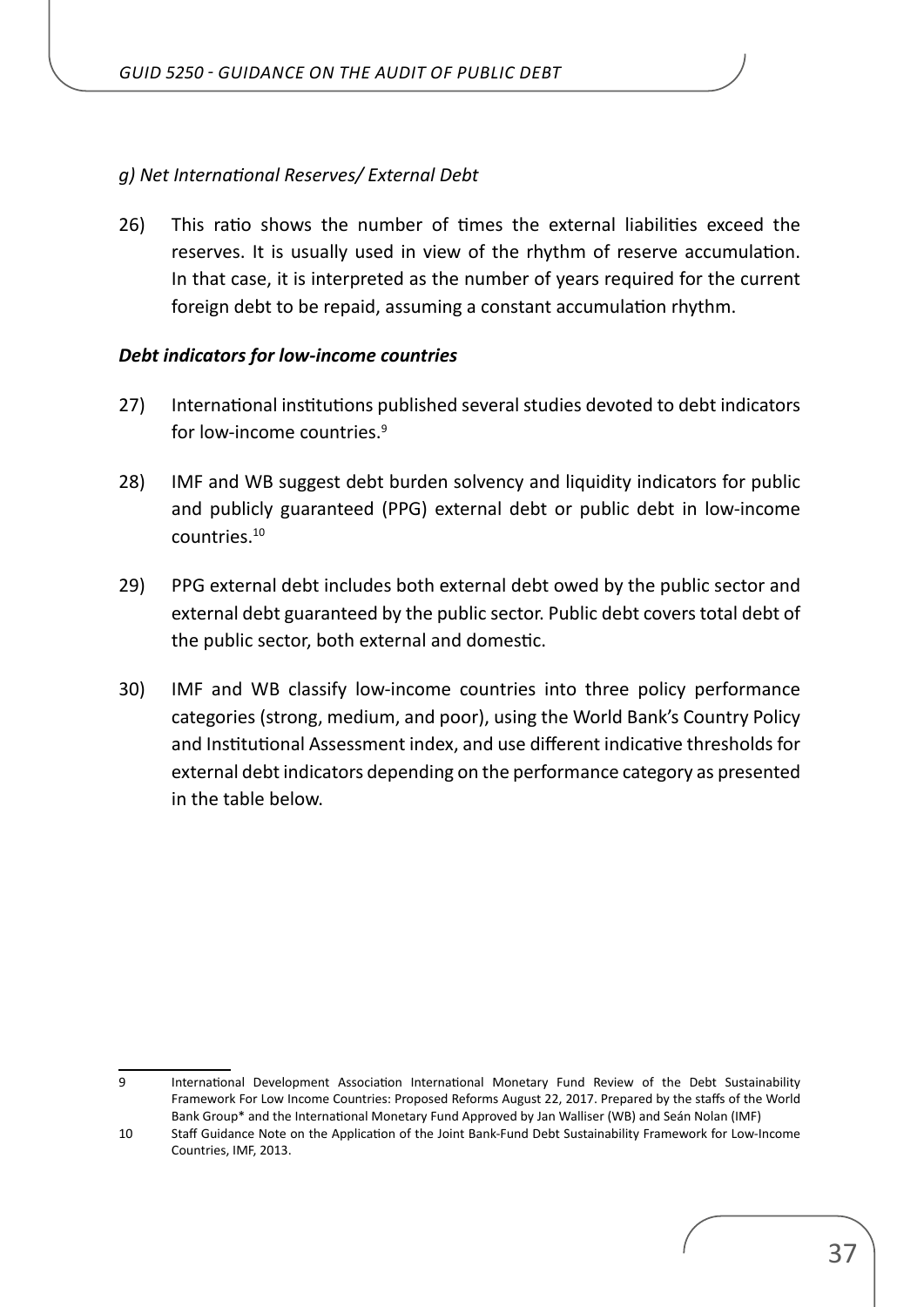*g) Net International Reserves/ External Debt*

26) This ratio shows the number of times the external liabilities exceed the reserves. It is usually used in view of the rhythm of reserve accumulation. In that case, it is interpreted as the number of years required for the current foreign debt to be repaid, assuming a constant accumulation rhythm.

***Debt indicators for low-income countries***

27) International institutions published several studies devoted to debt indicators for low-income countries.[9]

28) IMF and WB suggest debt burden solvency and liquidity indicators for public and publicly guaranteed (PPG) external debt or public debt in low-income countries.[10]

29) PPG external debt includes both external debt owed by the public sector and external debt guaranteed by the public sector. Public debt covers total debt of the public sector, both external and domestic.

30) IMF and WB classify low-income countries into three policy performance categories (strong, medium, and poor), using the World Bank's Country Policy and Institutional Assessment index, and use different indicative thresholds for external debt indicators depending on the performance category as presented in the table below.

---

9 International Development Association International Monetary Fund Review of the Debt Sustainability Framework For Low Income Countries: Proposed Reforms August 22, 2017. Prepared by the staffs of the World Bank Group* and the International Monetary Fund Approved by Jan Walliser (WB) and Seán Nolan (IMF)

10 Staff Guidance Note on the Application of the Joint Bank-Fund Debt Sustainability Framework for Low-Income Countries, IMF, 2013.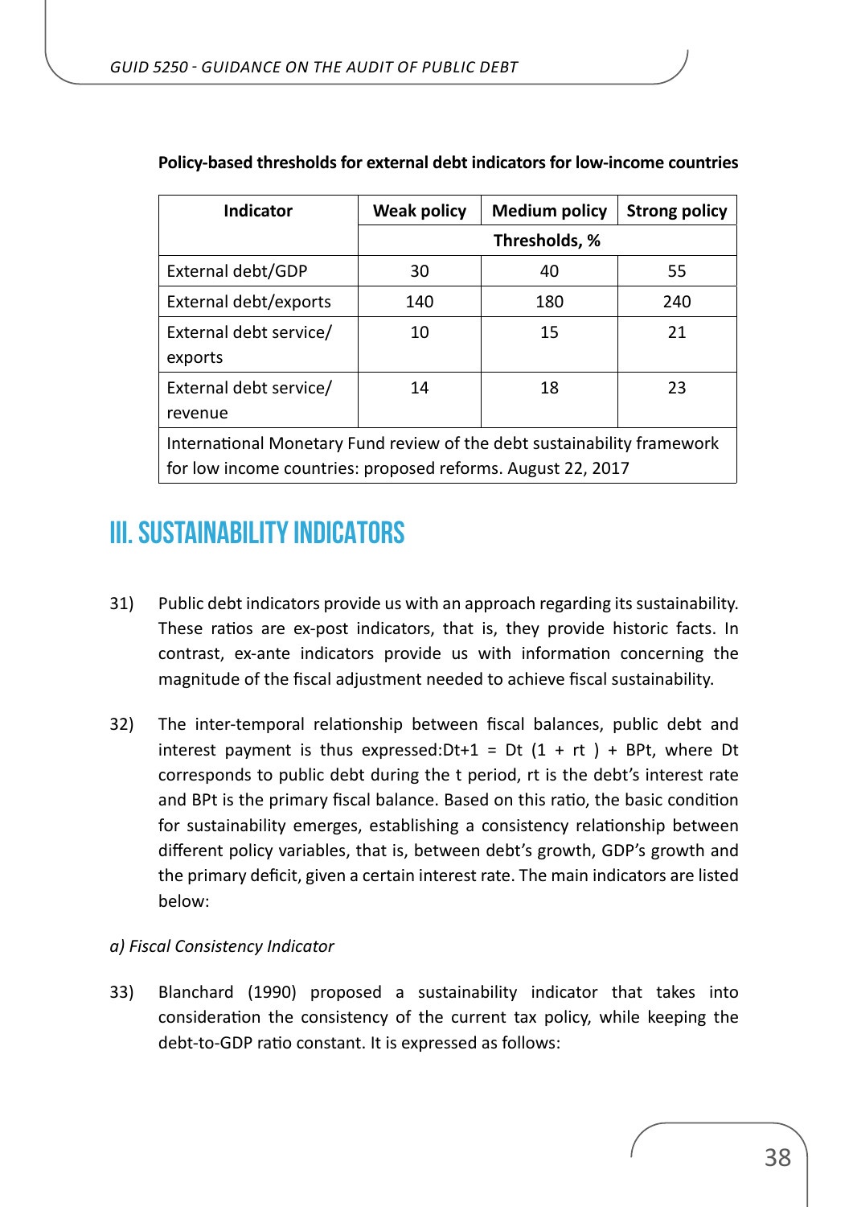**Policy-based thresholds for external debt indicators for low-income countries**

| Indicator | Weak policy | Medium policy | Strong policy |
|---|---|---|---|
| | Thresholds, % | | |
| External debt/GDP | 30 | 40 | 55 |
| External debt/exports | 140 | 180 | 240 |
| External debt service/ exports | 10 | 15 | 21 |
| External debt service/ revenue | 14 | 18 | 23 |
| International Monetary Fund review of the debt sustainability framework for low income countries: proposed reforms. August 22, 2017 | | | |

# III. SUSTAINABILITY INDICATORS

31) Public debt indicators provide us with an approach regarding its sustainability. These ratios are ex-post indicators, that is, they provide historic facts. In contrast, ex-ante indicators provide us with information concerning the magnitude of the fiscal adjustment needed to achieve fiscal sustainability.

32) The inter-temporal relationship between fiscal balances, public debt and interest payment is thus expressed: $D_{t+1} = D_t (1 + r_t) + BP_t$, where $D_t$ corresponds to public debt during the t period, $r_t$ is the debt's interest rate and $BP_t$ is the primary fiscal balance. Based on this ratio, the basic condition for sustainability emerges, establishing a consistency relationship between different policy variables, that is, between debt's growth, GDP's growth and the primary deficit, given a certain interest rate. The main indicators are listed below:

*a) Fiscal Consistency Indicator*

33) Blanchard (1990) proposed a sustainability indicator that takes into consideration the consistency of the current tax policy, while keeping the debt-to-GDP ratio constant. It is expressed as follows: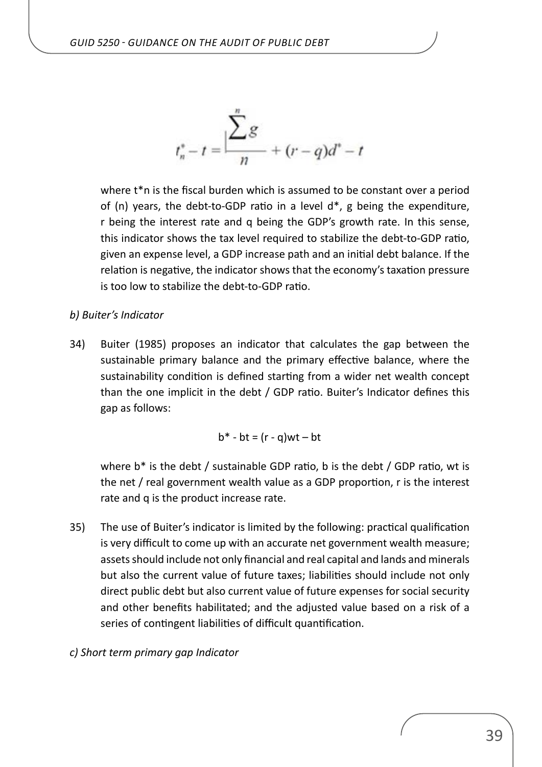$$t_n^* - t = \frac{\sum^{n} g}{n} + (r - q)d^* - t$$

where t*n is the fiscal burden which is assumed to be constant over a period of (n) years, the debt-to-GDP ratio in a level d*, g being the expenditure, r being the interest rate and q being the GDP's growth rate. In this sense, this indicator shows the tax level required to stabilize the debt-to-GDP ratio, given an expense level, a GDP increase path and an initial debt balance. If the relation is negative, the indicator shows that the economy's taxation pressure is too low to stabilize the debt-to-GDP ratio.

*b) Buiter's Indicator*

34) Buiter (1985) proposes an indicator that calculates the gap between the sustainable primary balance and the primary effective balance, where the sustainability condition is defined starting from a wider net wealth concept than the one implicit in the debt / GDP ratio. Buiter's Indicator defines this gap as follows:

$$b^* - bt = (r - q)wt – bt$$

where b* is the debt / sustainable GDP ratio, b is the debt / GDP ratio, wt is the net / real government wealth value as a GDP proportion, r is the interest rate and q is the product increase rate.

35) The use of Buiter's indicator is limited by the following: practical qualification is very difficult to come up with an accurate net government wealth measure; assets should include not only financial and real capital and lands and minerals but also the current value of future taxes; liabilities should include not only direct public debt but also current value of future expenses for social security and other benefits habilitated; and the adjusted value based on a risk of a series of contingent liabilities of difficult quantification.

*c) Short term primary gap Indicator*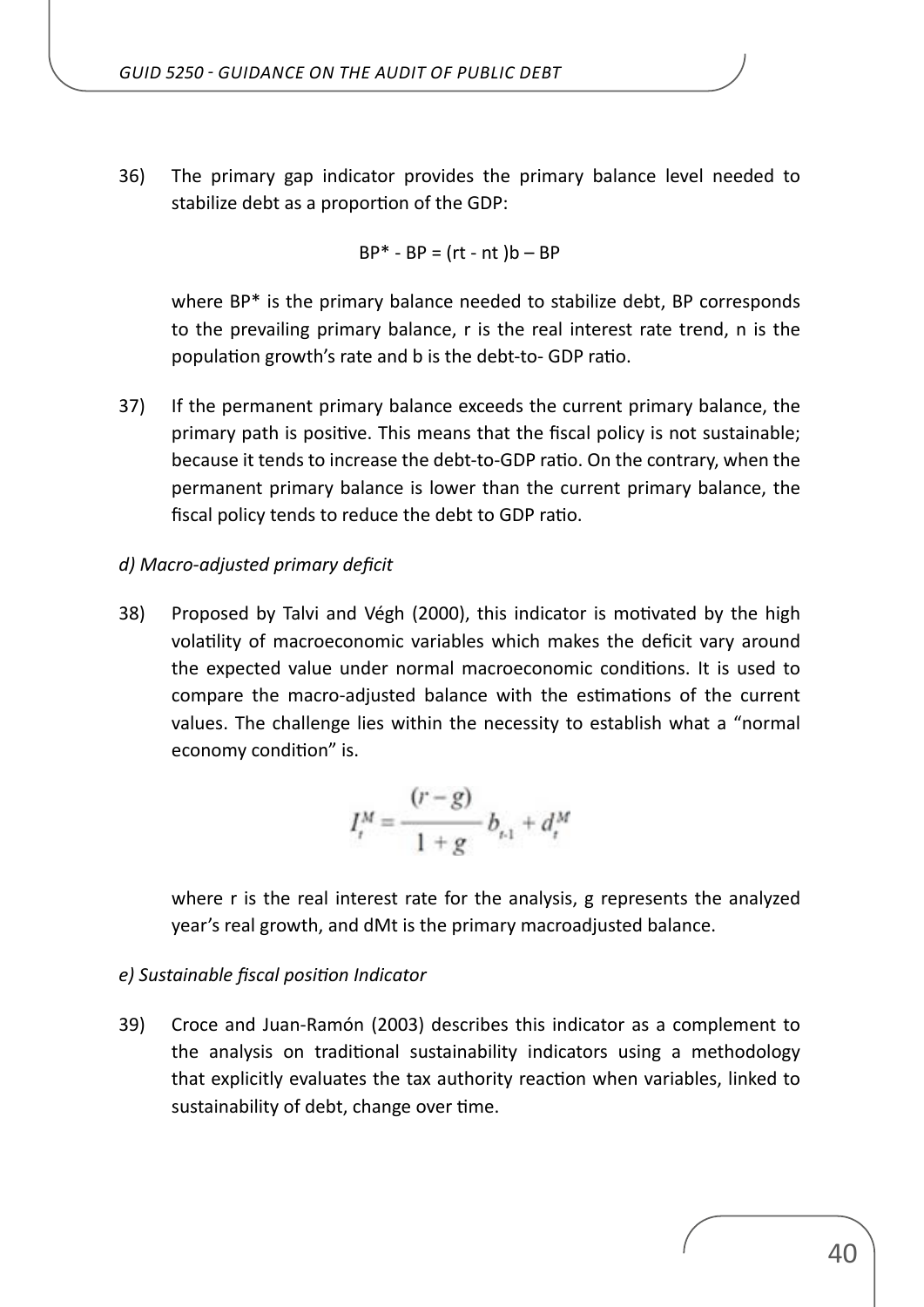36) The primary gap indicator provides the primary balance level needed to stabilize debt as a proportion of the GDP:

$$BP^* - BP = (rt - nt)b - BP$$

where BP* is the primary balance needed to stabilize debt, BP corresponds to the prevailing primary balance, r is the real interest rate trend, n is the population growth's rate and b is the debt-to- GDP ratio.

37) If the permanent primary balance exceeds the current primary balance, the primary path is positive. This means that the fiscal policy is not sustainable; because it tends to increase the debt-to-GDP ratio. On the contrary, when the permanent primary balance is lower than the current primary balance, the fiscal policy tends to reduce the debt to GDP ratio.

*d) Macro-adjusted primary deficit*

38) Proposed by Talvi and Végh (2000), this indicator is motivated by the high volatility of macroeconomic variables which makes the deficit vary around the expected value under normal macroeconomic conditions. It is used to compare the macro-adjusted balance with the estimations of the current values. The challenge lies within the necessity to establish what a "normal economy condition" is.

$$I_t^M = \frac{(r-g)}{1+g} b_{t-1} + d_t^M$$

where r is the real interest rate for the analysis, g represents the analyzed year's real growth, and dMt is the primary macroadjusted balance.

*e) Sustainable fiscal position Indicator*

39) Croce and Juan-Ramón (2003) describes this indicator as a complement to the analysis on traditional sustainability indicators using a methodology that explicitly evaluates the tax authority reaction when variables, linked to sustainability of debt, change over time.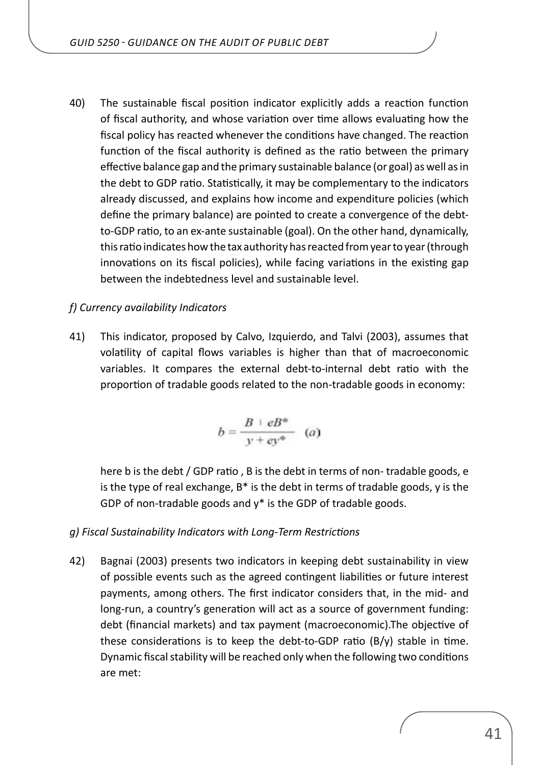40) The sustainable fiscal position indicator explicitly adds a reaction function of fiscal authority, and whose variation over time allows evaluating how the fiscal policy has reacted whenever the conditions have changed. The reaction function of the fiscal authority is defined as the ratio between the primary effective balance gap and the primary sustainable balance (or goal) as well as in the debt to GDP ratio. Statistically, it may be complementary to the indicators already discussed, and explains how income and expenditure policies (which define the primary balance) are pointed to create a convergence of the debt-to-GDP ratio, to an ex-ante sustainable (goal). On the other hand, dynamically, this ratio indicates how the tax authority has reacted from year to year (through innovations on its fiscal policies), while facing variations in the existing gap between the indebtedness level and sustainable level.

*f) Currency availability Indicators*

41) This indicator, proposed by Calvo, Izquierdo, and Talvi (2003), assumes that volatility of capital flows variables is higher than that of macroeconomic variables. It compares the external debt-to-internal debt ratio with the proportion of tradable goods related to the non-tradable goods in economy:

$$b = \frac{B + eB^*}{y + ey^*} \quad (a)$$

here b is the debt / GDP ratio , B is the debt in terms of non- tradable goods, e is the type of real exchange, $B^*$ is the debt in terms of tradable goods, y is the GDP of non-tradable goods and $y^*$ is the GDP of tradable goods.

*g) Fiscal Sustainability Indicators with Long-Term Restrictions*

42) Bagnai (2003) presents two indicators in keeping debt sustainability in view of possible events such as the agreed contingent liabilities or future interest payments, among others. The first indicator considers that, in the mid- and long-run, a country's generation will act as a source of government funding: debt (financial markets) and tax payment (macroeconomic).The objective of these considerations is to keep the debt-to-GDP ratio (B/y) stable in time. Dynamic fiscal stability will be reached only when the following two conditions are met: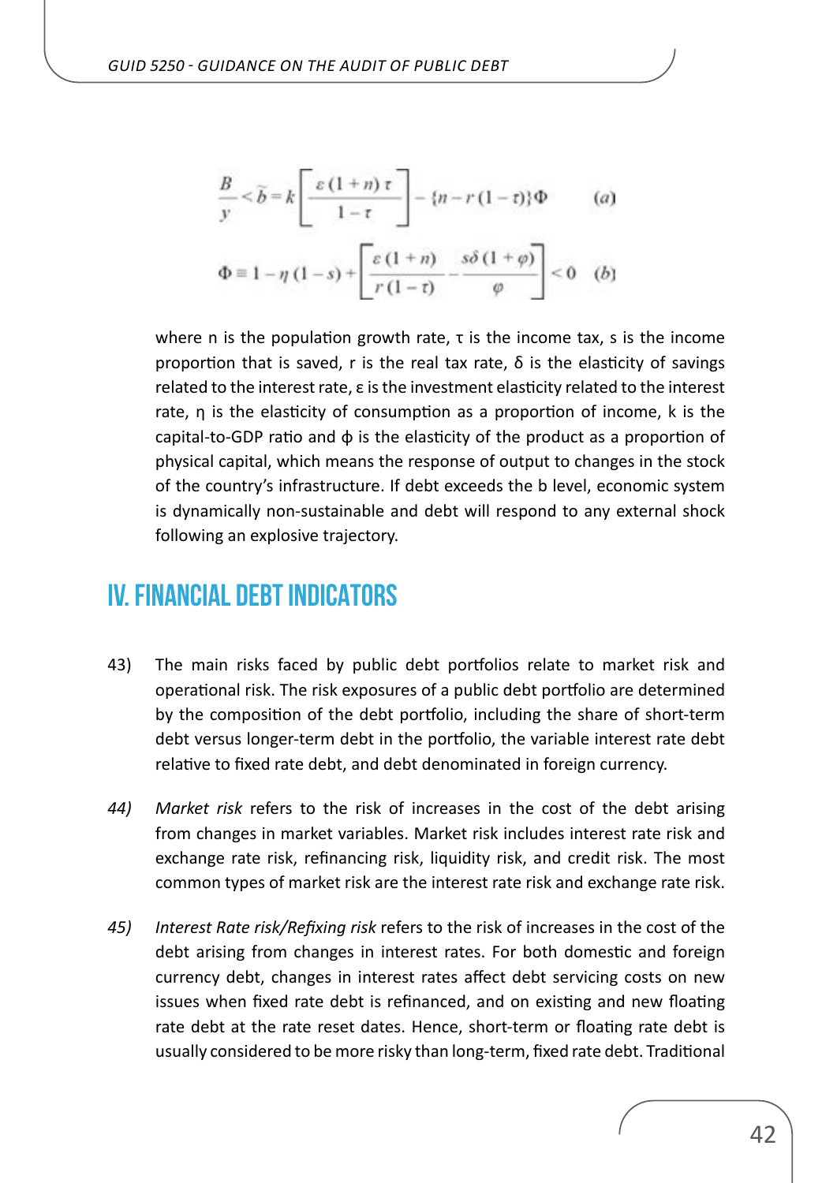$$\frac{B}{y} < \tilde{b} = k\left[\frac{\varepsilon(1+n)\,\tau}{1-\tau}\right] - \{n - r(1-\tau)\}\Phi \qquad (a)$$

$$\Phi \equiv 1 - \eta(1-s) + \left[\frac{\varepsilon(1+n)}{r(1-\tau)} - \frac{s\delta(1+\varphi)}{\varphi}\right] < 0 \quad (b)$$

where n is the population growth rate, τ is the income tax, s is the income proportion that is saved, r is the real tax rate, δ is the elasticity of savings related to the interest rate, ε is the investment elasticity related to the interest rate, η is the elasticity of consumption as a proportion of income, k is the capital-to-GDP ratio and ϕ is the elasticity of the product as a proportion of physical capital, which means the response of output to changes in the stock of the country's infrastructure. If debt exceeds the b level, economic system is dynamically non-sustainable and debt will respond to any external shock following an explosive trajectory.

# IV. FINANCIAL DEBT INDICATORS

43) The main risks faced by public debt portfolios relate to market risk and operational risk. The risk exposures of a public debt portfolio are determined by the composition of the debt portfolio, including the share of short-term debt versus longer-term debt in the portfolio, the variable interest rate debt relative to fixed rate debt, and debt denominated in foreign currency.

*44)* *Market risk* refers to the risk of increases in the cost of the debt arising from changes in market variables. Market risk includes interest rate risk and exchange rate risk, refinancing risk, liquidity risk, and credit risk. The most common types of market risk are the interest rate risk and exchange rate risk.

*45)* *Interest Rate risk/Refixing risk* refers to the risk of increases in the cost of the debt arising from changes in interest rates. For both domestic and foreign currency debt, changes in interest rates affect debt servicing costs on new issues when fixed rate debt is refinanced, and on existing and new floating rate debt at the rate reset dates. Hence, short-term or floating rate debt is usually considered to be more risky than long-term, fixed rate debt. Traditional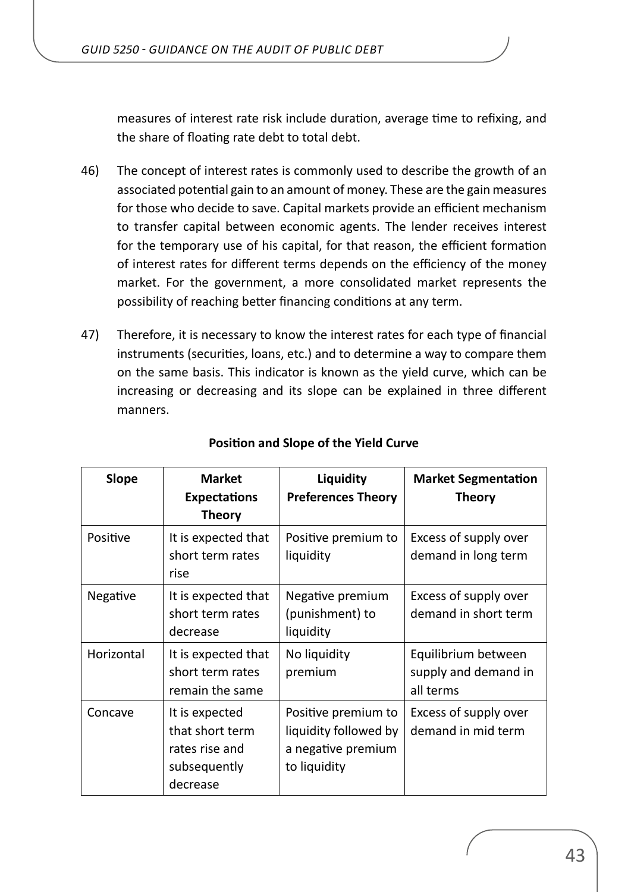measures of interest rate risk include duration, average time to refixing, and the share of floating rate debt to total debt.

46) The concept of interest rates is commonly used to describe the growth of an associated potential gain to an amount of money. These are the gain measures for those who decide to save. Capital markets provide an efficient mechanism to transfer capital between economic agents. The lender receives interest for the temporary use of his capital, for that reason, the efficient formation of interest rates for different terms depends on the efficiency of the money market. For the government, a more consolidated market represents the possibility of reaching better financing conditions at any term.

47) Therefore, it is necessary to know the interest rates for each type of financial instruments (securities, loans, etc.) and to determine a way to compare them on the same basis. This indicator is known as the yield curve, which can be increasing or decreasing and its slope can be explained in three different manners.

**Position and Slope of the Yield Curve**

| Slope | Market Expectations Theory | Liquidity Preferences Theory | Market Segmentation Theory |
|---|---|---|---|
| Positive | It is expected that short term rates rise | Positive premium to liquidity | Excess of supply over demand in long term |
| Negative | It is expected that short term rates decrease | Negative premium (punishment) to liquidity | Excess of supply over demand in short term |
| Horizontal | It is expected that short term rates remain the same | No liquidity premium | Equilibrium between supply and demand in all terms |
| Concave | It is expected that short term rates rise and subsequently decrease | Positive premium to liquidity followed by a negative premium to liquidity | Excess of supply over demand in mid term |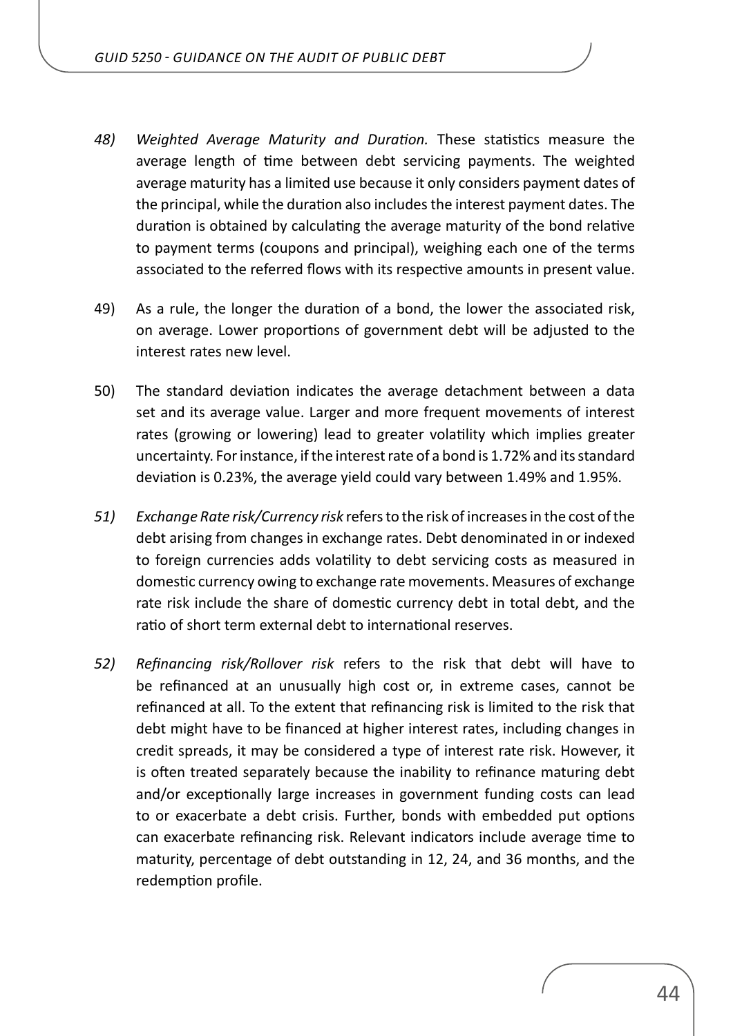*48)* *Weighted Average Maturity and Duration.* These statistics measure the average length of time between debt servicing payments. The weighted average maturity has a limited use because it only considers payment dates of the principal, while the duration also includes the interest payment dates. The duration is obtained by calculating the average maturity of the bond relative to payment terms (coupons and principal), weighing each one of the terms associated to the referred flows with its respective amounts in present value.

49) As a rule, the longer the duration of a bond, the lower the associated risk, on average. Lower proportions of government debt will be adjusted to the interest rates new level.

50) The standard deviation indicates the average detachment between a data set and its average value. Larger and more frequent movements of interest rates (growing or lowering) lead to greater volatility which implies greater uncertainty. For instance, if the interest rate of a bond is 1.72% and its standard deviation is 0.23%, the average yield could vary between 1.49% and 1.95%.

*51)* *Exchange Rate risk/Currency risk* refers to the risk of increases in the cost of the debt arising from changes in exchange rates. Debt denominated in or indexed to foreign currencies adds volatility to debt servicing costs as measured in domestic currency owing to exchange rate movements. Measures of exchange rate risk include the share of domestic currency debt in total debt, and the ratio of short term external debt to international reserves.

*52)* *Refinancing risk/Rollover risk* refers to the risk that debt will have to be refinanced at an unusually high cost or, in extreme cases, cannot be refinanced at all. To the extent that refinancing risk is limited to the risk that debt might have to be financed at higher interest rates, including changes in credit spreads, it may be considered a type of interest rate risk. However, it is often treated separately because the inability to refinance maturing debt and/or exceptionally large increases in government funding costs can lead to or exacerbate a debt crisis. Further, bonds with embedded put options can exacerbate refinancing risk. Relevant indicators include average time to maturity, percentage of debt outstanding in 12, 24, and 36 months, and the redemption profile.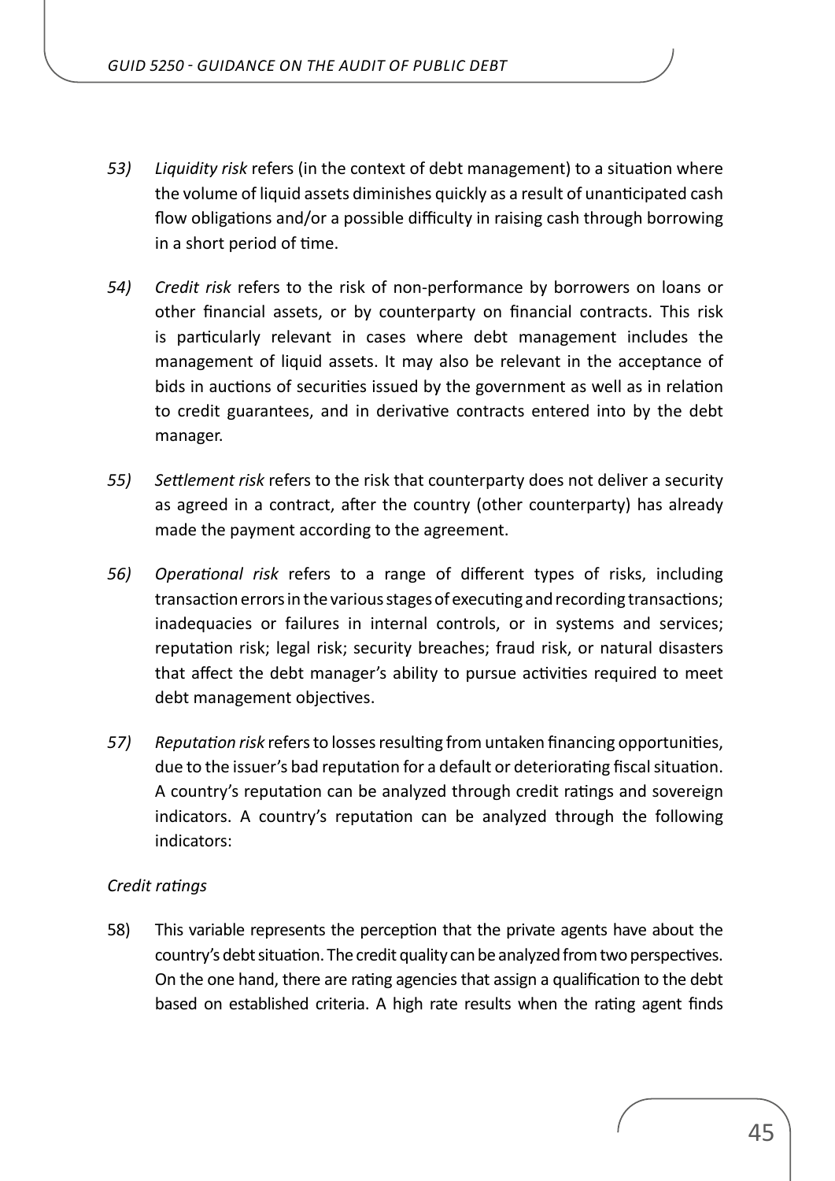53) *Liquidity risk* refers (in the context of debt management) to a situation where the volume of liquid assets diminishes quickly as a result of unanticipated cash flow obligations and/or a possible difficulty in raising cash through borrowing in a short period of time.

54) *Credit risk* refers to the risk of non-performance by borrowers on loans or other financial assets, or by counterparty on financial contracts. This risk is particularly relevant in cases where debt management includes the management of liquid assets. It may also be relevant in the acceptance of bids in auctions of securities issued by the government as well as in relation to credit guarantees, and in derivative contracts entered into by the debt manager.

55) *Settlement risk* refers to the risk that counterparty does not deliver a security as agreed in a contract, after the country (other counterparty) has already made the payment according to the agreement.

56) *Operational risk* refers to a range of different types of risks, including transaction errors in the various stages of executing and recording transactions; inadequacies or failures in internal controls, or in systems and services; reputation risk; legal risk; security breaches; fraud risk, or natural disasters that affect the debt manager's ability to pursue activities required to meet debt management objectives.

57) *Reputation risk* refers to losses resulting from untaken financing opportunities, due to the issuer's bad reputation for a default or deteriorating fiscal situation. A country's reputation can be analyzed through credit ratings and sovereign indicators. A country's reputation can be analyzed through the following indicators:

*Credit ratings*

58) This variable represents the perception that the private agents have about the country's debt situation. The credit quality can be analyzed from two perspectives. On the one hand, there are rating agencies that assign a qualification to the debt based on established criteria. A high rate results when the rating agent finds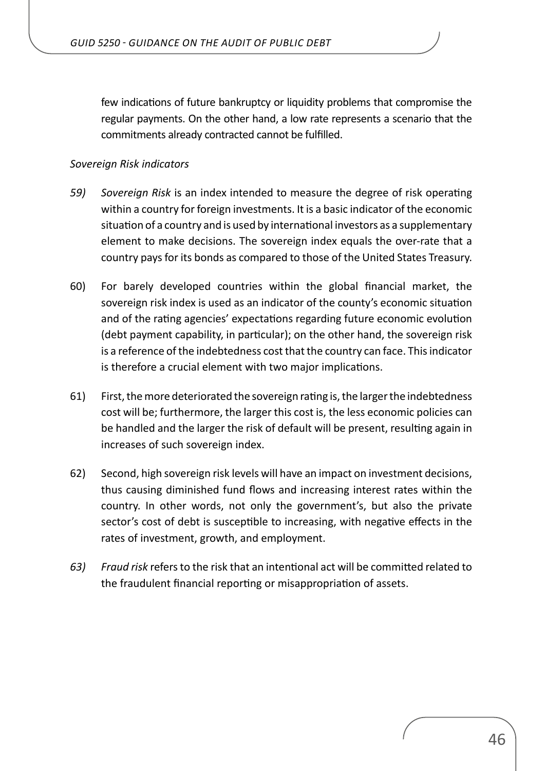few indications of future bankruptcy or liquidity problems that compromise the regular payments. On the other hand, a low rate represents a scenario that the commitments already contracted cannot be fulfilled.

*Sovereign Risk indicators*

*59)* *Sovereign Risk* is an index intended to measure the degree of risk operating within a country for foreign investments. It is a basic indicator of the economic situation of a country and is used by international investors as a supplementary element to make decisions. The sovereign index equals the over-rate that a country pays for its bonds as compared to those of the United States Treasury.

60) For barely developed countries within the global financial market, the sovereign risk index is used as an indicator of the county's economic situation and of the rating agencies' expectations regarding future economic evolution (debt payment capability, in particular); on the other hand, the sovereign risk is a reference of the indebtedness cost that the country can face. This indicator is therefore a crucial element with two major implications.

61) First, the more deteriorated the sovereign rating is, the larger the indebtedness cost will be; furthermore, the larger this cost is, the less economic policies can be handled and the larger the risk of default will be present, resulting again in increases of such sovereign index.

62) Second, high sovereign risk levels will have an impact on investment decisions, thus causing diminished fund flows and increasing interest rates within the country. In other words, not only the government's, but also the private sector's cost of debt is susceptible to increasing, with negative effects in the rates of investment, growth, and employment.

*63)* *Fraud risk* refers to the risk that an intentional act will be committed related to the fraudulent financial reporting or misappropriation of assets.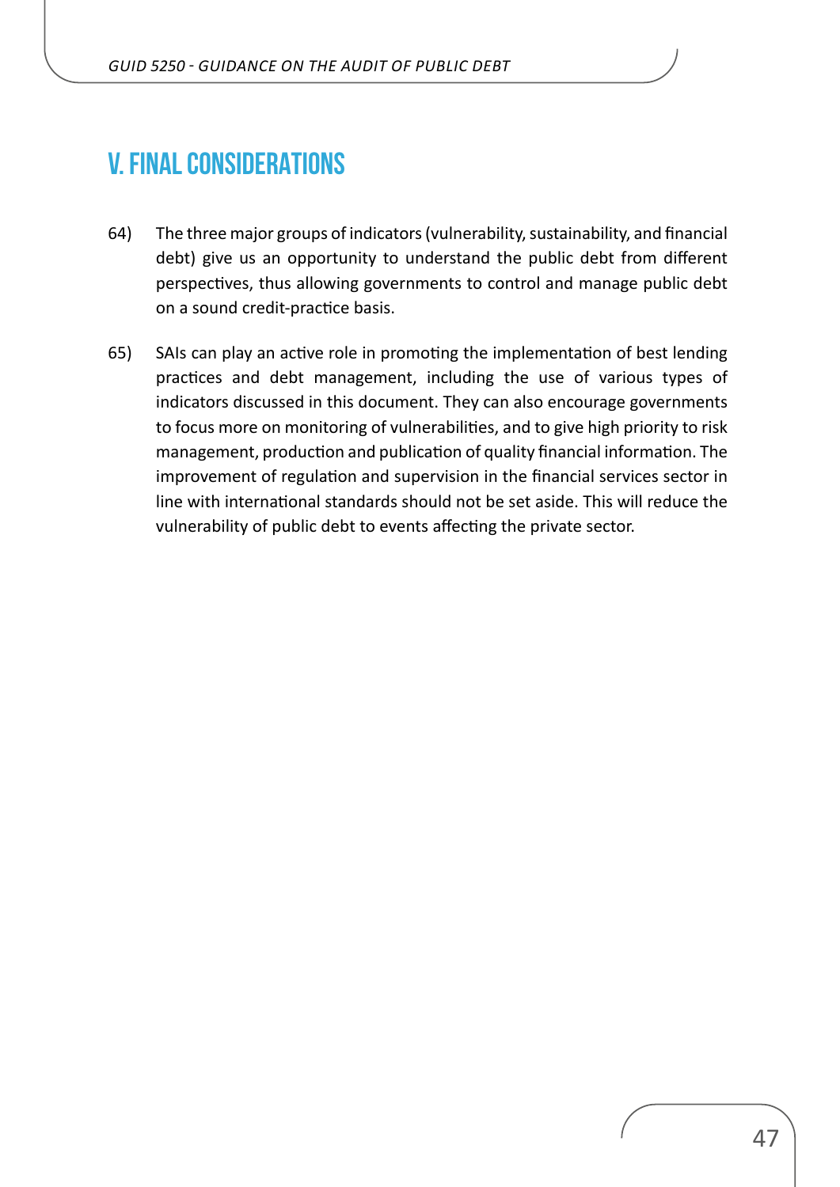# V. FINAL CONSIDERATIONS

64) The three major groups of indicators (vulnerability, sustainability, and financial debt) give us an opportunity to understand the public debt from different perspectives, thus allowing governments to control and manage public debt on a sound credit-practice basis.

65) SAIs can play an active role in promoting the implementation of best lending practices and debt management, including the use of various types of indicators discussed in this document. They can also encourage governments to focus more on monitoring of vulnerabilities, and to give high priority to risk management, production and publication of quality financial information. The improvement of regulation and supervision in the financial services sector in line with international standards should not be set aside. This will reduce the vulnerability of public debt to events affecting the private sector.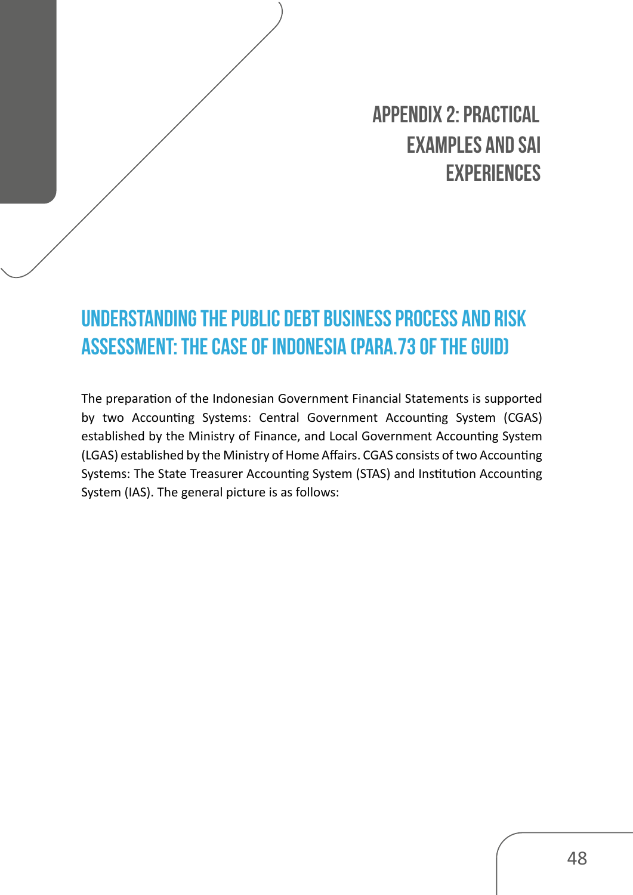# APPENDIX 2: PRACTICAL EXAMPLES AND SAI EXPERIENCES

## UNDERSTANDING THE PUBLIC DEBT BUSINESS PROCESS AND RISK ASSESSMENT: THE CASE OF INDONESIA (PARA.73 OF THE GUID)

The preparation of the Indonesian Government Financial Statements is supported by two Accounting Systems: Central Government Accounting System (CGAS) established by the Ministry of Finance, and Local Government Accounting System (LGAS) established by the Ministry of Home Affairs. CGAS consists of two Accounting Systems: The State Treasurer Accounting System (STAS) and Institution Accounting System (IAS). The general picture is as follows: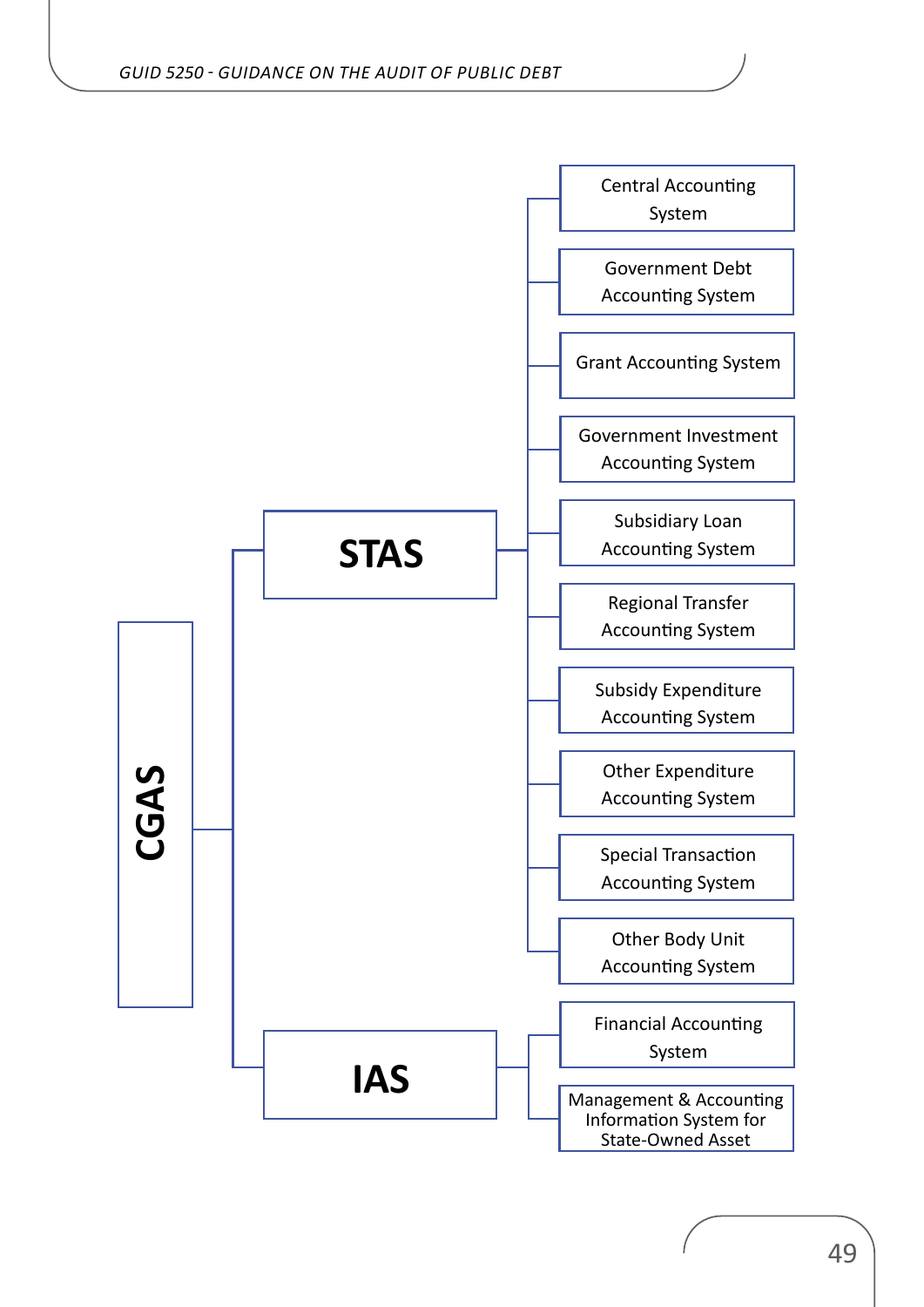- **CGAS**
  - **STAS**
    - Central Accounting System
    - Government Debt Accounting System
    - Grant Accounting System
    - Government Investment Accounting System
    - Subsidiary Loan Accounting System
    - Regional Transfer Accounting System
    - Subsidy Expenditure Accounting System
    - Other Expenditure Accounting System
    - Special Transaction Accounting System
    - Other Body Unit Accounting System
  - **IAS**
    - Financial Accounting System
    - Management & Accounting Information System for State-Owned Asset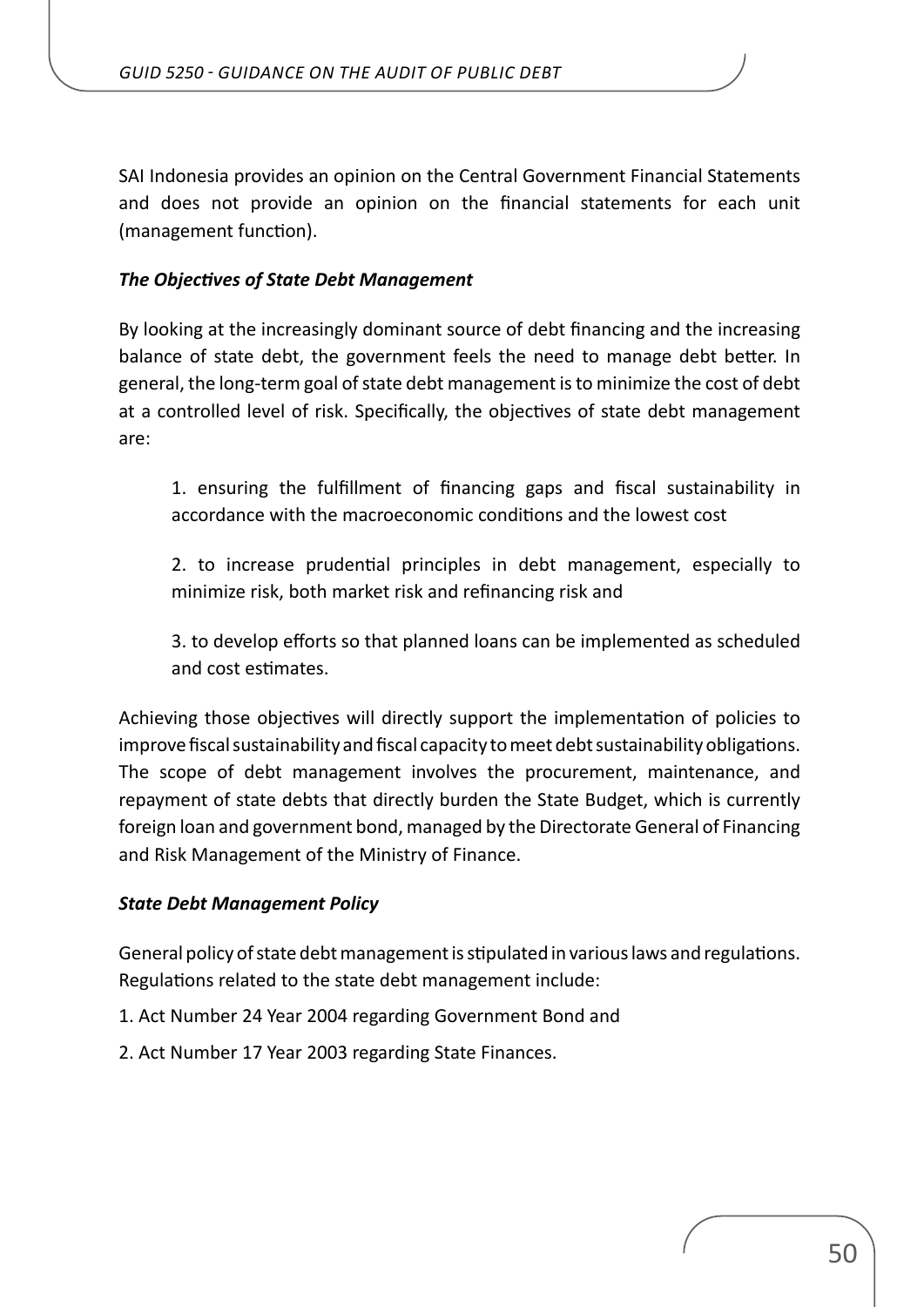SAI Indonesia provides an opinion on the Central Government Financial Statements and does not provide an opinion on the financial statements for each unit (management function).

***The Objectives of State Debt Management***

By looking at the increasingly dominant source of debt financing and the increasing balance of state debt, the government feels the need to manage debt better. In general, the long-term goal of state debt management is to minimize the cost of debt at a controlled level of risk. Specifically, the objectives of state debt management are:

1. ensuring the fulfillment of financing gaps and fiscal sustainability in accordance with the macroeconomic conditions and the lowest cost

2. to increase prudential principles in debt management, especially to minimize risk, both market risk and refinancing risk and

3. to develop efforts so that planned loans can be implemented as scheduled and cost estimates.

Achieving those objectives will directly support the implementation of policies to improve fiscal sustainability and fiscal capacity to meet debt sustainability obligations. The scope of debt management involves the procurement, maintenance, and repayment of state debts that directly burden the State Budget, which is currently foreign loan and government bond, managed by the Directorate General of Financing and Risk Management of the Ministry of Finance.

***State Debt Management Policy***

General policy of state debt management is stipulated in various laws and regulations. Regulations related to the state debt management include:

1. Act Number 24 Year 2004 regarding Government Bond and

2. Act Number 17 Year 2003 regarding State Finances.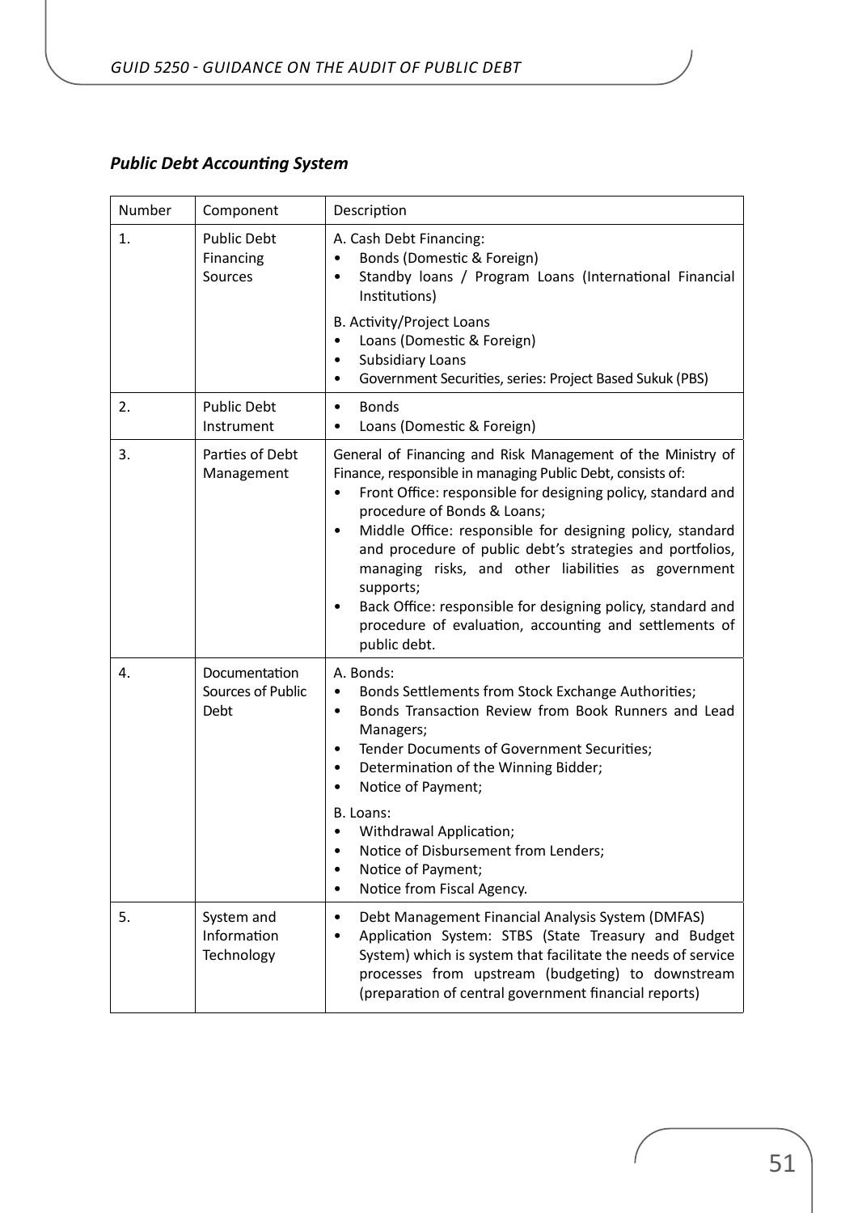### *Public Debt Accounting System*

| Number | Component | Description |
|---|---|---|
| 1. | Public Debt Financing Sources | A. Cash Debt Financing:<br>• Bonds (Domestic & Foreign)<br>• Standby loans / Program Loans (International Financial Institutions)<br>B. Activity/Project Loans<br>• Loans (Domestic & Foreign)<br>• Subsidiary Loans<br>• Government Securities, series: Project Based Sukuk (PBS) |
| 2. | Public Debt Instrument | • Bonds<br>• Loans (Domestic & Foreign) |
| 3. | Parties of Debt Management | General of Financing and Risk Management of the Ministry of Finance, responsible in managing Public Debt, consists of:<br>• Front Office: responsible for designing policy, standard and procedure of Bonds & Loans;<br>• Middle Office: responsible for designing policy, standard and procedure of public debt's strategies and portfolios, managing risks, and other liabilities as government supports;<br>• Back Office: responsible for designing policy, standard and procedure of evaluation, accounting and settlements of public debt. |
| 4. | Documentation Sources of Public Debt | A. Bonds:<br>• Bonds Settlements from Stock Exchange Authorities;<br>• Bonds Transaction Review from Book Runners and Lead Managers;<br>• Tender Documents of Government Securities;<br>• Determination of the Winning Bidder;<br>• Notice of Payment;<br>B. Loans:<br>• Withdrawal Application;<br>• Notice of Disbursement from Lenders;<br>• Notice of Payment;<br>• Notice from Fiscal Agency. |
| 5. | System and Information Technology | • Debt Management Financial Analysis System (DMFAS)<br>• Application System: STBS (State Treasury and Budget System) which is system that facilitate the needs of service processes from upstream (budgeting) to downstream (preparation of central government financial reports) |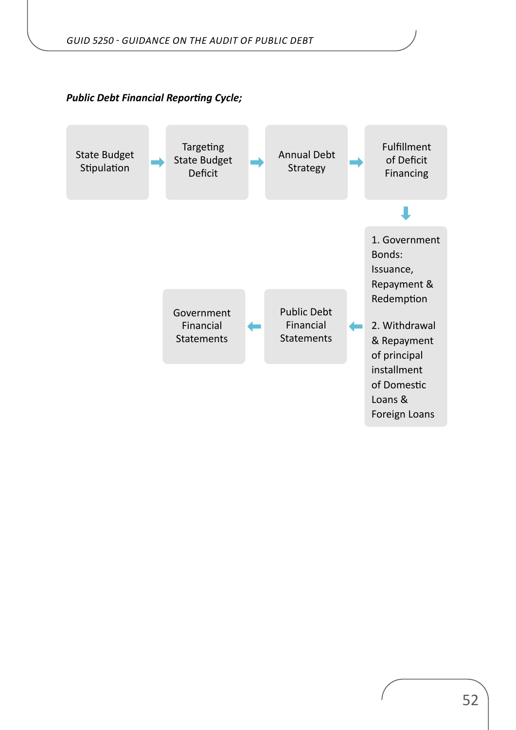***Public Debt Financial Reporting Cycle;***

State Budget Stipulation → Targeting State Budget Deficit → Annual Debt Strategy → Fulfillment of Deficit Financing

↓

1. Government Bonds: Issuance, Repayment & Redemption

2. Withdrawal & Repayment of principal installment of Domestic Loans & Foreign Loans

← Public Debt Financial Statements ← Government Financial Statements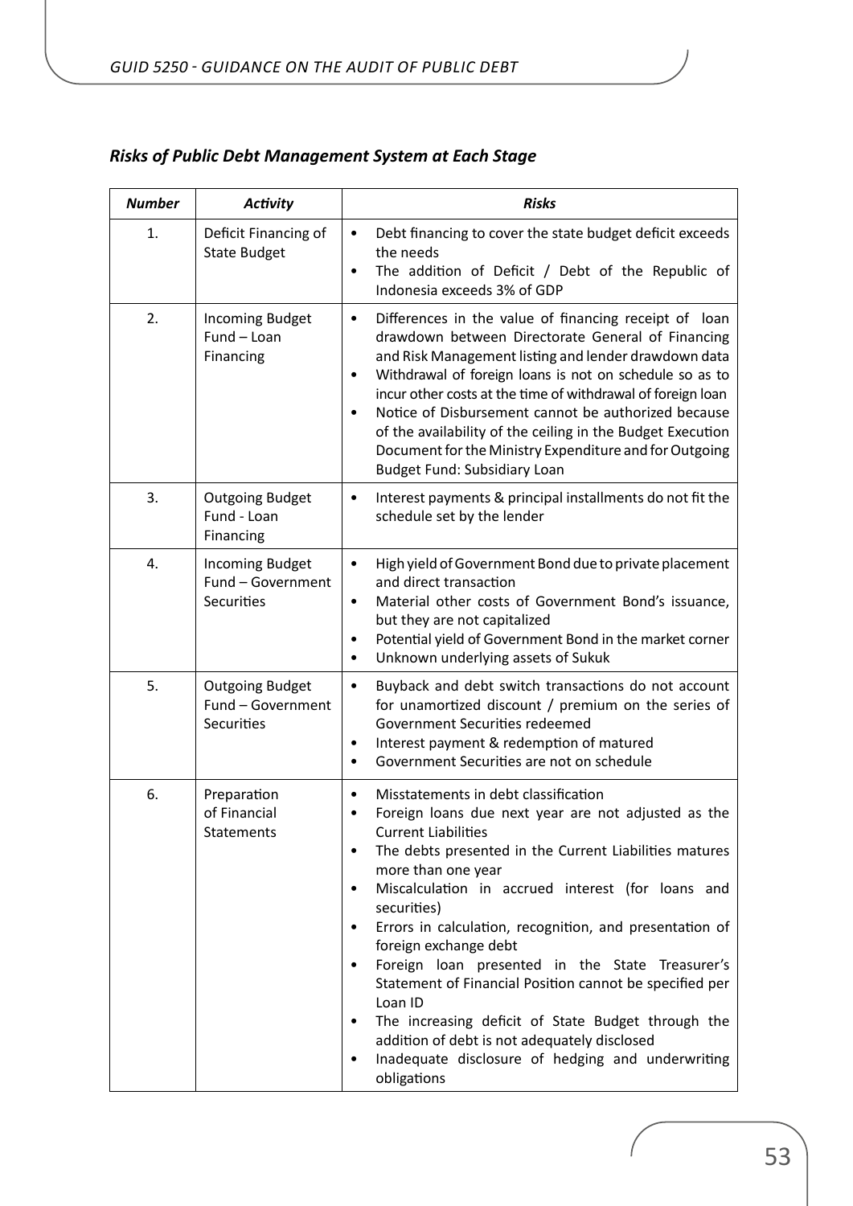***Risks of Public Debt Management System at Each Stage***

| ***Number*** | ***Activity*** | ***Risks*** |
|---|---|---|
| 1. | Deficit Financing of State Budget | • Debt financing to cover the state budget deficit exceeds the needs<br>• The addition of Deficit / Debt of the Republic of Indonesia exceeds 3% of GDP |
| 2. | Incoming Budget Fund – Loan Financing | • Differences in the value of financing receipt of loan drawdown between Directorate General of Financing and Risk Management listing and lender drawdown data<br>• Withdrawal of foreign loans is not on schedule so as to incur other costs at the time of withdrawal of foreign loan<br>• Notice of Disbursement cannot be authorized because of the availability of the ceiling in the Budget Execution Document for the Ministry Expenditure and for Outgoing Budget Fund: Subsidiary Loan |
| 3. | Outgoing Budget Fund - Loan Financing | • Interest payments & principal installments do not fit the schedule set by the lender |
| 4. | Incoming Budget Fund – Government Securities | • High yield of Government Bond due to private placement and direct transaction<br>• Material other costs of Government Bond's issuance, but they are not capitalized<br>• Potential yield of Government Bond in the market corner<br>• Unknown underlying assets of Sukuk |
| 5. | Outgoing Budget Fund – Government Securities | • Buyback and debt switch transactions do not account for unamortized discount / premium on the series of Government Securities redeemed<br>• Interest payment & redemption of matured<br>• Government Securities are not on schedule |
| 6. | Preparation of Financial Statements | • Misstatements in debt classification<br>• Foreign loans due next year are not adjusted as the Current Liabilities<br>• The debts presented in the Current Liabilities matures more than one year<br>• Miscalculation in accrued interest (for loans and securities)<br>• Errors in calculation, recognition, and presentation of foreign exchange debt<br>• Foreign loan presented in the State Treasurer's Statement of Financial Position cannot be specified per Loan ID<br>• The increasing deficit of State Budget through the addition of debt is not adequately disclosed<br>• Inadequate disclosure of hedging and underwriting obligations |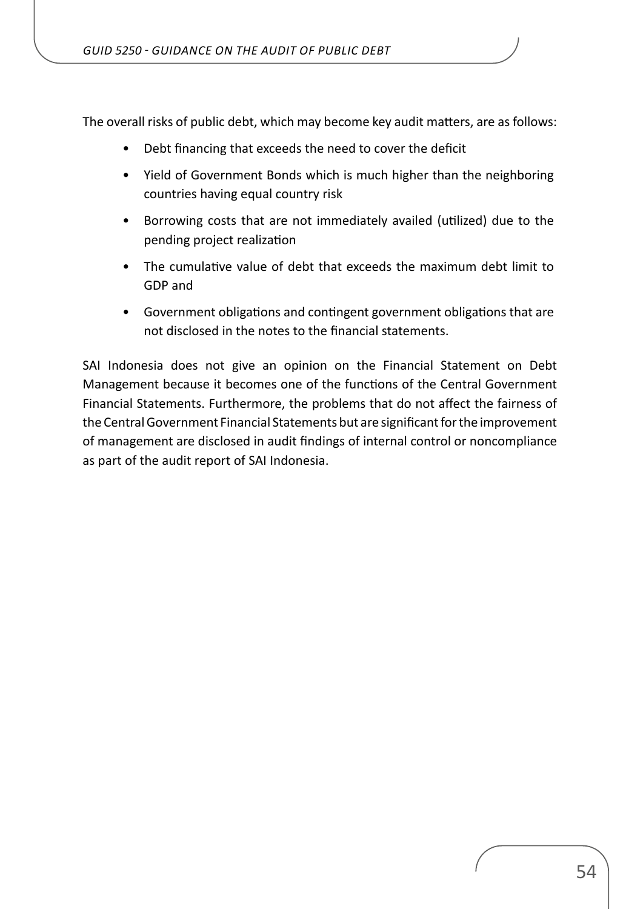The overall risks of public debt, which may become key audit matters, are as follows:

- Debt financing that exceeds the need to cover the deficit
- Yield of Government Bonds which is much higher than the neighboring countries having equal country risk
- Borrowing costs that are not immediately availed (utilized) due to the pending project realization
- The cumulative value of debt that exceeds the maximum debt limit to GDP and
- Government obligations and contingent government obligations that are not disclosed in the notes to the financial statements.

SAI Indonesia does not give an opinion on the Financial Statement on Debt Management because it becomes one of the functions of the Central Government Financial Statements. Furthermore, the problems that do not affect the fairness of the Central Government Financial Statements but are significant for the improvement of management are disclosed in audit findings of internal control or noncompliance as part of the audit report of SAI Indonesia.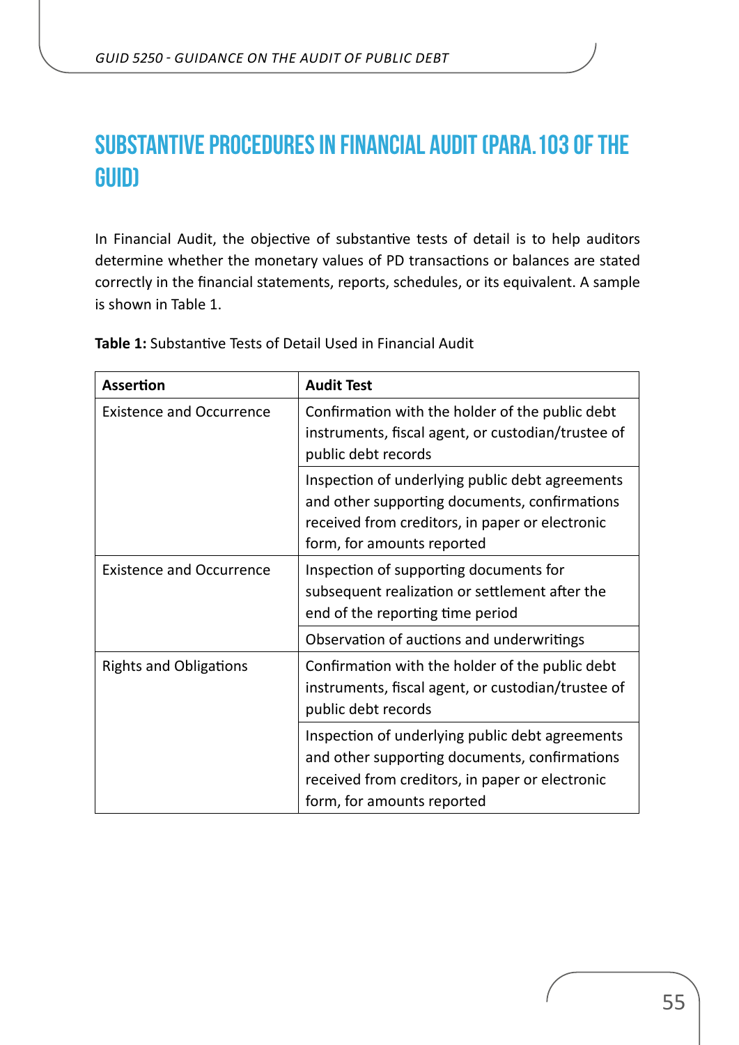# SUBSTANTIVE PROCEDURES IN FINANCIAL AUDIT (PARA. 103 OF THE GUID)

In Financial Audit, the objective of substantive tests of detail is to help auditors determine whether the monetary values of PD transactions or balances are stated correctly in the financial statements, reports, schedules, or its equivalent. A sample is shown in Table 1.

**Table 1:** Substantive Tests of Detail Used in Financial Audit

| Assertion | Audit Test |
|---|---|
| Existence and Occurrence | Confirmation with the holder of the public debt instruments, fiscal agent, or custodian/trustee of public debt records |
| | Inspection of underlying public debt agreements and other supporting documents, confirmations received from creditors, in paper or electronic form, for amounts reported |
| Existence and Occurrence | Inspection of supporting documents for subsequent realization or settlement after the end of the reporting time period |
| | Observation of auctions and underwritings |
| Rights and Obligations | Confirmation with the holder of the public debt instruments, fiscal agent, or custodian/trustee of public debt records |
| | Inspection of underlying public debt agreements and other supporting documents, confirmations received from creditors, in paper or electronic form, for amounts reported |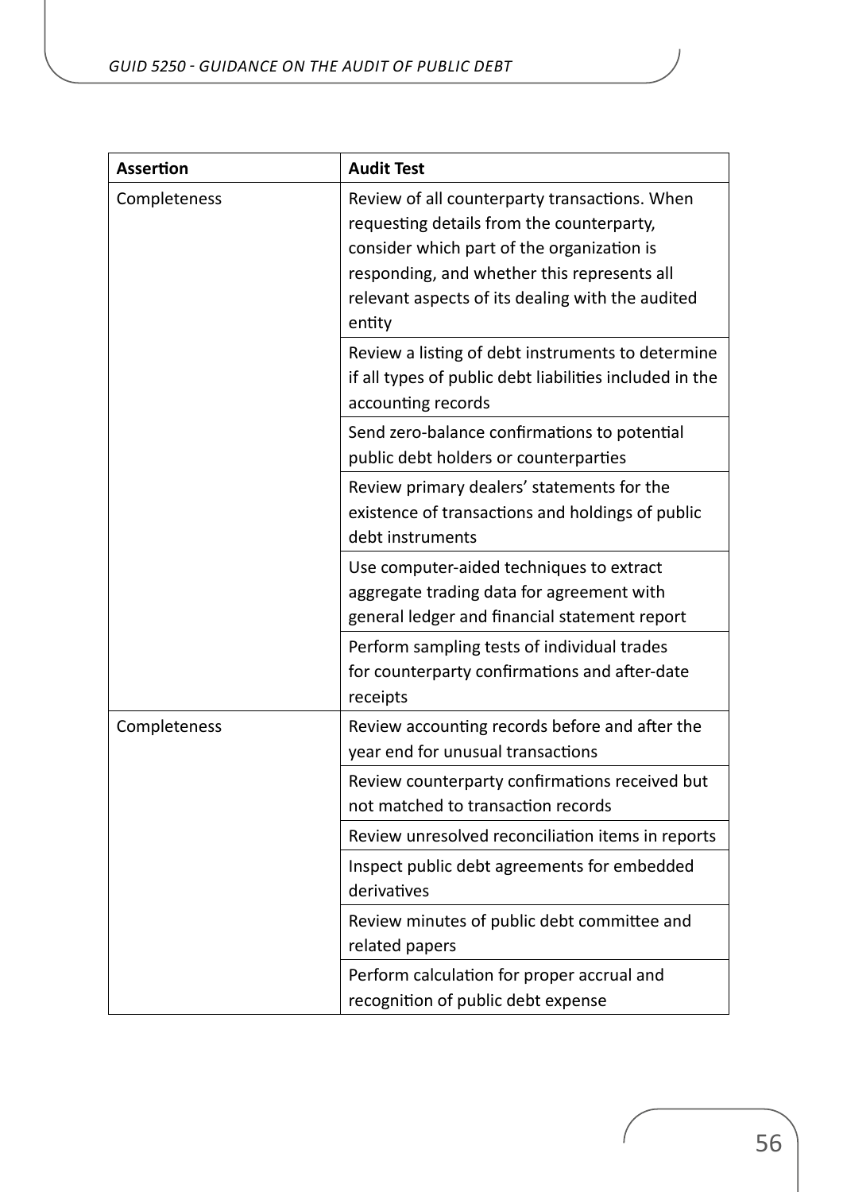| Assertion | Audit Test |
|---|---|
| Completeness | Review of all counterparty transactions. When requesting details from the counterparty, consider which part of the organization is responding, and whether this represents all relevant aspects of its dealing with the audited entity |
| | Review a listing of debt instruments to determine if all types of public debt liabilities included in the accounting records |
| | Send zero-balance confirmations to potential public debt holders or counterparties |
| | Review primary dealers' statements for the existence of transactions and holdings of public debt instruments |
| | Use computer-aided techniques to extract aggregate trading data for agreement with general ledger and financial statement report |
| | Perform sampling tests of individual trades for counterparty confirmations and after-date receipts |
| Completeness | Review accounting records before and after the year end for unusual transactions |
| | Review counterparty confirmations received but not matched to transaction records |
| | Review unresolved reconciliation items in reports |
| | Inspect public debt agreements for embedded derivatives |
| | Review minutes of public debt committee and related papers |
| | Perform calculation for proper accrual and recognition of public debt expense |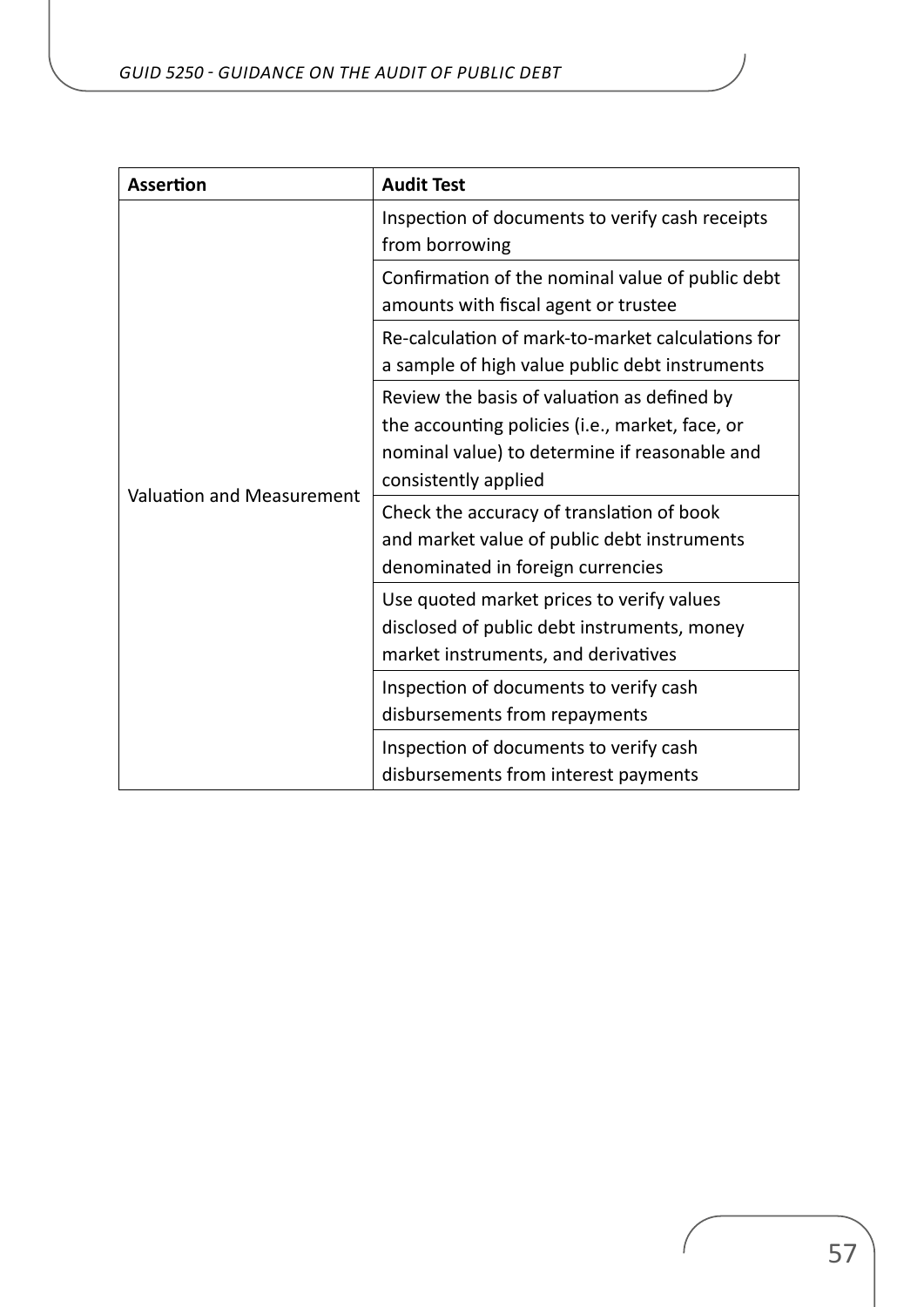| Assertion | Audit Test |
|---|---|
| Valuation and Measurement | Inspection of documents to verify cash receipts from borrowing |
| | Confirmation of the nominal value of public debt amounts with fiscal agent or trustee |
| | Re-calculation of mark-to-market calculations for a sample of high value public debt instruments |
| | Review the basis of valuation as defined by the accounting policies (i.e., market, face, or nominal value) to determine if reasonable and consistently applied |
| | Check the accuracy of translation of book and market value of public debt instruments denominated in foreign currencies |
| | Use quoted market prices to verify values disclosed of public debt instruments, money market instruments, and derivatives |
| | Inspection of documents to verify cash disbursements from repayments |
| | Inspection of documents to verify cash disbursements from interest payments |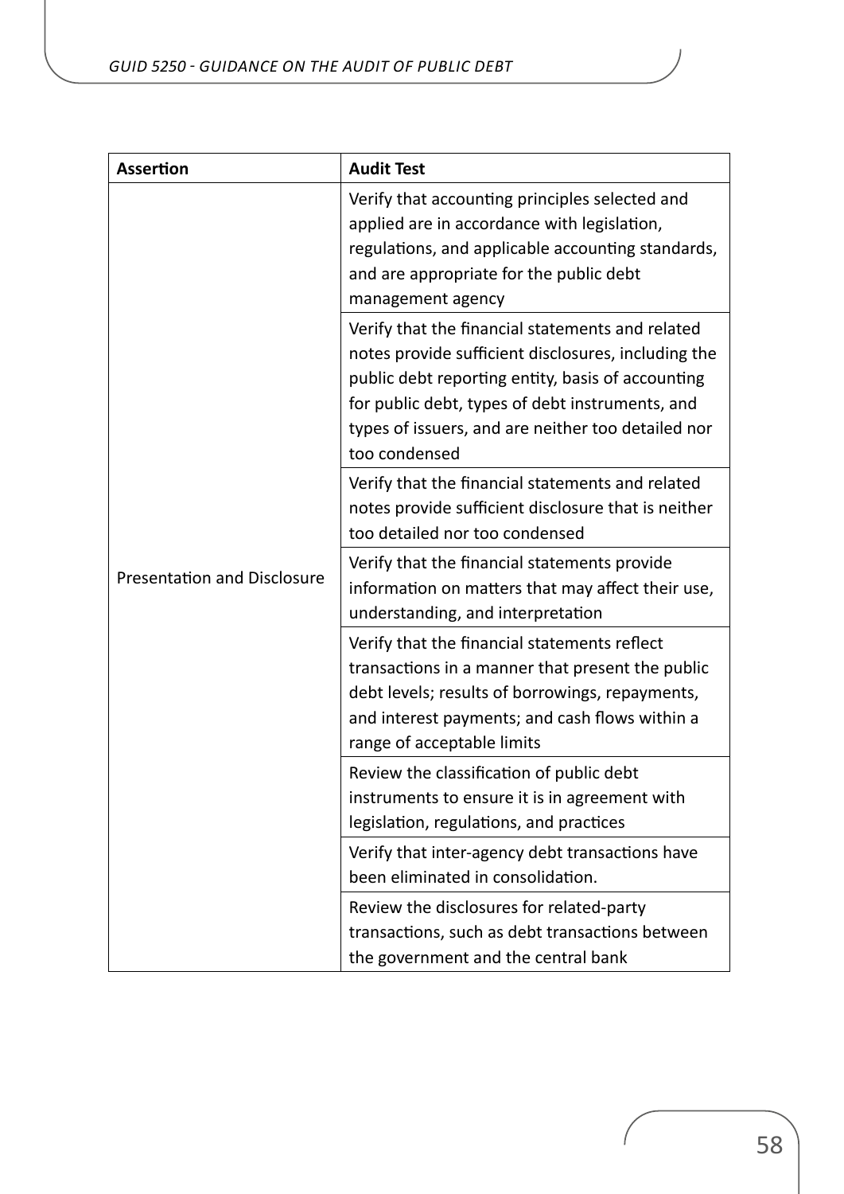| Assertion | Audit Test |
| --- | --- |
| Presentation and Disclosure | Verify that accounting principles selected and applied are in accordance with legislation, regulations, and applicable accounting standards, and are appropriate for the public debt management agency |
| | Verify that the financial statements and related notes provide sufficient disclosures, including the public debt reporting entity, basis of accounting for public debt, types of debt instruments, and types of issuers, and are neither too detailed nor too condensed |
| | Verify that the financial statements and related notes provide sufficient disclosure that is neither too detailed nor too condensed |
| | Verify that the financial statements provide information on matters that may affect their use, understanding, and interpretation |
| | Verify that the financial statements reflect transactions in a manner that present the public debt levels; results of borrowings, repayments, and interest payments; and cash flows within a range of acceptable limits |
| | Review the classification of public debt instruments to ensure it is in agreement with legislation, regulations, and practices |
| | Verify that inter-agency debt transactions have been eliminated in consolidation. |
| | Review the disclosures for related-party transactions, such as debt transactions between the government and the central bank |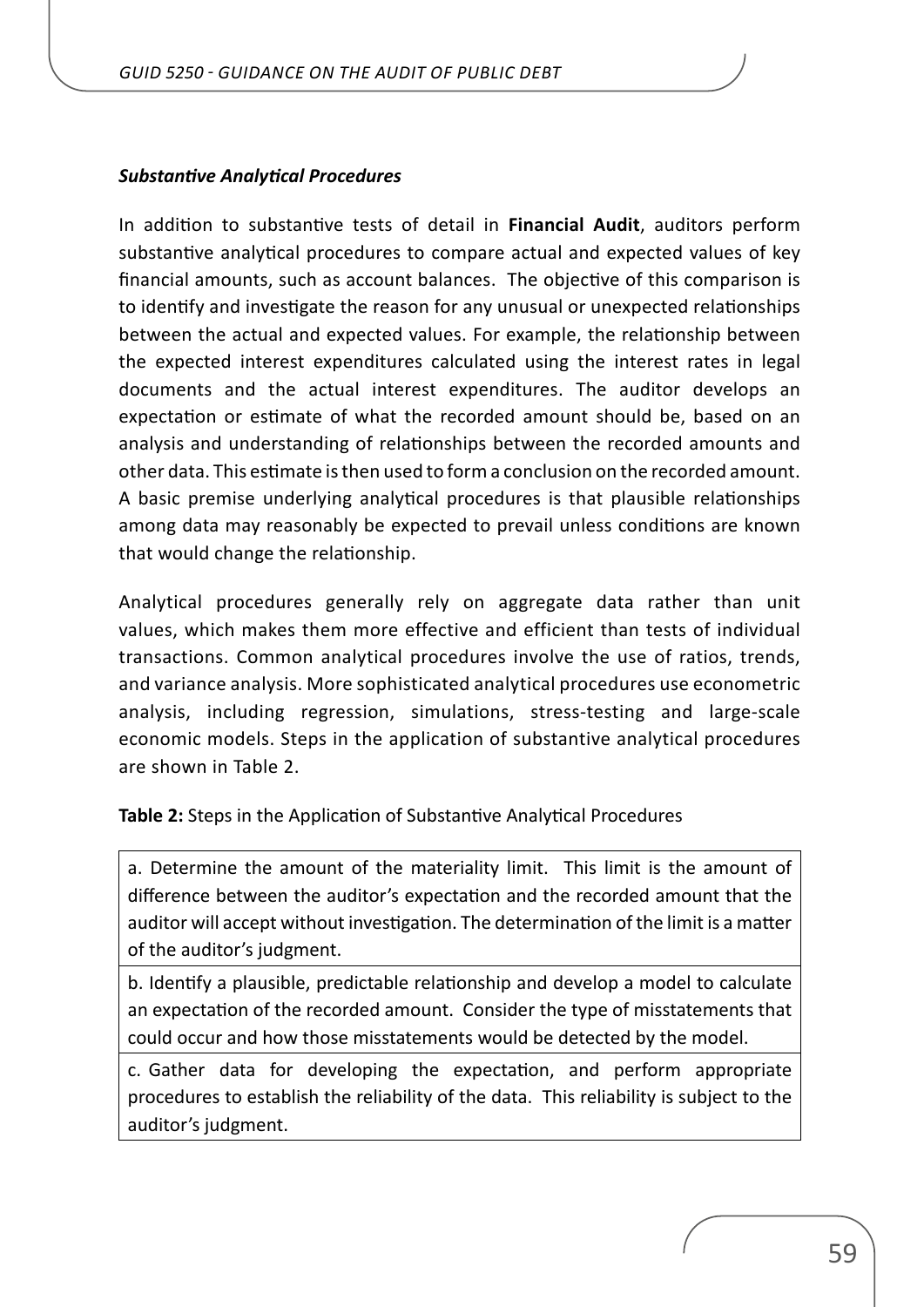***Substantive Analytical Procedures***

In addition to substantive tests of detail in **Financial Audit**, auditors perform substantive analytical procedures to compare actual and expected values of key financial amounts, such as account balances. The objective of this comparison is to identify and investigate the reason for any unusual or unexpected relationships between the actual and expected values. For example, the relationship between the expected interest expenditures calculated using the interest rates in legal documents and the actual interest expenditures. The auditor develops an expectation or estimate of what the recorded amount should be, based on an analysis and understanding of relationships between the recorded amounts and other data. This estimate is then used to form a conclusion on the recorded amount. A basic premise underlying analytical procedures is that plausible relationships among data may reasonably be expected to prevail unless conditions are known that would change the relationship.

Analytical procedures generally rely on aggregate data rather than unit values, which makes them more effective and efficient than tests of individual transactions. Common analytical procedures involve the use of ratios, trends, and variance analysis. More sophisticated analytical procedures use econometric analysis, including regression, simulations, stress-testing and large-scale economic models. Steps in the application of substantive analytical procedures are shown in Table 2.

**Table 2:** Steps in the Application of Substantive Analytical Procedures

| |
|---|
| a. Determine the amount of the materiality limit. This limit is the amount of difference between the auditor's expectation and the recorded amount that the auditor will accept without investigation. The determination of the limit is a matter of the auditor's judgment. |
| b. Identify a plausible, predictable relationship and develop a model to calculate an expectation of the recorded amount. Consider the type of misstatements that could occur and how those misstatements would be detected by the model. |
| c. Gather data for developing the expectation, and perform appropriate procedures to establish the reliability of the data. This reliability is subject to the auditor's judgment. |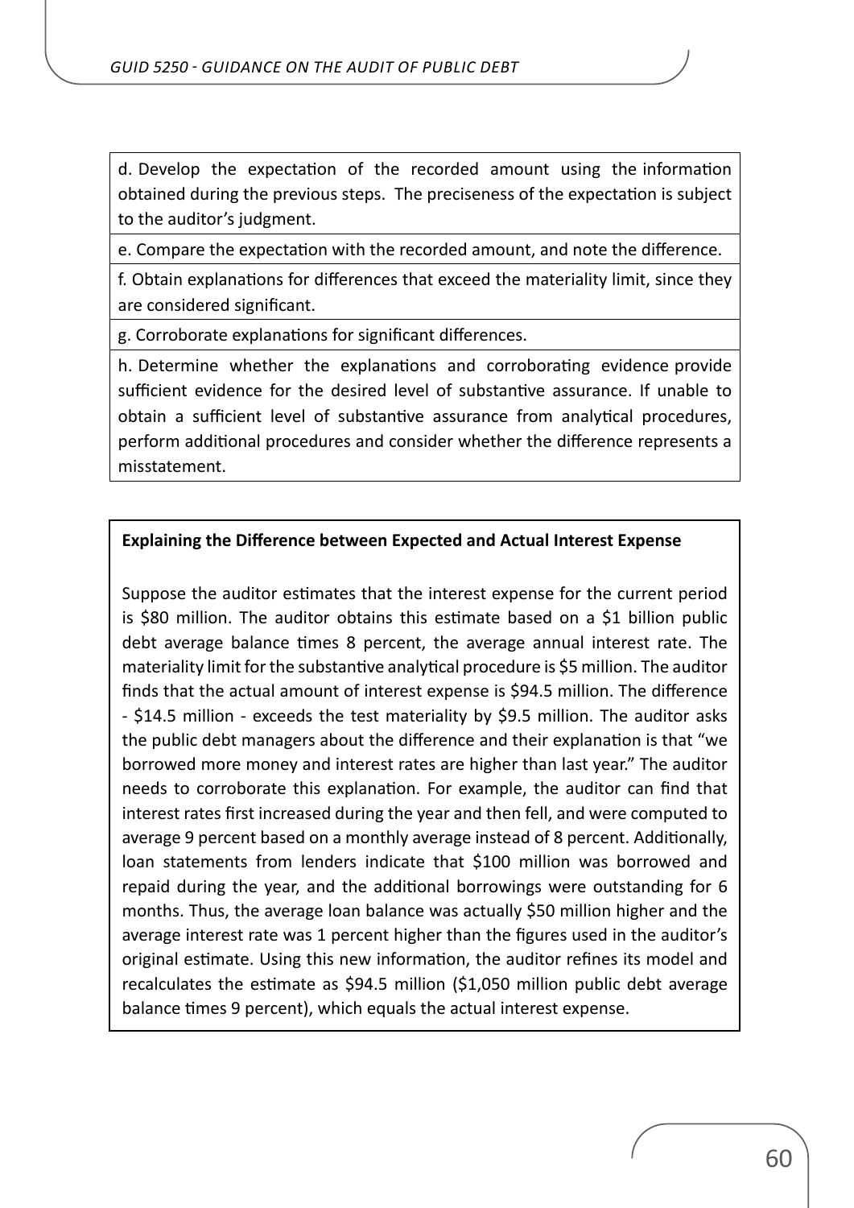| |
|---|
| d. Develop the expectation of the recorded amount using the information obtained during the previous steps. The preciseness of the expectation is subject to the auditor's judgment. |
| e. Compare the expectation with the recorded amount, and note the difference. |
| f. Obtain explanations for differences that exceed the materiality limit, since they are considered significant. |
| g. Corroborate explanations for significant differences. |
| h. Determine whether the explanations and corroborating evidence provide sufficient evidence for the desired level of substantive assurance. If unable to obtain a sufficient level of substantive assurance from analytical procedures, perform additional procedures and consider whether the difference represents a misstatement. |

**Explaining the Difference between Expected and Actual Interest Expense**

Suppose the auditor estimates that the interest expense for the current period is \$80 million. The auditor obtains this estimate based on a \$1 billion public debt average balance times 8 percent, the average annual interest rate. The materiality limit for the substantive analytical procedure is \$5 million. The auditor finds that the actual amount of interest expense is \$94.5 million. The difference - \$14.5 million - exceeds the test materiality by \$9.5 million. The auditor asks the public debt managers about the difference and their explanation is that "we borrowed more money and interest rates are higher than last year." The auditor needs to corroborate this explanation. For example, the auditor can find that interest rates first increased during the year and then fell, and were computed to average 9 percent based on a monthly average instead of 8 percent. Additionally, loan statements from lenders indicate that \$100 million was borrowed and repaid during the year, and the additional borrowings were outstanding for 6 months. Thus, the average loan balance was actually \$50 million higher and the average interest rate was 1 percent higher than the figures used in the auditor's original estimate. Using this new information, the auditor refines its model and recalculates the estimate as \$94.5 million (\$1,050 million public debt average balance times 9 percent), which equals the actual interest expense.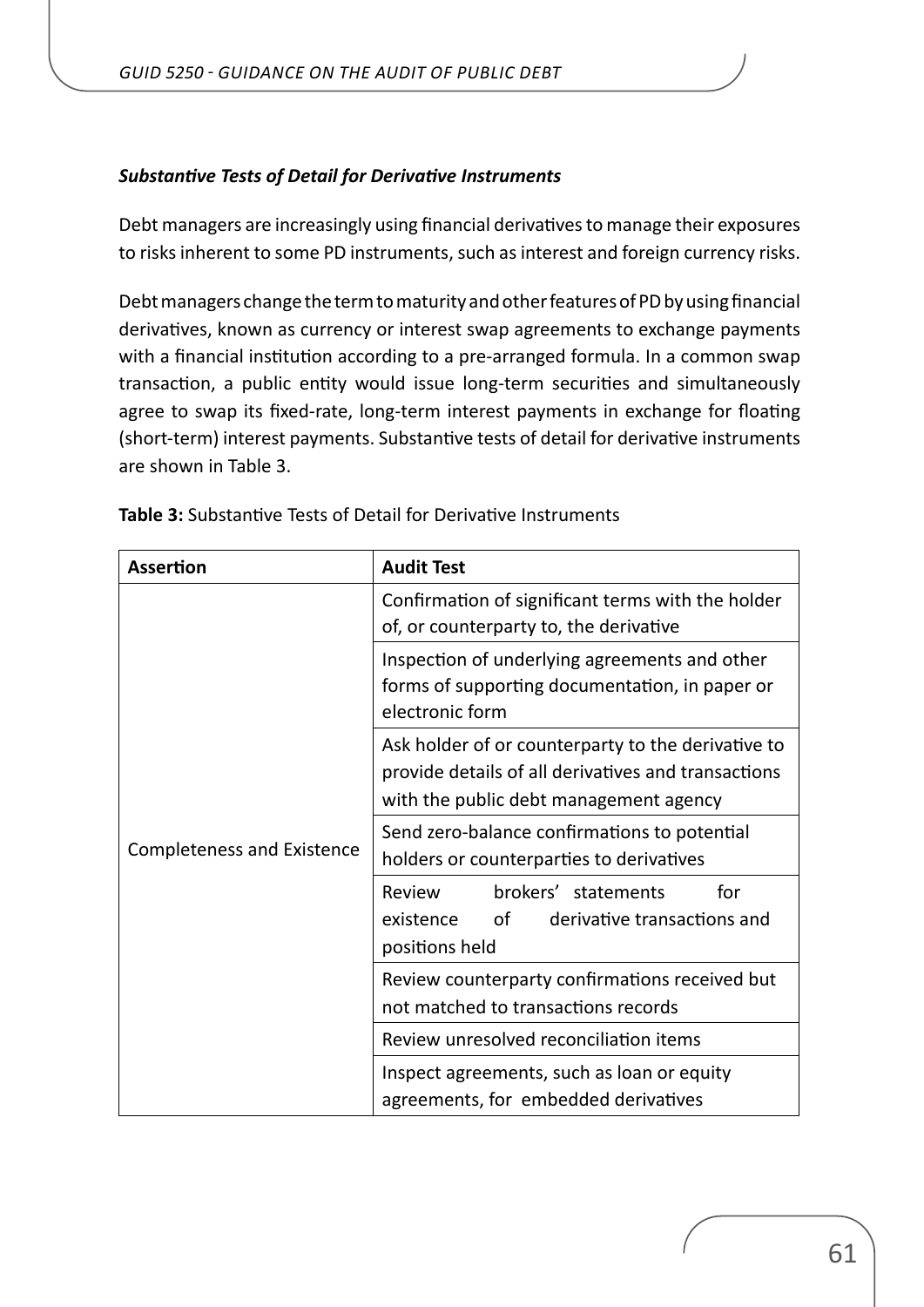***Substantive Tests of Detail for Derivative Instruments***

Debt managers are increasingly using financial derivatives to manage their exposures to risks inherent to some PD instruments, such as interest and foreign currency risks.

Debt managers change the term to maturity and other features of PD by using financial derivatives, known as currency or interest swap agreements to exchange payments with a financial institution according to a pre-arranged formula. In a common swap transaction, a public entity would issue long-term securities and simultaneously agree to swap its fixed-rate, long-term interest payments in exchange for floating (short-term) interest payments. Substantive tests of detail for derivative instruments are shown in Table 3.

**Table 3:** Substantive Tests of Detail for Derivative Instruments

| Assertion | Audit Test |
|---|---|
| Completeness and Existence | Confirmation of significant terms with the holder of, or counterparty to, the derivative |
| | Inspection of underlying agreements and other forms of supporting documentation, in paper or electronic form |
| | Ask holder of or counterparty to the derivative to provide details of all derivatives and transactions with the public debt management agency |
| | Send zero-balance confirmations to potential holders or counterparties to derivatives |
| | Review brokers' statements for existence of derivative transactions and positions held |
| | Review counterparty confirmations received but not matched to transactions records |
| | Review unresolved reconciliation items |
| | Inspect agreements, such as loan or equity agreements, for embedded derivatives |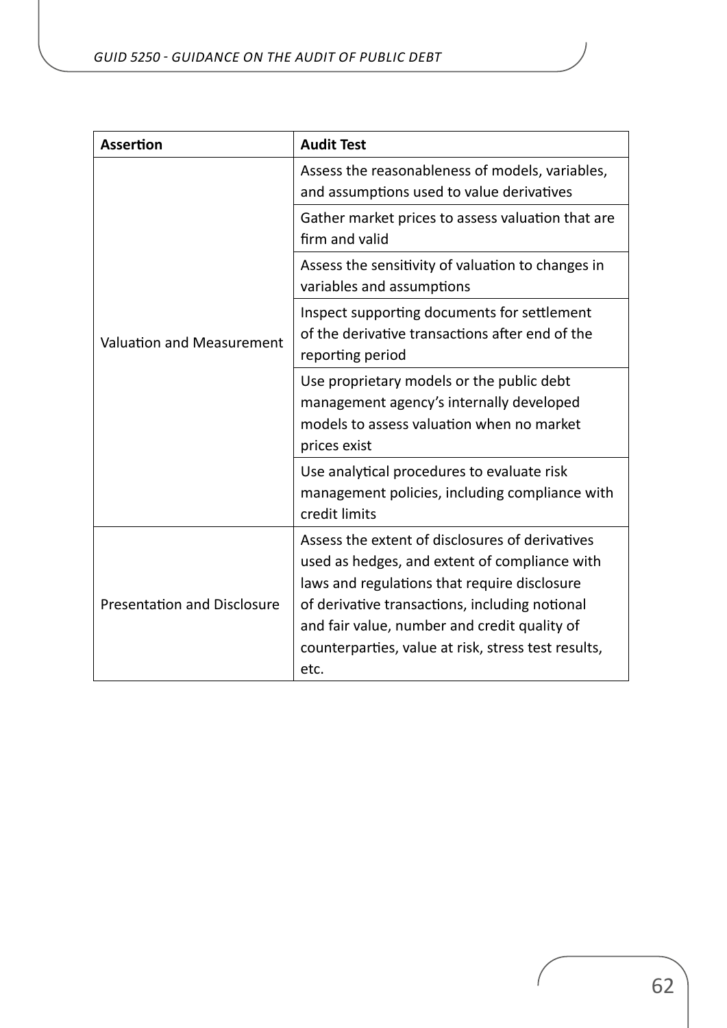| Assertion | Audit Test |
|---|---|
| Valuation and Measurement | Assess the reasonableness of models, variables, and assumptions used to value derivatives |
| | Gather market prices to assess valuation that are firm and valid |
| | Assess the sensitivity of valuation to changes in variables and assumptions |
| | Inspect supporting documents for settlement of the derivative transactions after end of the reporting period |
| | Use proprietary models or the public debt management agency's internally developed models to assess valuation when no market prices exist |
| | Use analytical procedures to evaluate risk management policies, including compliance with credit limits |
| Presentation and Disclosure | Assess the extent of disclosures of derivatives used as hedges, and extent of compliance with laws and regulations that require disclosure of derivative transactions, including notional and fair value, number and credit quality of counterparties, value at risk, stress test results, etc. |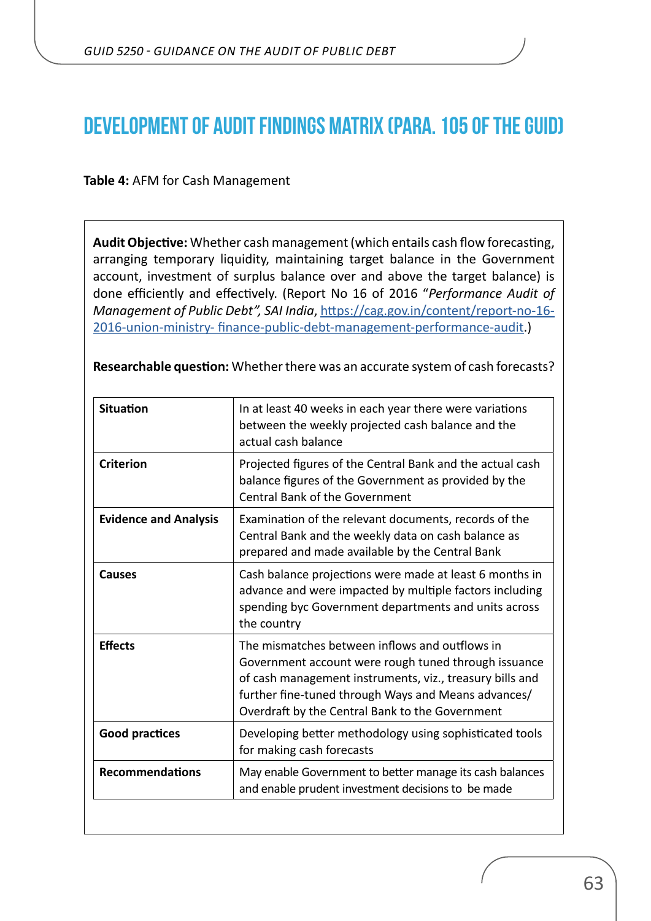# DEVELOPMENT OF AUDIT FINDINGS MATRIX (PARA. 105 OF THE GUID)

**Table 4:** AFM for Cash Management

**Audit Objective:** Whether cash management (which entails cash flow forecasting, arranging temporary liquidity, maintaining target balance in the Government account, investment of surplus balance over and above the target balance) is done efficiently and effectively. (Report No 16 of 2016 "*Performance Audit of Management of Public Debt", SAI India*, https://cag.gov.in/content/report-no-16-2016-union-ministry- finance-public-debt-management-performance-audit.)

**Researchable question:** Whether there was an accurate system of cash forecasts?

| | |
|---|---|
| **Situation** | In at least 40 weeks in each year there were variations between the weekly projected cash balance and the actual cash balance |
| **Criterion** | Projected figures of the Central Bank and the actual cash balance figures of the Government as provided by the Central Bank of the Government |
| **Evidence and Analysis** | Examination of the relevant documents, records of the Central Bank and the weekly data on cash balance as prepared and made available by the Central Bank |
| **Causes** | Cash balance projections were made at least 6 months in advance and were impacted by multiple factors including spending byc Government departments and units across the country |
| **Effects** | The mismatches between inflows and outflows in Government account were rough tuned through issuance of cash management instruments, viz., treasury bills and further fine-tuned through Ways and Means advances/ Overdraft by the Central Bank to the Government |
| **Good practices** | Developing better methodology using sophisticated tools for making cash forecasts |
| **Recommendations** | May enable Government to better manage its cash balances and enable prudent investment decisions to be made |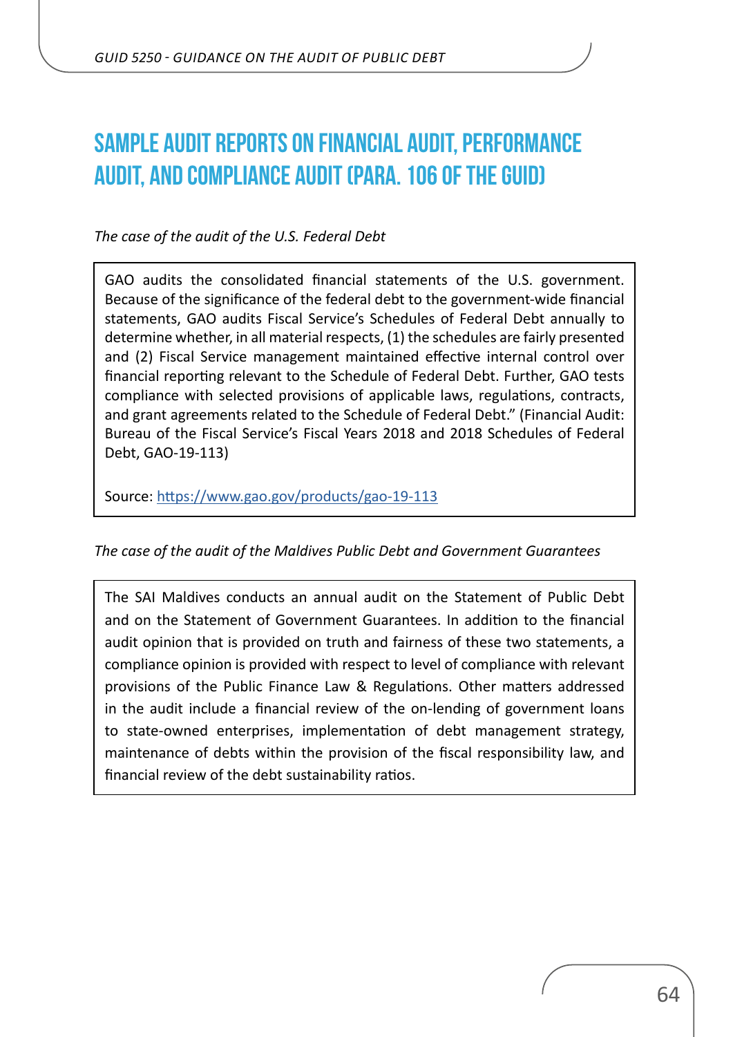# SAMPLE AUDIT REPORTS ON FINANCIAL AUDIT, PERFORMANCE AUDIT, AND COMPLIANCE AUDIT (PARA. 106 OF THE GUID)

*The case of the audit of the U.S. Federal Debt*

> GAO audits the consolidated financial statements of the U.S. government. Because of the significance of the federal debt to the government-wide financial statements, GAO audits Fiscal Service's Schedules of Federal Debt annually to determine whether, in all material respects, (1) the schedules are fairly presented and (2) Fiscal Service management maintained effective internal control over financial reporting relevant to the Schedule of Federal Debt. Further, GAO tests compliance with selected provisions of applicable laws, regulations, contracts, and grant agreements related to the Schedule of Federal Debt." (Financial Audit: Bureau of the Fiscal Service's Fiscal Years 2018 and 2018 Schedules of Federal Debt, GAO-19-113)
>
> Source: https://www.gao.gov/products/gao-19-113

*The case of the audit of the Maldives Public Debt and Government Guarantees*

> The SAI Maldives conducts an annual audit on the Statement of Public Debt and on the Statement of Government Guarantees. In addition to the financial audit opinion that is provided on truth and fairness of these two statements, a compliance opinion is provided with respect to level of compliance with relevant provisions of the Public Finance Law & Regulations. Other matters addressed in the audit include a financial review of the on-lending of government loans to state-owned enterprises, implementation of debt management strategy, maintenance of debts within the provision of the fiscal responsibility law, and financial review of the debt sustainability ratios.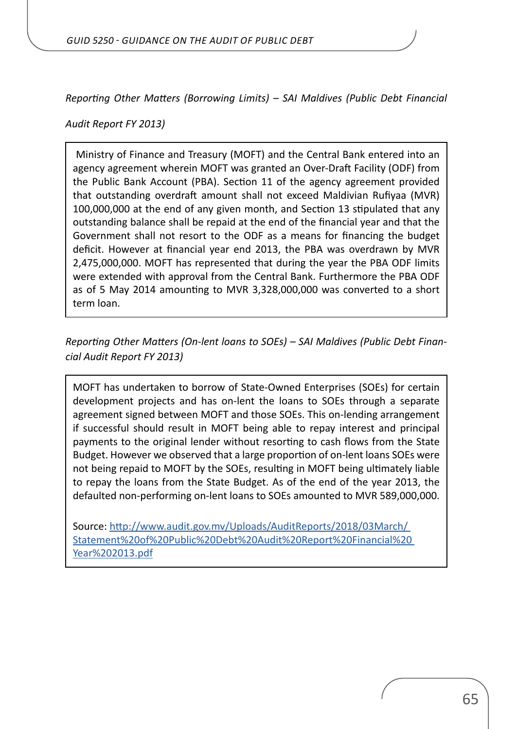*Reporting Other Matters (Borrowing Limits) – SAI Maldives (Public Debt Financial Audit Report FY 2013)*

> Ministry of Finance and Treasury (MOFT) and the Central Bank entered into an agency agreement wherein MOFT was granted an Over-Draft Facility (ODF) from the Public Bank Account (PBA). Section 11 of the agency agreement provided that outstanding overdraft amount shall not exceed Maldivian Rufiyaa (MVR) 100,000,000 at the end of any given month, and Section 13 stipulated that any outstanding balance shall be repaid at the end of the financial year and that the Government shall not resort to the ODF as a means for financing the budget deficit. However at financial year end 2013, the PBA was overdrawn by MVR 2,475,000,000. MOFT has represented that during the year the PBA ODF limits were extended with approval from the Central Bank. Furthermore the PBA ODF as of 5 May 2014 amounting to MVR 3,328,000,000 was converted to a short term loan.

*Reporting Other Matters (On-lent loans to SOEs) – SAI Maldives (Public Debt Financial Audit Report FY 2013)*

> MOFT has undertaken to borrow of State-Owned Enterprises (SOEs) for certain development projects and has on-lent the loans to SOEs through a separate agreement signed between MOFT and those SOEs. This on-lending arrangement if successful should result in MOFT being able to repay interest and principal payments to the original lender without resorting to cash flows from the State Budget. However we observed that a large proportion of on-lent loans SOEs were not being repaid to MOFT by the SOEs, resulting in MOFT being ultimately liable to repay the loans from the State Budget. As of the end of the year 2013, the defaulted non-performing on-lent loans to SOEs amounted to MVR 589,000,000.
>
> Source: http://www.audit.gov.mv/Uploads/AuditReports/2018/03March/Statement%20of%20Public%20Debt%20Audit%20Report%20Financial%20Year%202013.pdf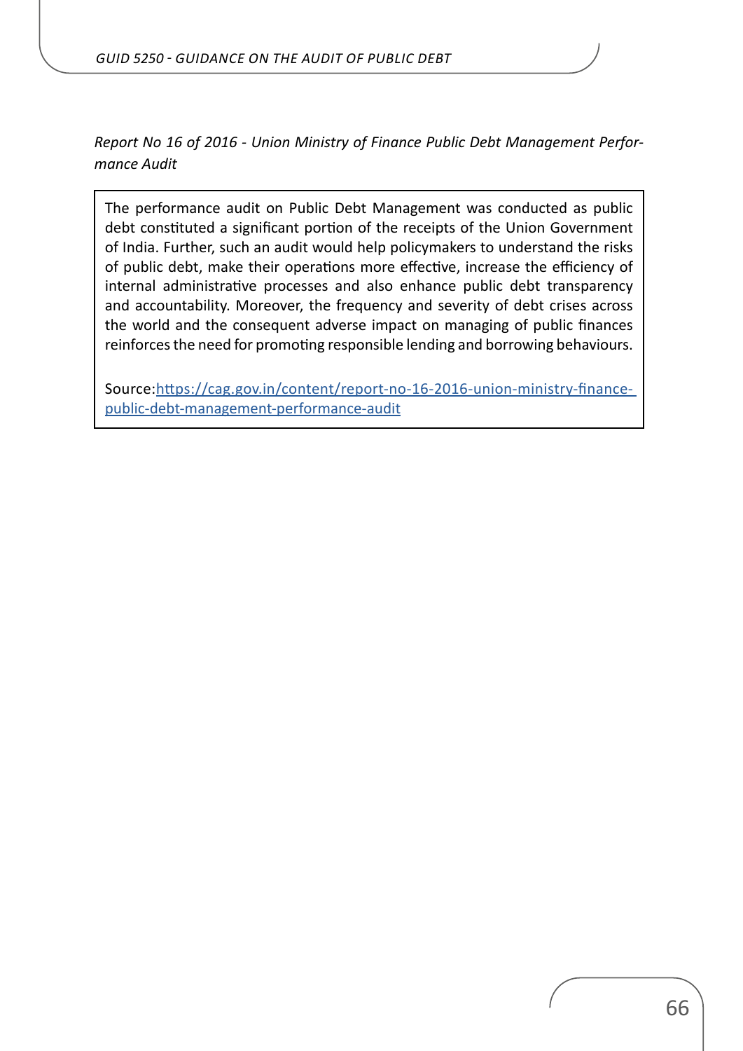*Report No 16 of 2016 - Union Ministry of Finance Public Debt Management Performance Audit*

> The performance audit on Public Debt Management was conducted as public debt constituted a significant portion of the receipts of the Union Government of India. Further, such an audit would help policymakers to understand the risks of public debt, make their operations more effective, increase the efficiency of internal administrative processes and also enhance public debt transparency and accountability. Moreover, the frequency and severity of debt crises across the world and the consequent adverse impact on managing of public finances reinforces the need for promoting responsible lending and borrowing behaviours.
>
> Source:[https://cag.gov.in/content/report-no-16-2016-union-ministry-finance-public-debt-management-performance-audit](https://cag.gov.in/content/report-no-16-2016-union-ministry-finance-public-debt-management-performance-audit)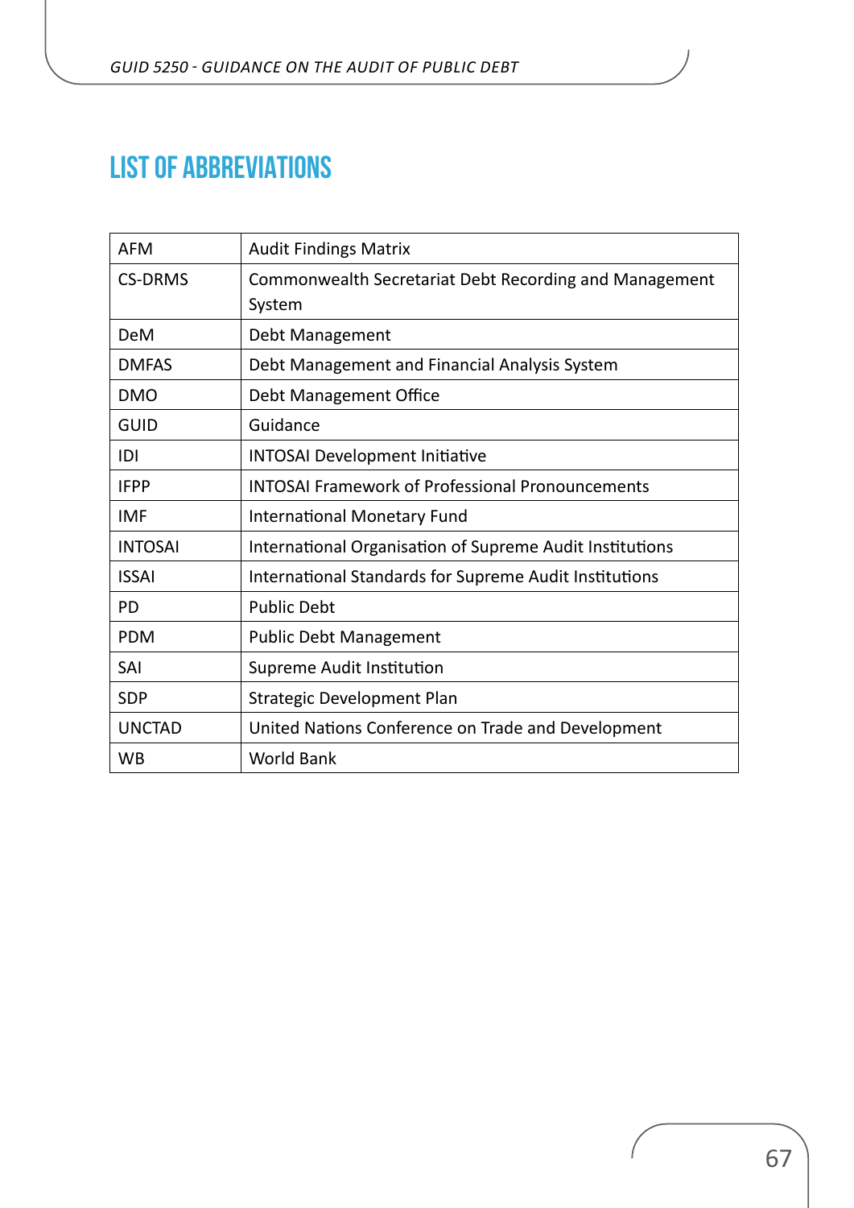# LIST OF ABBREVIATIONS

| | |
|---|---|
| AFM | Audit Findings Matrix |
| CS-DRMS | Commonwealth Secretariat Debt Recording and Management System |
| DeM | Debt Management |
| DMFAS | Debt Management and Financial Analysis System |
| DMO | Debt Management Office |
| GUID | Guidance |
| IDI | INTOSAI Development Initiative |
| IFPP | INTOSAI Framework of Professional Pronouncements |
| IMF | International Monetary Fund |
| INTOSAI | International Organisation of Supreme Audit Institutions |
| ISSAI | International Standards for Supreme Audit Institutions |
| PD | Public Debt |
| PDM | Public Debt Management |
| SAI | Supreme Audit Institution |
| SDP | Strategic Development Plan |
| UNCTAD | United Nations Conference on Trade and Development |
| WB | World Bank |